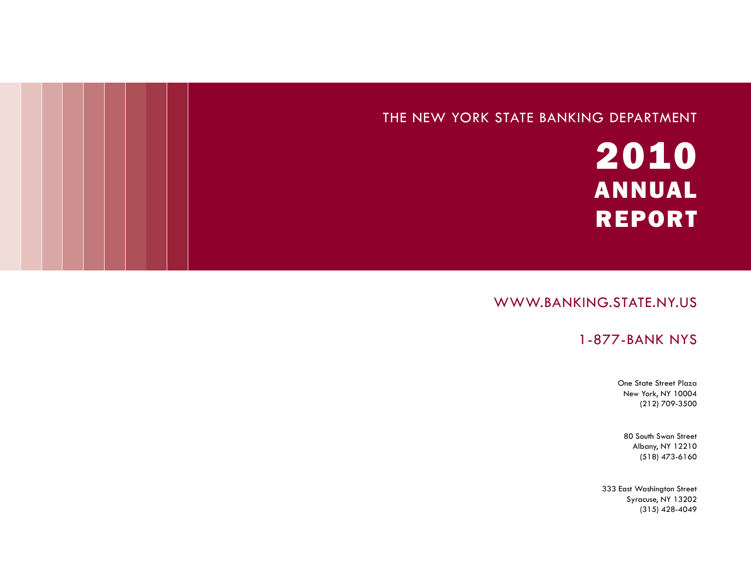THE NEW YORK STATE BANKING DEPARTMENT

# 2010 ANNUAL REPORT

WWW.BANKING.STATE.NY.US

1-877-BANK NYS

One State Street Plaza
New York, NY 10004
(212) 709-3500

80 South Swan Street
Albany, NY 12210
(518) 473-6160

333 East Washington Street
Syracuse, NY 13202
(315) 428-4049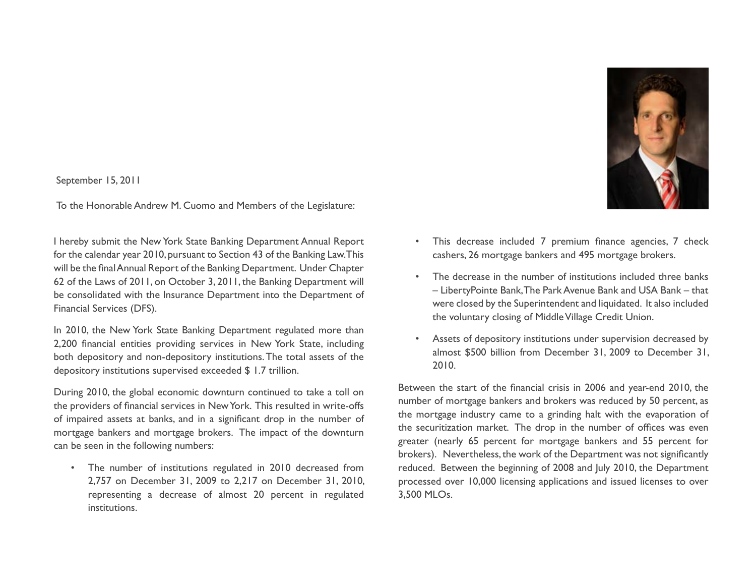September 15, 2011

To the Honorable Andrew M. Cuomo and Members of the Legislature:

I hereby submit the New York State Banking Department Annual Report for the calendar year 2010, pursuant to Section 43 of the Banking Law. This will be the final Annual Report of the Banking Department. Under Chapter 62 of the Laws of 2011, on October 3, 2011, the Banking Department will be consolidated with the Insurance Department into the Department of Financial Services (DFS).

In 2010, the New York State Banking Department regulated more than 2,200 financial entities providing services in New York State, including both depository and non-depository institutions. The total assets of the depository institutions supervised exceeded $ 1.7 trillion.

During 2010, the global economic downturn continued to take a toll on the providers of financial services in New York. This resulted in write-offs of impaired assets at banks, and in a significant drop in the number of mortgage bankers and mortgage brokers. The impact of the downturn can be seen in the following numbers:

- The number of institutions regulated in 2010 decreased from 2,757 on December 31, 2009 to 2,217 on December 31, 2010, representing a decrease of almost 20 percent in regulated institutions.
- This decrease included 7 premium finance agencies, 7 check cashers, 26 mortgage bankers and 495 mortgage brokers.
- The decrease in the number of institutions included three banks – LibertyPointe Bank, The Park Avenue Bank and USA Bank – that were closed by the Superintendent and liquidated. It also included the voluntary closing of Middle Village Credit Union.
- Assets of depository institutions under supervision decreased by almost $500 billion from December 31, 2009 to December 31, 2010.

Between the start of the financial crisis in 2006 and year-end 2010, the number of mortgage bankers and brokers was reduced by 50 percent, as the mortgage industry came to a grinding halt with the evaporation of the securitization market. The drop in the number of offices was even greater (nearly 65 percent for mortgage bankers and 55 percent for brokers). Nevertheless, the work of the Department was not significantly reduced. Between the beginning of 2008 and July 2010, the Department processed over 10,000 licensing applications and issued licenses to over 3,500 MLOs.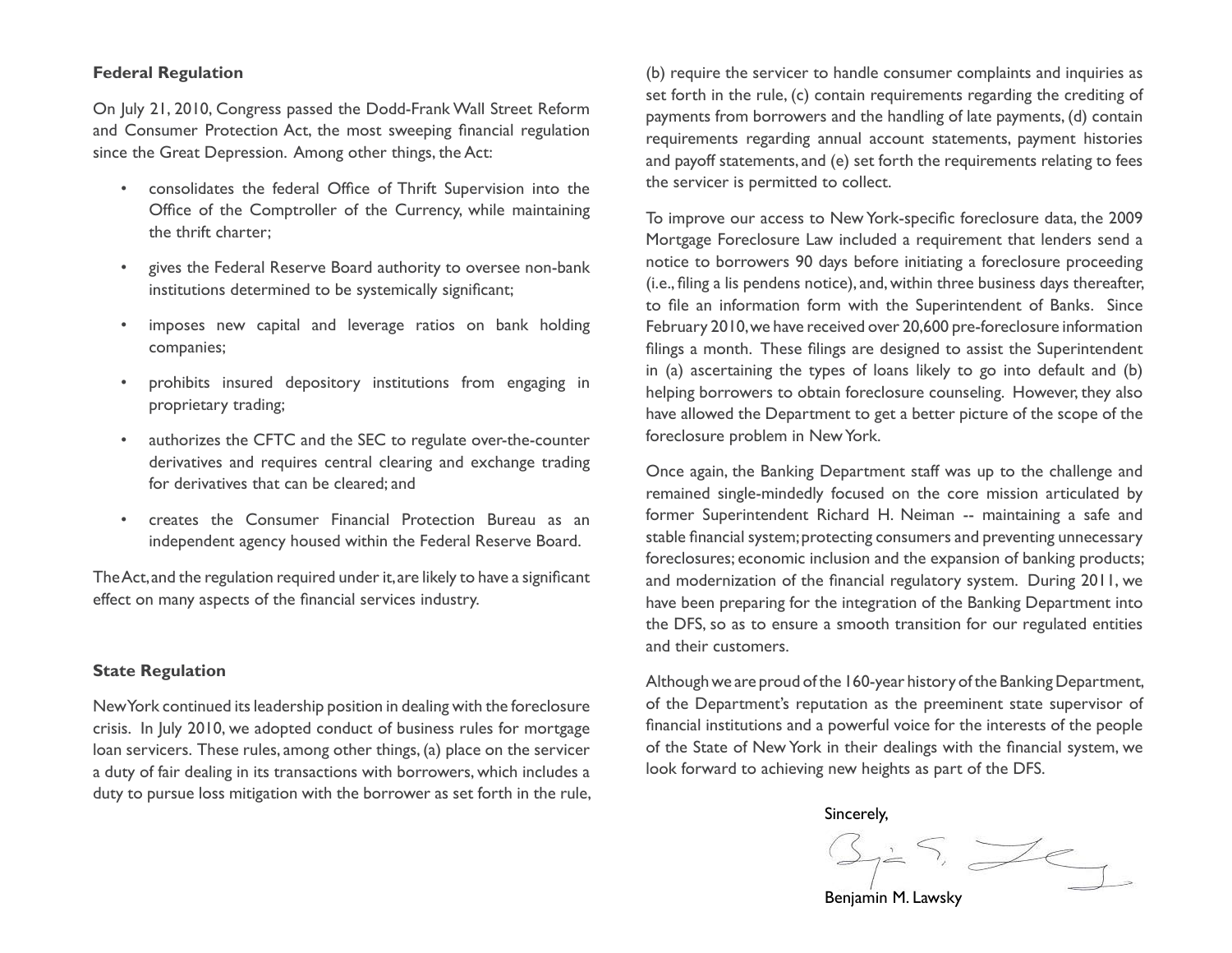## Federal Regulation

On July 21, 2010, Congress passed the Dodd-Frank Wall Street Reform and Consumer Protection Act, the most sweeping financial regulation since the Great Depression. Among other things, the Act:

- consolidates the federal Office of Thrift Supervision into the Office of the Comptroller of the Currency, while maintaining the thrift charter;
- gives the Federal Reserve Board authority to oversee non-bank institutions determined to be systemically significant;
- imposes new capital and leverage ratios on bank holding companies;
- prohibits insured depository institutions from engaging in proprietary trading;
- authorizes the CFTC and the SEC to regulate over-the-counter derivatives and requires central clearing and exchange trading for derivatives that can be cleared; and
- creates the Consumer Financial Protection Bureau as an independent agency housed within the Federal Reserve Board.

The Act, and the regulation required under it, are likely to have a significant effect on many aspects of the financial services industry.

## State Regulation

New York continued its leadership position in dealing with the foreclosure crisis. In July 2010, we adopted conduct of business rules for mortgage loan servicers. These rules, among other things, (a) place on the servicer a duty of fair dealing in its transactions with borrowers, which includes a duty to pursue loss mitigation with the borrower as set forth in the rule, (b) require the servicer to handle consumer complaints and inquiries as set forth in the rule, (c) contain requirements regarding the crediting of payments from borrowers and the handling of late payments, (d) contain requirements regarding annual account statements, payment histories and payoff statements, and (e) set forth the requirements relating to fees the servicer is permitted to collect.

To improve our access to New York-specific foreclosure data, the 2009 Mortgage Foreclosure Law included a requirement that lenders send a notice to borrowers 90 days before initiating a foreclosure proceeding (i.e., filing a lis pendens notice), and, within three business days thereafter, to file an information form with the Superintendent of Banks. Since February 2010, we have received over 20,600 pre-foreclosure information filings a month. These filings are designed to assist the Superintendent in (a) ascertaining the types of loans likely to go into default and (b) helping borrowers to obtain foreclosure counseling. However, they also have allowed the Department to get a better picture of the scope of the foreclosure problem in New York.

Once again, the Banking Department staff was up to the challenge and remained single-mindedly focused on the core mission articulated by former Superintendent Richard H. Neiman -- maintaining a safe and stable financial system; protecting consumers and preventing unnecessary foreclosures; economic inclusion and the expansion of banking products; and modernization of the financial regulatory system. During 2011, we have been preparing for the integration of the Banking Department into the DFS, so as to ensure a smooth transition for our regulated entities and their customers.

Although we are proud of the 160-year history of the Banking Department, of the Department's reputation as the preeminent state supervisor of financial institutions and a powerful voice for the interests of the people of the State of New York in their dealings with the financial system, we look forward to achieving new heights as part of the DFS.

Sincerely,

Benjamin M. Lawsky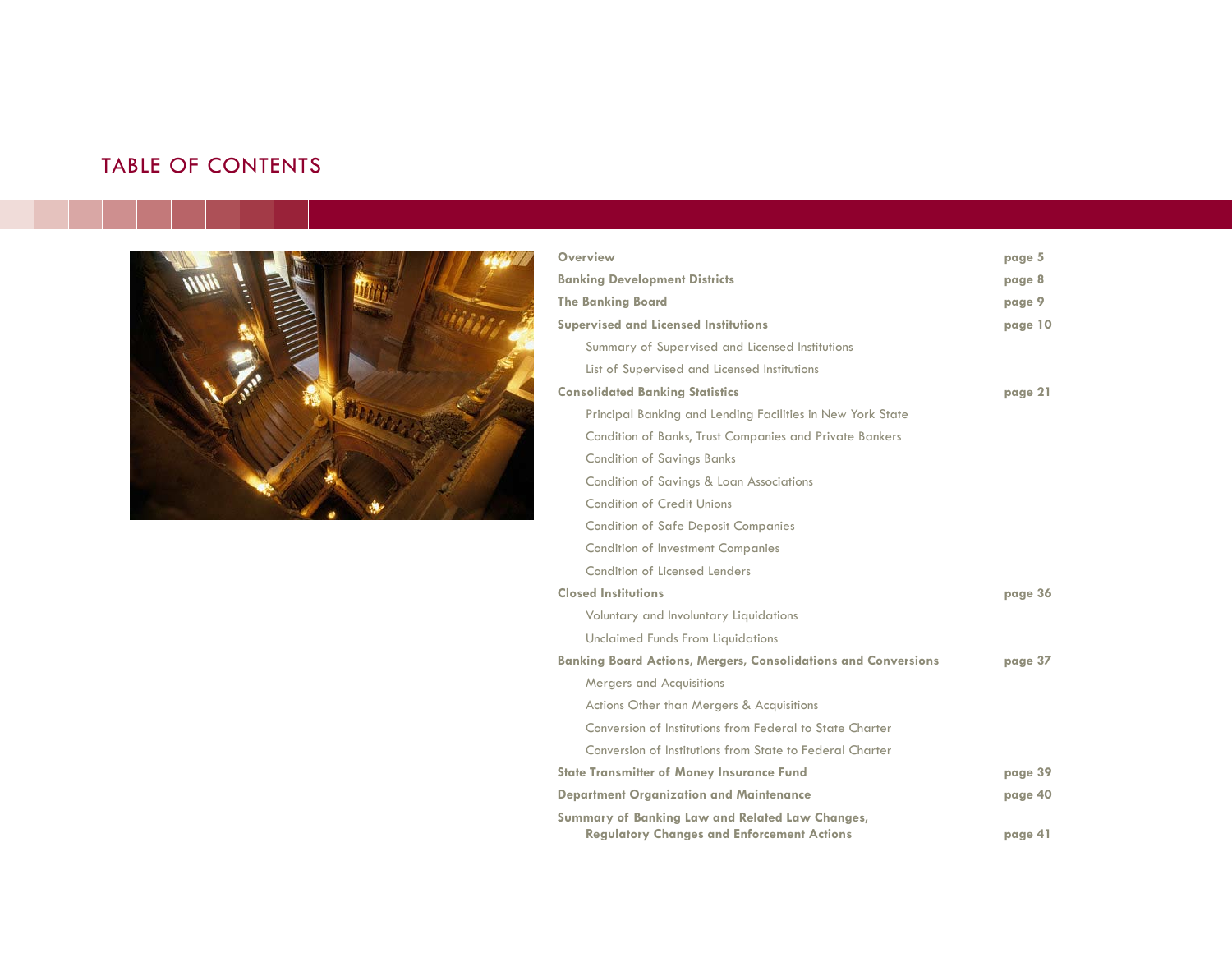# TABLE OF CONTENTS

| | |
|---|---|
| **Overview** | **page 5** |
| **Banking Development Districts** | **page 8** |
| **The Banking Board** | **page 9** |
| **Supervised and Licensed Institutions** | **page 10** |
| Summary of Supervised and Licensed Institutions | |
| List of Supervised and Licensed Institutions | |
| **Consolidated Banking Statistics** | **page 21** |
| Principal Banking and Lending Facilities in New York State | |
| Condition of Banks, Trust Companies and Private Bankers | |
| Condition of Savings Banks | |
| Condition of Savings & Loan Associations | |
| Condition of Credit Unions | |
| Condition of Safe Deposit Companies | |
| Condition of Investment Companies | |
| Condition of Licensed Lenders | |
| **Closed Institutions** | **page 36** |
| Voluntary and Involuntary Liquidations | |
| Unclaimed Funds From Liquidations | |
| **Banking Board Actions, Mergers, Consolidations and Conversions** | **page 37** |
| Mergers and Acquisitions | |
| Actions Other than Mergers & Acquisitions | |
| Conversion of Institutions from Federal to State Charter | |
| Conversion of Institutions from State to Federal Charter | |
| **State Transmitter of Money Insurance Fund** | **page 39** |
| **Department Organization and Maintenance** | **page 40** |
| **Summary of Banking Law and Related Law Changes, Regulatory Changes and Enforcement Actions** | **page 41** |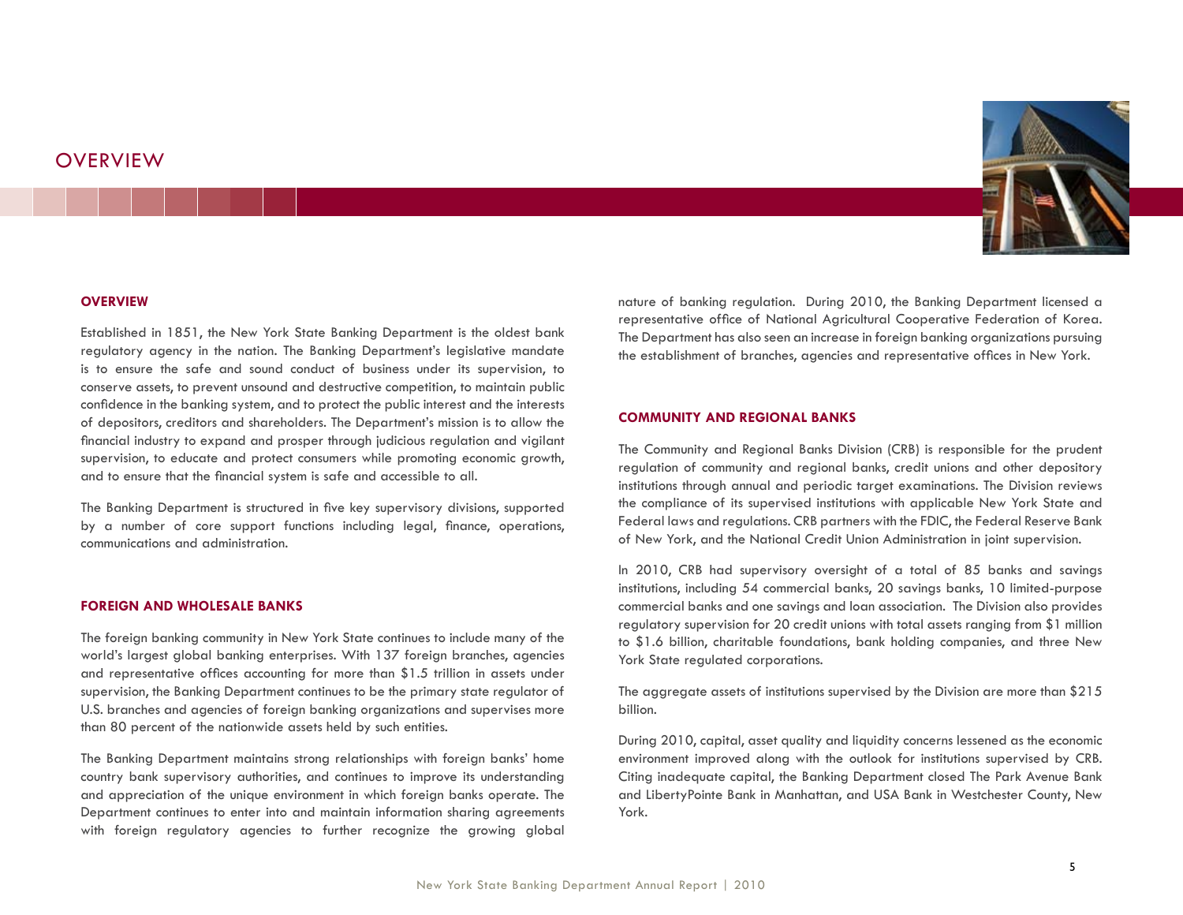# OVERVIEW

## OVERVIEW

Established in 1851, the New York State Banking Department is the oldest bank regulatory agency in the nation. The Banking Department's legislative mandate is to ensure the safe and sound conduct of business under its supervision, to conserve assets, to prevent unsound and destructive competition, to maintain public confidence in the banking system, and to protect the public interest and the interests of depositors, creditors and shareholders. The Department's mission is to allow the financial industry to expand and prosper through judicious regulation and vigilant supervision, to educate and protect consumers while promoting economic growth, and to ensure that the financial system is safe and accessible to all.

The Banking Department is structured in five key supervisory divisions, supported by a number of core support functions including legal, finance, operations, communications and administration.

## FOREIGN AND WHOLESALE BANKS

The foreign banking community in New York State continues to include many of the world's largest global banking enterprises. With 137 foreign branches, agencies and representative offices accounting for more than $1.5 trillion in assets under supervision, the Banking Department continues to be the primary state regulator of U.S. branches and agencies of foreign banking organizations and supervises more than 80 percent of the nationwide assets held by such entities.

The Banking Department maintains strong relationships with foreign banks' home country bank supervisory authorities, and continues to improve its understanding and appreciation of the unique environment in which foreign banks operate. The Department continues to enter into and maintain information sharing agreements with foreign regulatory agencies to further recognize the growing global nature of banking regulation. During 2010, the Banking Department licensed a representative office of National Agricultural Cooperative Federation of Korea. The Department has also seen an increase in foreign banking organizations pursuing the establishment of branches, agencies and representative offices in New York.

## COMMUNITY AND REGIONAL BANKS

The Community and Regional Banks Division (CRB) is responsible for the prudent regulation of community and regional banks, credit unions and other depository institutions through annual and periodic target examinations. The Division reviews the compliance of its supervised institutions with applicable New York State and Federal laws and regulations. CRB partners with the FDIC, the Federal Reserve Bank of New York, and the National Credit Union Administration in joint supervision.

In 2010, CRB had supervisory oversight of a total of 85 banks and savings institutions, including 54 commercial banks, 20 savings banks, 10 limited-purpose commercial banks and one savings and loan association. The Division also provides regulatory supervision for 20 credit unions with total assets ranging from $1 million to $1.6 billion, charitable foundations, bank holding companies, and three New York State regulated corporations.

The aggregate assets of institutions supervised by the Division are more than $215 billion.

During 2010, capital, asset quality and liquidity concerns lessened as the economic environment improved along with the outlook for institutions supervised by CRB. Citing inadequate capital, the Banking Department closed The Park Avenue Bank and LibertyPointe Bank in Manhattan, and USA Bank in Westchester County, New York.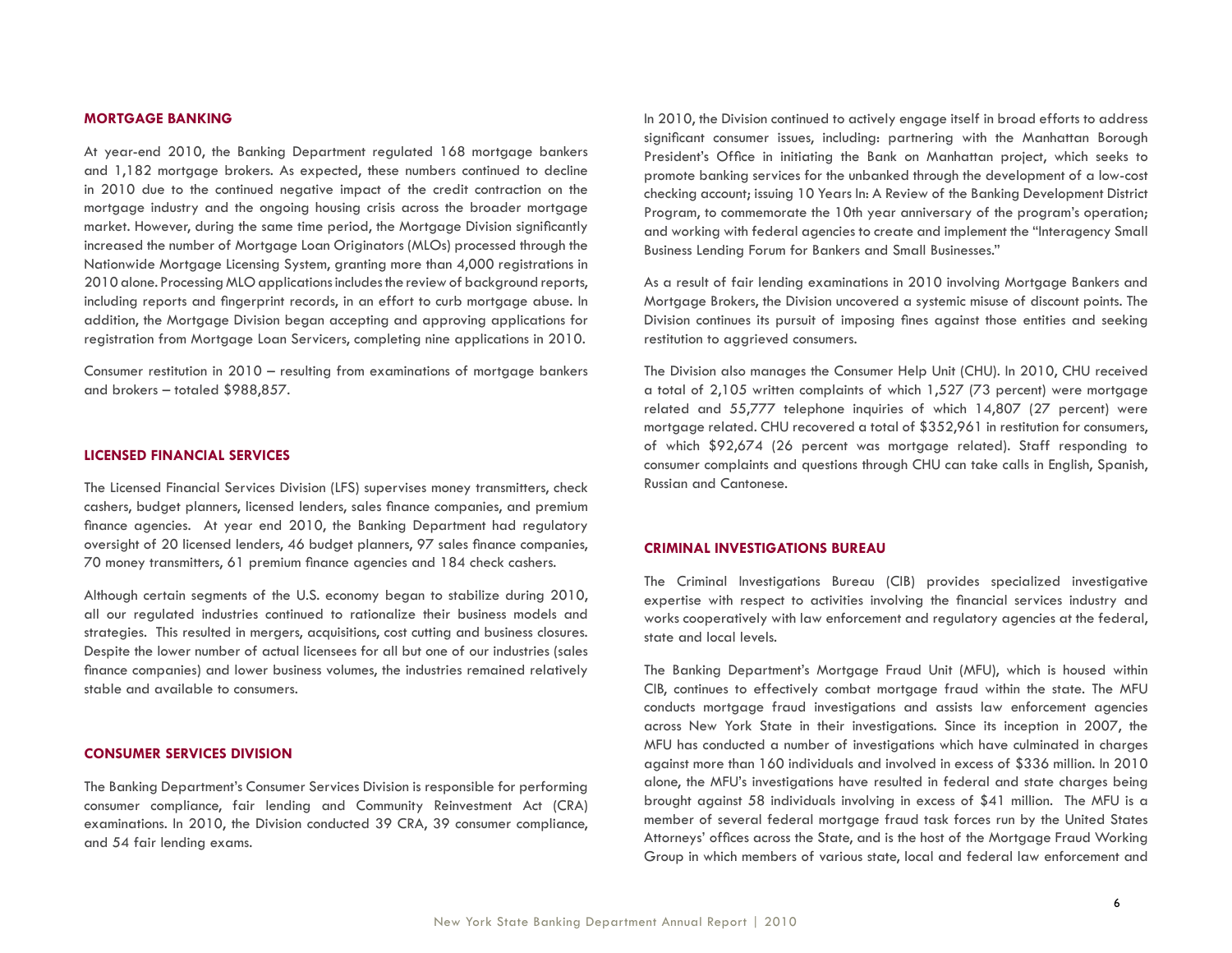## MORTGAGE BANKING

At year-end 2010, the Banking Department regulated 168 mortgage bankers and 1,182 mortgage brokers. As expected, these numbers continued to decline in 2010 due to the continued negative impact of the credit contraction on the mortgage industry and the ongoing housing crisis across the broader mortgage market. However, during the same time period, the Mortgage Division significantly increased the number of Mortgage Loan Originators (MLOs) processed through the Nationwide Mortgage Licensing System, granting more than 4,000 registrations in 2010 alone. Processing MLO applications includes the review of background reports, including reports and fingerprint records, in an effort to curb mortgage abuse. In addition, the Mortgage Division began accepting and approving applications for registration from Mortgage Loan Servicers, completing nine applications in 2010.

Consumer restitution in 2010 – resulting from examinations of mortgage bankers and brokers – totaled $988,857.

## LICENSED FINANCIAL SERVICES

The Licensed Financial Services Division (LFS) supervises money transmitters, check cashers, budget planners, licensed lenders, sales finance companies, and premium finance agencies. At year end 2010, the Banking Department had regulatory oversight of 20 licensed lenders, 46 budget planners, 97 sales finance companies, 70 money transmitters, 61 premium finance agencies and 184 check cashers.

Although certain segments of the U.S. economy began to stabilize during 2010, all our regulated industries continued to rationalize their business models and strategies. This resulted in mergers, acquisitions, cost cutting and business closures. Despite the lower number of actual licensees for all but one of our industries (sales finance companies) and lower business volumes, the industries remained relatively stable and available to consumers.

## CONSUMER SERVICES DIVISION

The Banking Department's Consumer Services Division is responsible for performing consumer compliance, fair lending and Community Reinvestment Act (CRA) examinations. In 2010, the Division conducted 39 CRA, 39 consumer compliance, and 54 fair lending exams.

In 2010, the Division continued to actively engage itself in broad efforts to address significant consumer issues, including: partnering with the Manhattan Borough President's Office in initiating the Bank on Manhattan project, which seeks to promote banking services for the unbanked through the development of a low-cost checking account; issuing 10 Years In: A Review of the Banking Development District Program, to commemorate the 10th year anniversary of the program's operation; and working with federal agencies to create and implement the "Interagency Small Business Lending Forum for Bankers and Small Businesses."

As a result of fair lending examinations in 2010 involving Mortgage Bankers and Mortgage Brokers, the Division uncovered a systemic misuse of discount points. The Division continues its pursuit of imposing fines against those entities and seeking restitution to aggrieved consumers.

The Division also manages the Consumer Help Unit (CHU). In 2010, CHU received a total of 2,105 written complaints of which 1,527 (73 percent) were mortgage related and 55,777 telephone inquiries of which 14,807 (27 percent) were mortgage related. CHU recovered a total of $352,961 in restitution for consumers, of which $92,674 (26 percent was mortgage related). Staff responding to consumer complaints and questions through CHU can take calls in English, Spanish, Russian and Cantonese.

## CRIMINAL INVESTIGATIONS BUREAU

The Criminal Investigations Bureau (CIB) provides specialized investigative expertise with respect to activities involving the financial services industry and works cooperatively with law enforcement and regulatory agencies at the federal, state and local levels.

The Banking Department's Mortgage Fraud Unit (MFU), which is housed within CIB, continues to effectively combat mortgage fraud within the state. The MFU conducts mortgage fraud investigations and assists law enforcement agencies across New York State in their investigations. Since its inception in 2007, the MFU has conducted a number of investigations which have culminated in charges against more than 160 individuals and involved in excess of $336 million. In 2010 alone, the MFU's investigations have resulted in federal and state charges being brought against 58 individuals involving in excess of $41 million. The MFU is a member of several federal mortgage fraud task forces run by the United States Attorneys' offices across the State, and is the host of the Mortgage Fraud Working Group in which members of various state, local and federal law enforcement and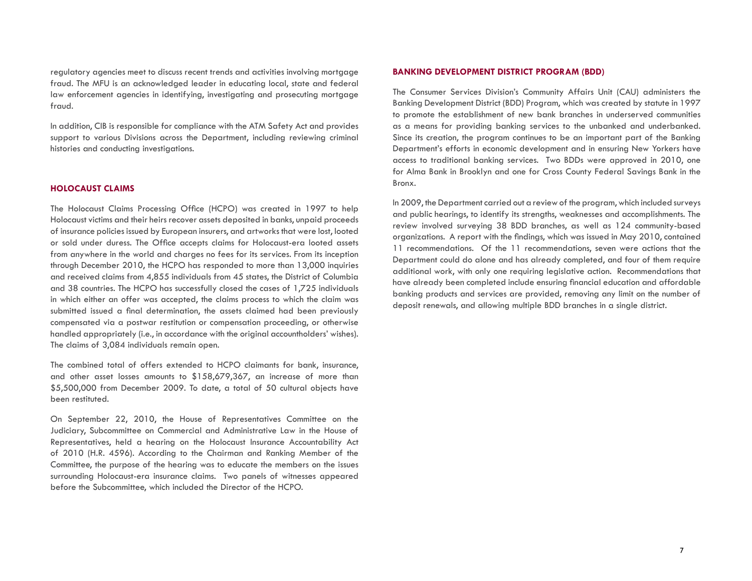regulatory agencies meet to discuss recent trends and activities involving mortgage fraud. The MFU is an acknowledged leader in educating local, state and federal law enforcement agencies in identifying, investigating and prosecuting mortgage fraud.

In addition, CIB is responsible for compliance with the ATM Safety Act and provides support to various Divisions across the Department, including reviewing criminal histories and conducting investigations.

## HOLOCAUST CLAIMS

The Holocaust Claims Processing Office (HCPO) was created in 1997 to help Holocaust victims and their heirs recover assets deposited in banks, unpaid proceeds of insurance policies issued by European insurers, and artworks that were lost, looted or sold under duress. The Office accepts claims for Holocaust-era looted assets from anywhere in the world and charges no fees for its services. From its inception through December 2010, the HCPO has responded to more than 13,000 inquiries and received claims from 4,855 individuals from 45 states, the District of Columbia and 38 countries. The HCPO has successfully closed the cases of 1,725 individuals in which either an offer was accepted, the claims process to which the claim was submitted issued a final determination, the assets claimed had been previously compensated via a postwar restitution or compensation proceeding, or otherwise handled appropriately (i.e., in accordance with the original accountholders' wishes). The claims of 3,084 individuals remain open.

The combined total of offers extended to HCPO claimants for bank, insurance, and other asset losses amounts to $158,679,367, an increase of more than $5,500,000 from December 2009. To date, a total of 50 cultural objects have been restituted.

On September 22, 2010, the House of Representatives Committee on the Judiciary, Subcommittee on Commercial and Administrative Law in the House of Representatives, held a hearing on the Holocaust Insurance Accountability Act of 2010 (H.R. 4596). According to the Chairman and Ranking Member of the Committee, the purpose of the hearing was to educate the members on the issues surrounding Holocaust-era insurance claims. Two panels of witnesses appeared before the Subcommittee, which included the Director of the HCPO.

## BANKING DEVELOPMENT DISTRICT PROGRAM (BDD)

The Consumer Services Division's Community Affairs Unit (CAU) administers the Banking Development District (BDD) Program, which was created by statute in 1997 to promote the establishment of new bank branches in underserved communities as a means for providing banking services to the unbanked and underbanked. Since its creation, the program continues to be an important part of the Banking Department's efforts in economic development and in ensuring New Yorkers have access to traditional banking services. Two BDDs were approved in 2010, one for Alma Bank in Brooklyn and one for Cross County Federal Savings Bank in the Bronx.

In 2009, the Department carried out a review of the program, which included surveys and public hearings, to identify its strengths, weaknesses and accomplishments. The review involved surveying 38 BDD branches, as well as 124 community-based organizations. A report with the findings, which was issued in May 2010, contained 11 recommendations. Of the 11 recommendations, seven were actions that the Department could do alone and has already completed, and four of them require additional work, with only one requiring legislative action. Recommendations that have already been completed include ensuring financial education and affordable banking products and services are provided, removing any limit on the number of deposit renewals, and allowing multiple BDD branches in a single district.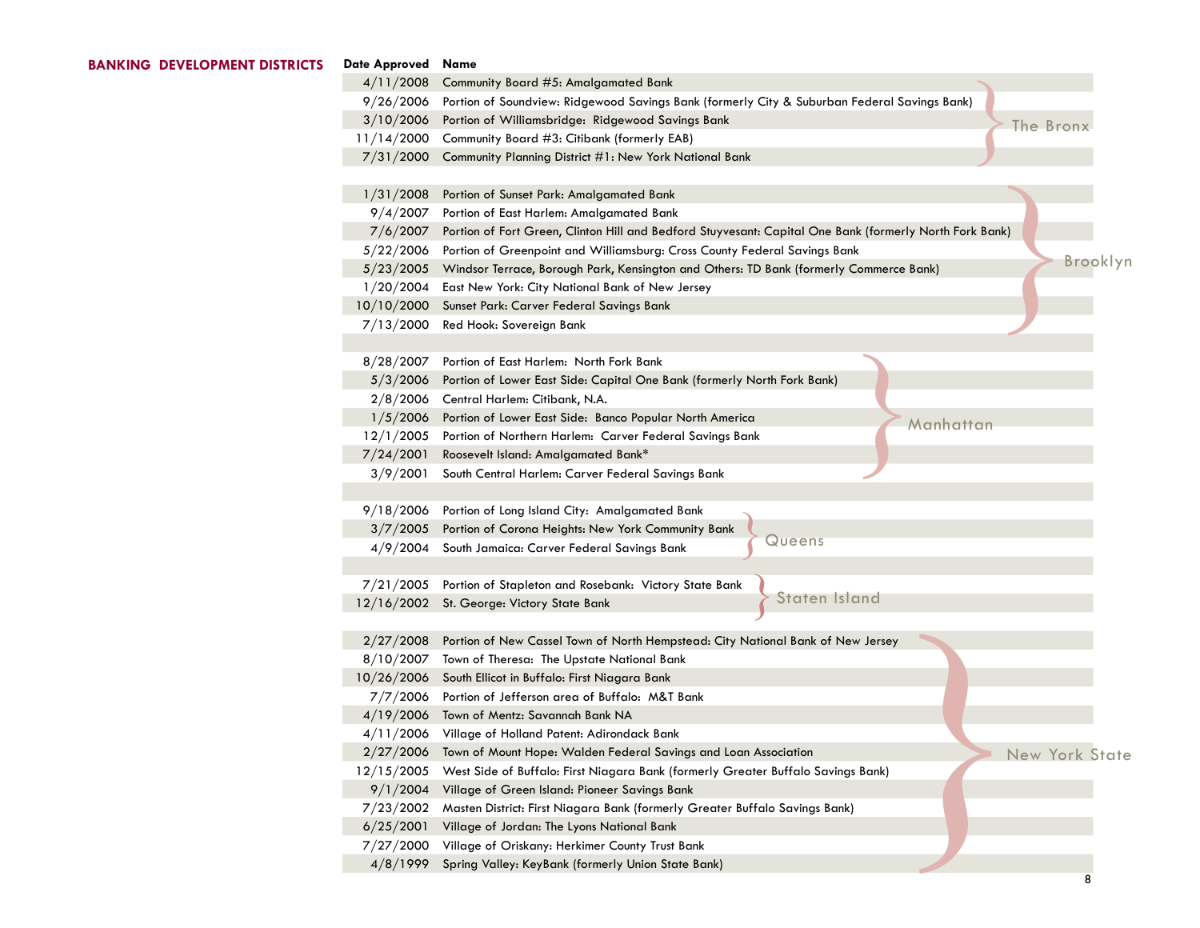## BANKING DEVELOPMENT DISTRICTS

| Date Approved | Name | Region |
|---|---|---|
| 4/11/2008 | Community Board #5: Amalgamated Bank | The Bronx |
| 9/26/2006 | Portion of Soundview: Ridgewood Savings Bank (formerly City & Suburban Federal Savings Bank) | The Bronx |
| 3/10/2006 | Portion of Williamsbridge: Ridgewood Savings Bank | The Bronx |
| 11/14/2000 | Community Board #3: Citibank (formerly EAB) | The Bronx |
| 7/31/2000 | Community Planning District #1: New York National Bank | The Bronx |
| 1/31/2008 | Portion of Sunset Park: Amalgamated Bank | Brooklyn |
| 9/4/2007 | Portion of East Harlem: Amalgamated Bank | Brooklyn |
| 7/6/2007 | Portion of Fort Green, Clinton Hill and Bedford Stuyvesant: Capital One Bank (formerly North Fork Bank) | Brooklyn |
| 5/22/2006 | Portion of Greenpoint and Williamsburg: Cross County Federal Savings Bank | Brooklyn |
| 5/23/2005 | Windsor Terrace, Borough Park, Kensington and Others: TD Bank (formerly Commerce Bank) | Brooklyn |
| 1/20/2004 | East New York: City National Bank of New Jersey | Brooklyn |
| 10/10/2000 | Sunset Park: Carver Federal Savings Bank | Brooklyn |
| 7/13/2000 | Red Hook: Sovereign Bank | Brooklyn |
| 8/28/2007 | Portion of East Harlem: North Fork Bank | Manhattan |
| 5/3/2006 | Portion of Lower East Side: Capital One Bank (formerly North Fork Bank) | Manhattan |
| 2/8/2006 | Central Harlem: Citibank, N.A. | Manhattan |
| 1/5/2006 | Portion of Lower East Side: Banco Popular North America | Manhattan |
| 12/1/2005 | Portion of Northern Harlem: Carver Federal Savings Bank | Manhattan |
| 7/24/2001 | Roosevelt Island: Amalgamated Bank* | Manhattan |
| 3/9/2001 | South Central Harlem: Carver Federal Savings Bank | Manhattan |
| 9/18/2006 | Portion of Long Island City: Amalgamated Bank | Queens |
| 3/7/2005 | Portion of Corona Heights: New York Community Bank | Queens |
| 4/9/2004 | South Jamaica: Carver Federal Savings Bank | Queens |
| 7/21/2005 | Portion of Stapleton and Rosebank: Victory State Bank | Staten Island |
| 12/16/2002 | St. George: Victory State Bank | Staten Island |
| 2/27/2008 | Portion of New Cassel Town of North Hempstead: City National Bank of New Jersey | New York State |
| 8/10/2007 | Town of Theresa: The Upstate National Bank | New York State |
| 10/26/2006 | South Ellicot in Buffalo: First Niagara Bank | New York State |
| 7/7/2006 | Portion of Jefferson area of Buffalo: M&T Bank | New York State |
| 4/19/2006 | Town of Mentz: Savannah Bank NA | New York State |
| 4/11/2006 | Village of Holland Patent: Adirondack Bank | New York State |
| 2/27/2006 | Town of Mount Hope: Walden Federal Savings and Loan Association | New York State |
| 12/15/2005 | West Side of Buffalo: First Niagara Bank (formerly Greater Buffalo Savings Bank) | New York State |
| 9/1/2004 | Village of Green Island: Pioneer Savings Bank | New York State |
| 7/23/2002 | Masten District: First Niagara Bank (formerly Greater Buffalo Savings Bank) | New York State |
| 6/25/2001 | Village of Jordan: The Lyons National Bank | New York State |
| 7/27/2000 | Village of Oriskany: Herkimer County Trust Bank | New York State |
| 4/8/1999 | Spring Valley: KeyBank (formerly Union State Bank) | New York State |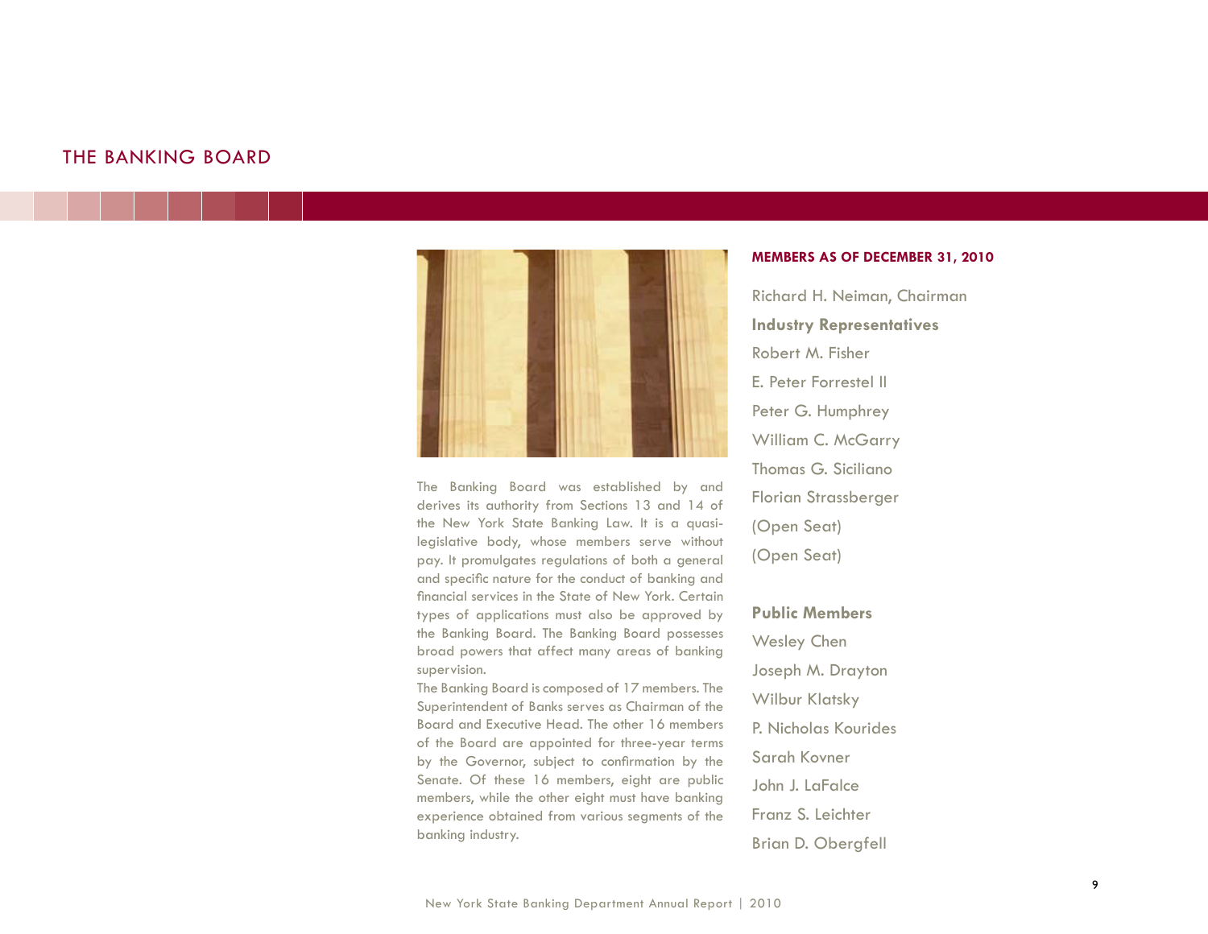# THE BANKING BOARD

The Banking Board was established by and derives its authority from Sections 13 and 14 of the New York State Banking Law. It is a quasi-legislative body, whose members serve without pay. It promulgates regulations of both a general and specific nature for the conduct of banking and financial services in the State of New York. Certain types of applications must also be approved by the Banking Board. The Banking Board possesses broad powers that affect many areas of banking supervision.

The Banking Board is composed of 17 members. The Superintendent of Banks serves as Chairman of the Board and Executive Head. The other 16 members of the Board are appointed for three-year terms by the Governor, subject to confirmation by the Senate. Of these 16 members, eight are public members, while the other eight must have banking experience obtained from various segments of the banking industry.

**MEMBERS AS OF DECEMBER 31, 2010**

Richard H. Neiman, Chairman

**Industry Representatives**

Robert M. Fisher

E. Peter Forrestel II

Peter G. Humphrey

William C. McGarry

Thomas G. Siciliano

Florian Strassberger

(Open Seat)

(Open Seat)

**Public Members**

Wesley Chen

Joseph M. Drayton

Wilbur Klatsky

P. Nicholas Kourides

Sarah Kovner

John J. LaFalce

Franz S. Leichter

Brian D. Obergfell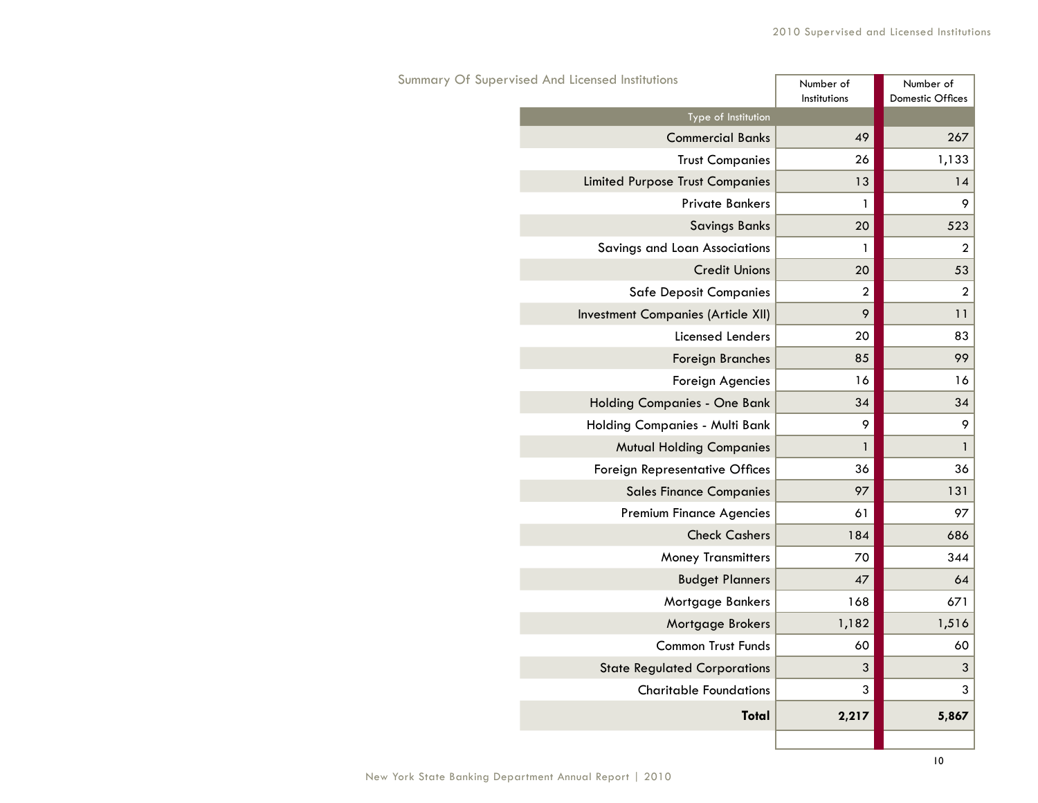## Summary Of Supervised And Licensed Institutions

| Type of Institution | Number of Institutions | Number of Domestic Offices |
|---|---|---|
| Commercial Banks | 49 | 267 |
| Trust Companies | 26 | 1,133 |
| Limited Purpose Trust Companies | 13 | 14 |
| Private Bankers | 1 | 9 |
| Savings Banks | 20 | 523 |
| Savings and Loan Associations | 1 | 2 |
| Credit Unions | 20 | 53 |
| Safe Deposit Companies | 2 | 2 |
| Investment Companies (Article XII) | 9 | 11 |
| Licensed Lenders | 20 | 83 |
| Foreign Branches | 85 | 99 |
| Foreign Agencies | 16 | 16 |
| Holding Companies - One Bank | 34 | 34 |
| Holding Companies - Multi Bank | 9 | 9 |
| Mutual Holding Companies | 1 | 1 |
| Foreign Representative Offices | 36 | 36 |
| Sales Finance Companies | 97 | 131 |
| Premium Finance Agencies | 61 | 97 |
| Check Cashers | 184 | 686 |
| Money Transmitters | 70 | 344 |
| Budget Planners | 47 | 64 |
| Mortgage Bankers | 168 | 671 |
| Mortgage Brokers | 1,182 | 1,516 |
| Common Trust Funds | 60 | 60 |
| State Regulated Corporations | 3 | 3 |
| Charitable Foundations | 3 | 3 |
| **Total** | **2,217** | **5,867** |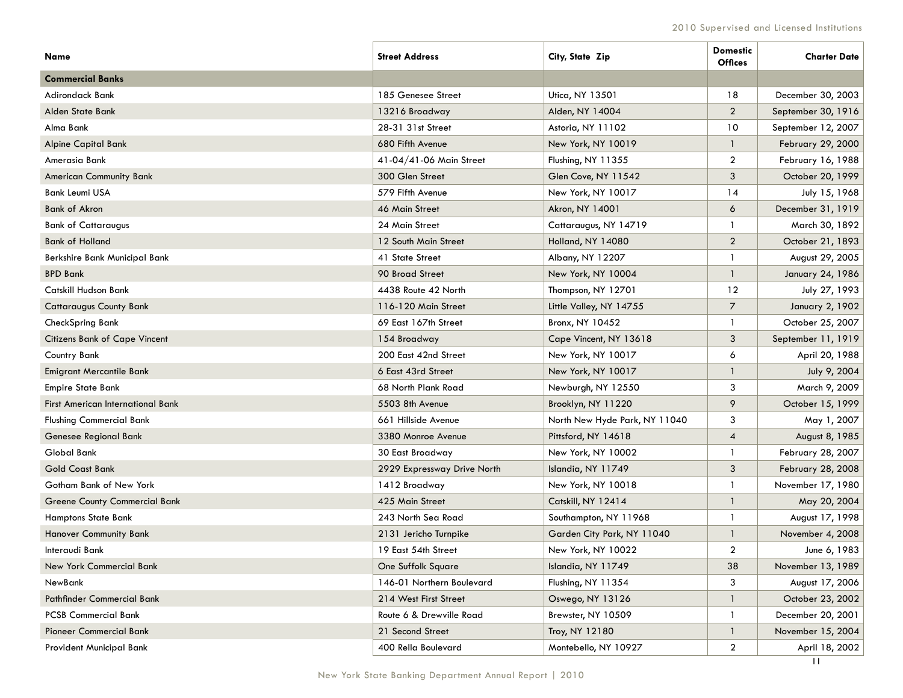| Name | Street Address | City, State Zip | Domestic Offices | Charter Date |
|---|---|---|---|---|
| **Commercial Banks** | | | | |
| Adirondack Bank | 185 Genesee Street | Utica, NY 13501 | 18 | December 30, 2003 |
| Alden State Bank | 13216 Broadway | Alden, NY 14004 | 2 | September 30, 1916 |
| Alma Bank | 28-31 31st Street | Astoria, NY 11102 | 10 | September 12, 2007 |
| Alpine Capital Bank | 680 Fifth Avenue | New York, NY 10019 | 1 | February 29, 2000 |
| Amerasia Bank | 41-04/41-06 Main Street | Flushing, NY 11355 | 2 | February 16, 1988 |
| American Community Bank | 300 Glen Street | Glen Cove, NY 11542 | 3 | October 20, 1999 |
| Bank Leumi USA | 579 Fifth Avenue | New York, NY 10017 | 14 | July 15, 1968 |
| Bank of Akron | 46 Main Street | Akron, NY 14001 | 6 | December 31, 1919 |
| Bank of Cattaraugus | 24 Main Street | Cattaraugus, NY 14719 | 1 | March 30, 1892 |
| Bank of Holland | 12 South Main Street | Holland, NY 14080 | 2 | October 21, 1893 |
| Berkshire Bank Municipal Bank | 41 State Street | Albany, NY 12207 | 1 | August 29, 2005 |
| BPD Bank | 90 Broad Street | New York, NY 10004 | 1 | January 24, 1986 |
| Catskill Hudson Bank | 4438 Route 42 North | Thompson, NY 12701 | 12 | July 27, 1993 |
| Cattaraugus County Bank | 116-120 Main Street | Little Valley, NY 14755 | 7 | January 2, 1902 |
| CheckSpring Bank | 69 East 167th Street | Bronx, NY 10452 | 1 | October 25, 2007 |
| Citizens Bank of Cape Vincent | 154 Broadway | Cape Vincent, NY 13618 | 3 | September 11, 1919 |
| Country Bank | 200 East 42nd Street | New York, NY 10017 | 6 | April 20, 1988 |
| Emigrant Mercantile Bank | 6 East 43rd Street | New York, NY 10017 | 1 | July 9, 2004 |
| Empire State Bank | 68 North Plank Road | Newburgh, NY 12550 | 3 | March 9, 2009 |
| First American International Bank | 5503 8th Avenue | Brooklyn, NY 11220 | 9 | October 15, 1999 |
| Flushing Commercial Bank | 661 Hillside Avenue | North New Hyde Park, NY 11040 | 3 | May 1, 2007 |
| Genesee Regional Bank | 3380 Monroe Avenue | Pittsford, NY 14618 | 4 | August 8, 1985 |
| Global Bank | 30 East Broadway | New York, NY 10002 | 1 | February 28, 2007 |
| Gold Coast Bank | 2929 Expressway Drive North | Islandia, NY 11749 | 3 | February 28, 2008 |
| Gotham Bank of New York | 1412 Broadway | New York, NY 10018 | 1 | November 17, 1980 |
| Greene County Commercial Bank | 425 Main Street | Catskill, NY 12414 | 1 | May 20, 2004 |
| Hamptons State Bank | 243 North Sea Road | Southampton, NY 11968 | 1 | August 17, 1998 |
| Hanover Community Bank | 2131 Jericho Turnpike | Garden City Park, NY 11040 | 1 | November 4, 2008 |
| Interaudi Bank | 19 East 54th Street | New York, NY 10022 | 2 | June 6, 1983 |
| New York Commercial Bank | One Suffolk Square | Islandia, NY 11749 | 38 | November 13, 1989 |
| NewBank | 146-01 Northern Boulevard | Flushing, NY 11354 | 3 | August 17, 2006 |
| Pathfinder Commercial Bank | 214 West First Street | Oswego, NY 13126 | 1 | October 23, 2002 |
| PCSB Commercial Bank | Route 6 & Drewville Road | Brewster, NY 10509 | 1 | December 20, 2001 |
| Pioneer Commercial Bank | 21 Second Street | Troy, NY 12180 | 1 | November 15, 2004 |
| Provident Municipal Bank | 400 Rella Boulevard | Montebello, NY 10927 | 2 | April 18, 2002 |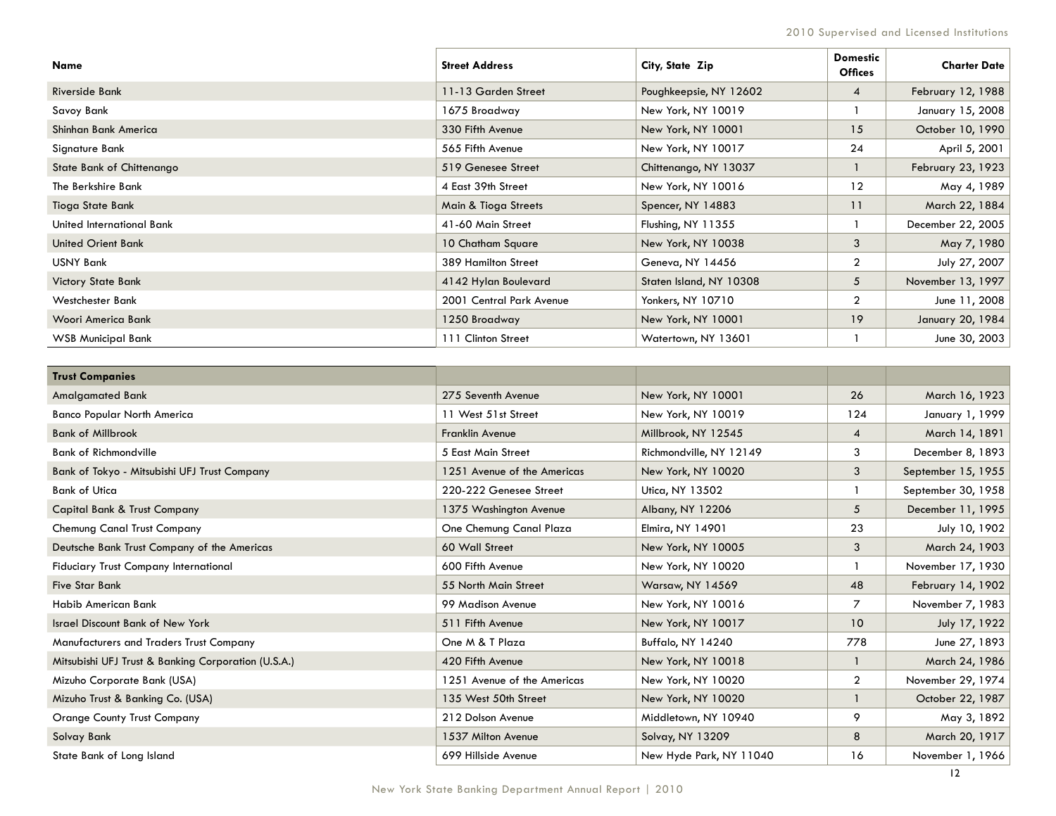| Name | Street Address | City, State Zip | Domestic Offices | Charter Date |
|---|---|---|---|---|
| Riverside Bank | 11-13 Garden Street | Poughkeepsie, NY 12602 | 4 | February 12, 1988 |
| Savoy Bank | 1675 Broadway | New York, NY 10019 | 1 | January 15, 2008 |
| Shinhan Bank America | 330 Fifth Avenue | New York, NY 10001 | 15 | October 10, 1990 |
| Signature Bank | 565 Fifth Avenue | New York, NY 10017 | 24 | April 5, 2001 |
| State Bank of Chittenango | 519 Genesee Street | Chittenango, NY 13037 | 1 | February 23, 1923 |
| The Berkshire Bank | 4 East 39th Street | New York, NY 10016 | 12 | May 4, 1989 |
| Tioga State Bank | Main & Tioga Streets | Spencer, NY 14883 | 11 | March 22, 1884 |
| United International Bank | 41-60 Main Street | Flushing, NY 11355 | 1 | December 22, 2005 |
| United Orient Bank | 10 Chatham Square | New York, NY 10038 | 3 | May 7, 1980 |
| USNY Bank | 389 Hamilton Street | Geneva, NY 14456 | 2 | July 27, 2007 |
| Victory State Bank | 4142 Hylan Boulevard | Staten Island, NY 10308 | 5 | November 13, 1997 |
| Westchester Bank | 2001 Central Park Avenue | Yonkers, NY 10710 | 2 | June 11, 2008 |
| Woori America Bank | 1250 Broadway | New York, NY 10001 | 19 | January 20, 1984 |
| WSB Municipal Bank | 111 Clinton Street | Watertown, NY 13601 | 1 | June 30, 2003 |

| Trust Companies | | | | |
|---|---|---|---|---|
| Amalgamated Bank | 275 Seventh Avenue | New York, NY 10001 | 26 | March 16, 1923 |
| Banco Popular North America | 11 West 51st Street | New York, NY 10019 | 124 | January 1, 1999 |
| Bank of Millbrook | Franklin Avenue | Millbrook, NY 12545 | 4 | March 14, 1891 |
| Bank of Richmondville | 5 East Main Street | Richmondville, NY 12149 | 3 | December 8, 1893 |
| Bank of Tokyo - Mitsubishi UFJ Trust Company | 1251 Avenue of the Americas | New York, NY 10020 | 3 | September 15, 1955 |
| Bank of Utica | 220-222 Genesee Street | Utica, NY 13502 | 1 | September 30, 1958 |
| Capital Bank & Trust Company | 1375 Washington Avenue | Albany, NY 12206 | 5 | December 11, 1995 |
| Chemung Canal Trust Company | One Chemung Canal Plaza | Elmira, NY 14901 | 23 | July 10, 1902 |
| Deutsche Bank Trust Company of the Americas | 60 Wall Street | New York, NY 10005 | 3 | March 24, 1903 |
| Fiduciary Trust Company International | 600 Fifth Avenue | New York, NY 10020 | 1 | November 17, 1930 |
| Five Star Bank | 55 North Main Street | Warsaw, NY 14569 | 48 | February 14, 1902 |
| Habib American Bank | 99 Madison Avenue | New York, NY 10016 | 7 | November 7, 1983 |
| Israel Discount Bank of New York | 511 Fifth Avenue | New York, NY 10017 | 10 | July 17, 1922 |
| Manufacturers and Traders Trust Company | One M & T Plaza | Buffalo, NY 14240 | 778 | June 27, 1893 |
| Mitsubishi UFJ Trust & Banking Corporation (U.S.A.) | 420 Fifth Avenue | New York, NY 10018 | 1 | March 24, 1986 |
| Mizuho Corporate Bank (USA) | 1251 Avenue of the Americas | New York, NY 10020 | 2 | November 29, 1974 |
| Mizuho Trust & Banking Co. (USA) | 135 West 50th Street | New York, NY 10020 | 1 | October 22, 1987 |
| Orange County Trust Company | 212 Dolson Avenue | Middletown, NY 10940 | 9 | May 3, 1892 |
| Solvay Bank | 1537 Milton Avenue | Solvay, NY 13209 | 8 | March 20, 1917 |
| State Bank of Long Island | 699 Hillside Avenue | New Hyde Park, NY 11040 | 16 | November 1, 1966 |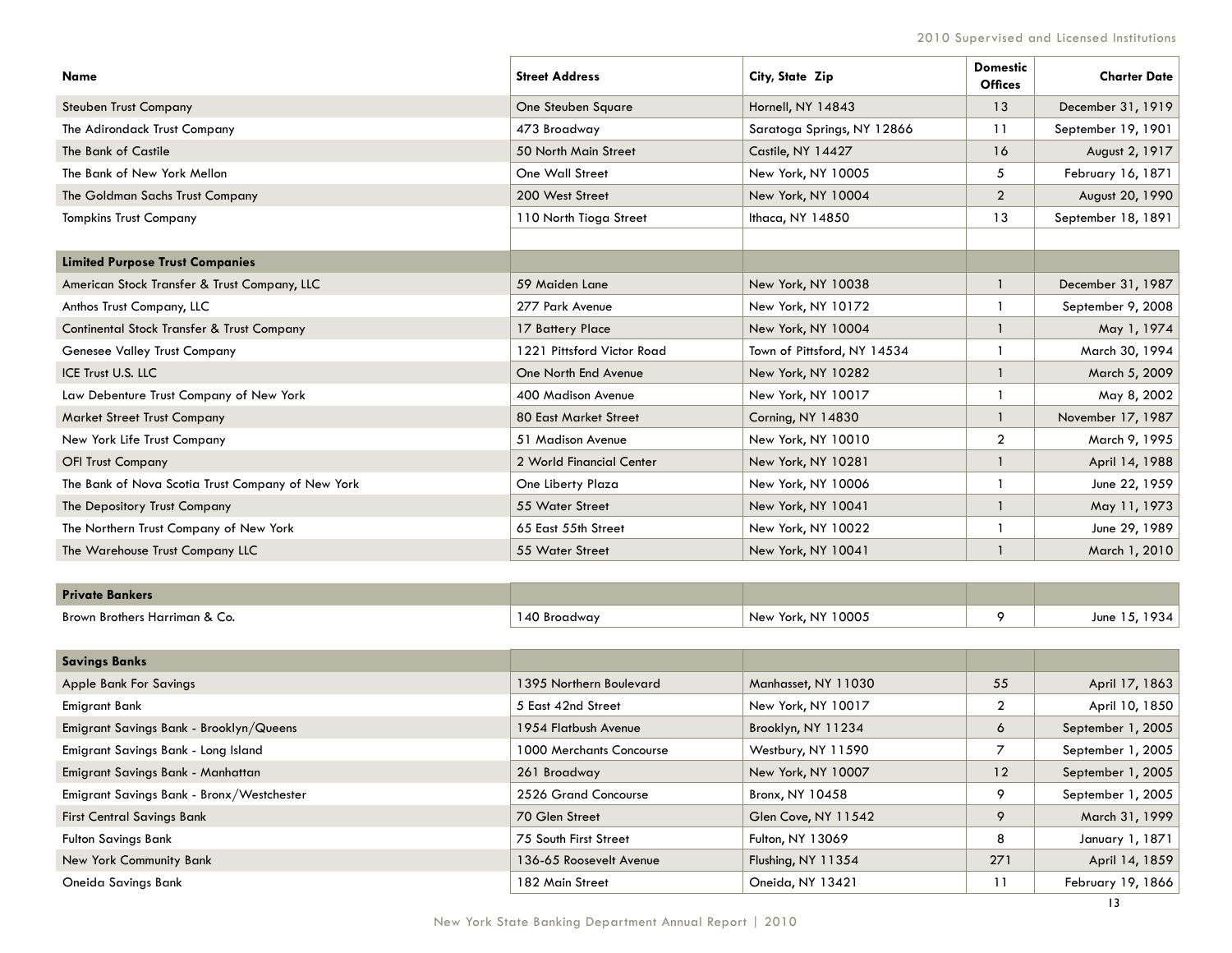| Name | Street Address | City, State Zip | Domestic Offices | Charter Date |
|---|---|---|---|---|
| Steuben Trust Company | One Steuben Square | Hornell, NY 14843 | 13 | December 31, 1919 |
| The Adirondack Trust Company | 473 Broadway | Saratoga Springs, NY 12866 | 11 | September 19, 1901 |
| The Bank of Castile | 50 North Main Street | Castile, NY 14427 | 16 | August 2, 1917 |
| The Bank of New York Mellon | One Wall Street | New York, NY 10005 | 5 | February 16, 1871 |
| The Goldman Sachs Trust Company | 200 West Street | New York, NY 10004 | 2 | August 20, 1990 |
| Tompkins Trust Company | 110 North Tioga Street | Ithaca, NY 14850 | 13 | September 18, 1891 |
| | | | | |
| **Limited Purpose Trust Companies** | | | | |
| American Stock Transfer & Trust Company, LLC | 59 Maiden Lane | New York, NY 10038 | 1 | December 31, 1987 |
| Anthos Trust Company, LLC | 277 Park Avenue | New York, NY 10172 | 1 | September 9, 2008 |
| Continental Stock Transfer & Trust Company | 17 Battery Place | New York, NY 10004 | 1 | May 1, 1974 |
| Genesee Valley Trust Company | 1221 Pittsford Victor Road | Town of Pittsford, NY 14534 | 1 | March 30, 1994 |
| ICE Trust U.S. LLC | One North End Avenue | New York, NY 10282 | 1 | March 5, 2009 |
| Law Debenture Trust Company of New York | 400 Madison Avenue | New York, NY 10017 | 1 | May 8, 2002 |
| Market Street Trust Company | 80 East Market Street | Corning, NY 14830 | 1 | November 17, 1987 |
| New York Life Trust Company | 51 Madison Avenue | New York, NY 10010 | 2 | March 9, 1995 |
| OFI Trust Company | 2 World Financial Center | New York, NY 10281 | 1 | April 14, 1988 |
| The Bank of Nova Scotia Trust Company of New York | One Liberty Plaza | New York, NY 10006 | 1 | June 22, 1959 |
| The Depository Trust Company | 55 Water Street | New York, NY 10041 | 1 | May 11, 1973 |
| The Northern Trust Company of New York | 65 East 55th Street | New York, NY 10022 | 1 | June 29, 1989 |
| The Warehouse Trust Company LLC | 55 Water Street | New York, NY 10041 | 1 | March 1, 2010 |
| | | | | |
| **Private Bankers** | | | | |
| Brown Brothers Harriman & Co. | 140 Broadway | New York, NY 10005 | 9 | June 15, 1934 |
| | | | | |
| **Savings Banks** | | | | |
| Apple Bank For Savings | 1395 Northern Boulevard | Manhasset, NY 11030 | 55 | April 17, 1863 |
| Emigrant Bank | 5 East 42nd Street | New York, NY 10017 | 2 | April 10, 1850 |
| Emigrant Savings Bank - Brooklyn/Queens | 1954 Flatbush Avenue | Brooklyn, NY 11234 | 6 | September 1, 2005 |
| Emigrant Savings Bank - Long Island | 1000 Merchants Concourse | Westbury, NY 11590 | 7 | September 1, 2005 |
| Emigrant Savings Bank - Manhattan | 261 Broadway | New York, NY 10007 | 12 | September 1, 2005 |
| Emigrant Savings Bank - Bronx/Westchester | 2526 Grand Concourse | Bronx, NY 10458 | 9 | September 1, 2005 |
| First Central Savings Bank | 70 Glen Street | Glen Cove, NY 11542 | 9 | March 31, 1999 |
| Fulton Savings Bank | 75 South First Street | Fulton, NY 13069 | 8 | January 1, 1871 |
| New York Community Bank | 136-65 Roosevelt Avenue | Flushing, NY 11354 | 271 | April 14, 1859 |
| Oneida Savings Bank | 182 Main Street | Oneida, NY 13421 | 11 | February 19, 1866 |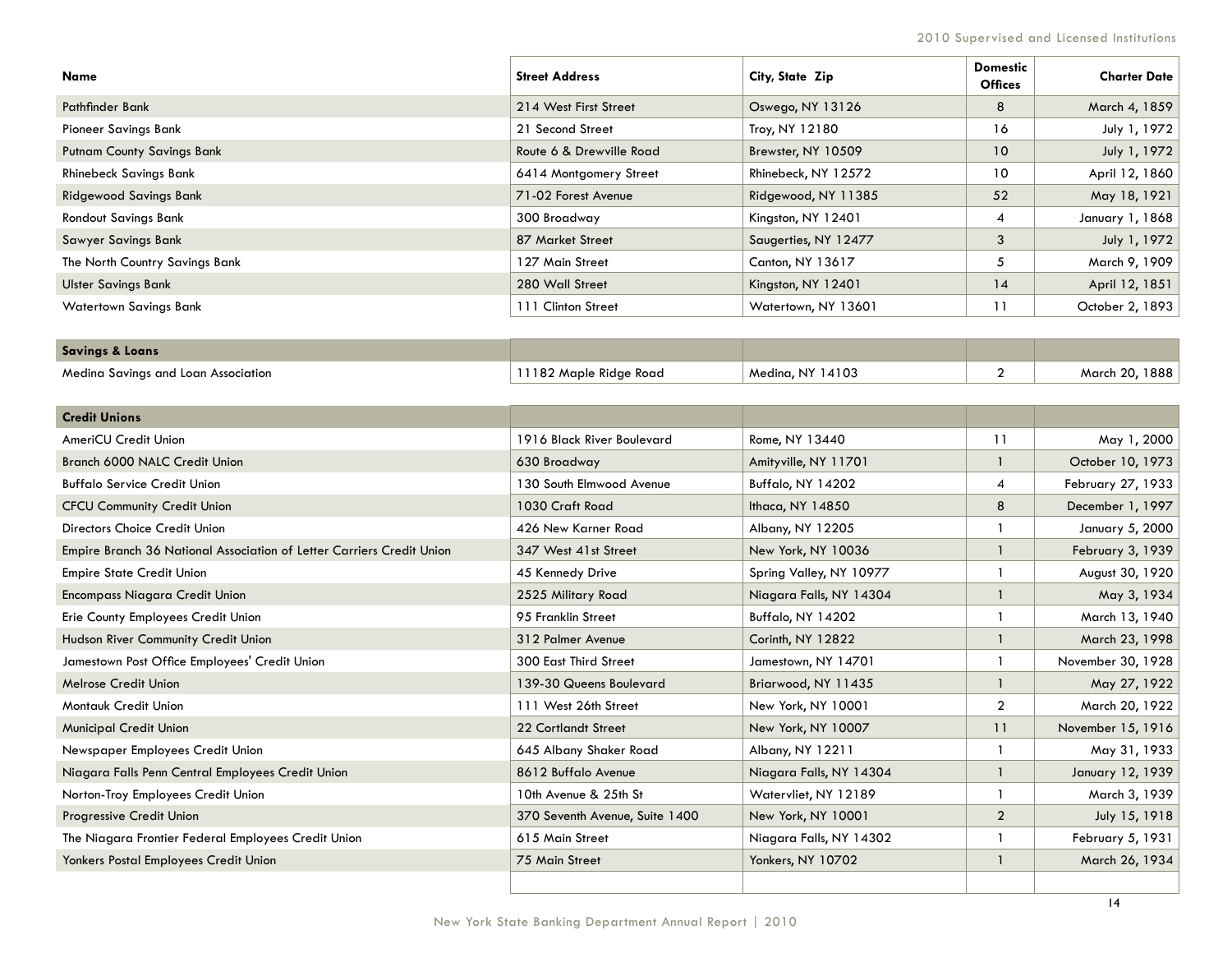| Name | Street Address | City, State Zip | Domestic Offices | Charter Date |
|---|---|---|---|---|
| Pathfinder Bank | 214 West First Street | Oswego, NY 13126 | 8 | March 4, 1859 |
| Pioneer Savings Bank | 21 Second Street | Troy, NY 12180 | 16 | July 1, 1972 |
| Putnam County Savings Bank | Route 6 & Drewville Road | Brewster, NY 10509 | 10 | July 1, 1972 |
| Rhinebeck Savings Bank | 6414 Montgomery Street | Rhinebeck, NY 12572 | 10 | April 12, 1860 |
| Ridgewood Savings Bank | 71-02 Forest Avenue | Ridgewood, NY 11385 | 52 | May 18, 1921 |
| Rondout Savings Bank | 300 Broadway | Kingston, NY 12401 | 4 | January 1, 1868 |
| Sawyer Savings Bank | 87 Market Street | Saugerties, NY 12477 | 3 | July 1, 1972 |
| The North Country Savings Bank | 127 Main Street | Canton, NY 13617 | 5 | March 9, 1909 |
| Ulster Savings Bank | 280 Wall Street | Kingston, NY 12401 | 14 | April 12, 1851 |
| Watertown Savings Bank | 111 Clinton Street | Watertown, NY 13601 | 11 | October 2, 1893 |
| **Savings & Loans** | | | | |
| Medina Savings and Loan Association | 11182 Maple Ridge Road | Medina, NY 14103 | 2 | March 20, 1888 |
| **Credit Unions** | | | | |
| AmeriCU Credit Union | 1916 Black River Boulevard | Rome, NY 13440 | 11 | May 1, 2000 |
| Branch 6000 NALC Credit Union | 630 Broadway | Amityville, NY 11701 | 1 | October 10, 1973 |
| Buffalo Service Credit Union | 130 South Elmwood Avenue | Buffalo, NY 14202 | 4 | February 27, 1933 |
| CFCU Community Credit Union | 1030 Craft Road | Ithaca, NY 14850 | 8 | December 1, 1997 |
| Directors Choice Credit Union | 426 New Karner Road | Albany, NY 12205 | 1 | January 5, 2000 |
| Empire Branch 36 National Association of Letter Carriers Credit Union | 347 West 41st Street | New York, NY 10036 | 1 | February 3, 1939 |
| Empire State Credit Union | 45 Kennedy Drive | Spring Valley, NY 10977 | 1 | August 30, 1920 |
| Encompass Niagara Credit Union | 2525 Military Road | Niagara Falls, NY 14304 | 1 | May 3, 1934 |
| Erie County Employees Credit Union | 95 Franklin Street | Buffalo, NY 14202 | 1 | March 13, 1940 |
| Hudson River Community Credit Union | 312 Palmer Avenue | Corinth, NY 12822 | 1 | March 23, 1998 |
| Jamestown Post Office Employees' Credit Union | 300 East Third Street | Jamestown, NY 14701 | 1 | November 30, 1928 |
| Melrose Credit Union | 139-30 Queens Boulevard | Briarwood, NY 11435 | 1 | May 27, 1922 |
| Montauk Credit Union | 111 West 26th Street | New York, NY 10001 | 2 | March 20, 1922 |
| Municipal Credit Union | 22 Cortlandt Street | New York, NY 10007 | 11 | November 15, 1916 |
| Newspaper Employees Credit Union | 645 Albany Shaker Road | Albany, NY 12211 | 1 | May 31, 1933 |
| Niagara Falls Penn Central Employees Credit Union | 8612 Buffalo Avenue | Niagara Falls, NY 14304 | 1 | January 12, 1939 |
| Norton-Troy Employees Credit Union | 10th Avenue & 25th St | Watervliet, NY 12189 | 1 | March 3, 1939 |
| Progressive Credit Union | 370 Seventh Avenue, Suite 1400 | New York, NY 10001 | 2 | July 15, 1918 |
| The Niagara Frontier Federal Employees Credit Union | 615 Main Street | Niagara Falls, NY 14302 | 1 | February 5, 1931 |
| Yonkers Postal Employees Credit Union | 75 Main Street | Yonkers, NY 10702 | 1 | March 26, 1934 |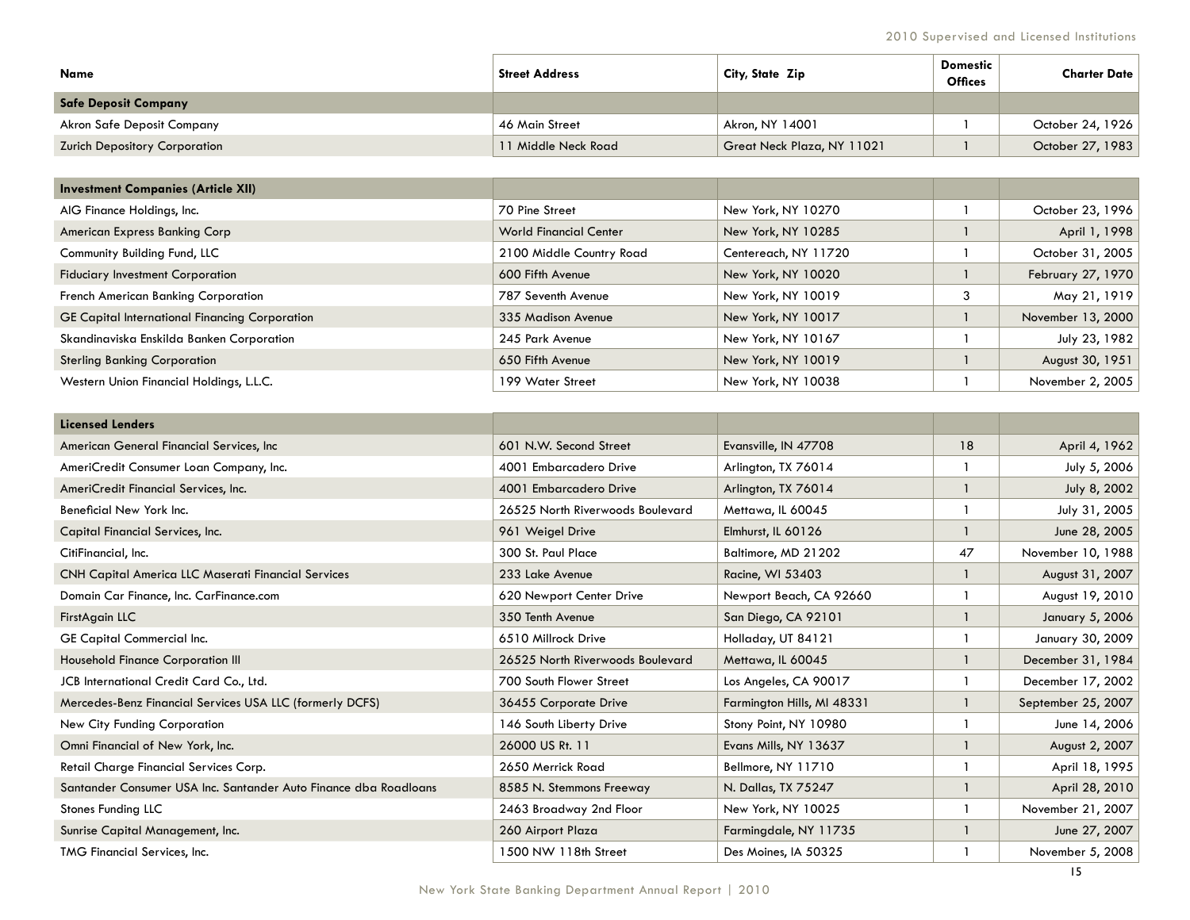| Name | Street Address | City, State Zip | Domestic Offices | Charter Date |
|---|---|---|---|---|
| **Safe Deposit Company** | | | | |
| Akron Safe Deposit Company | 46 Main Street | Akron, NY 14001 | 1 | October 24, 1926 |
| Zurich Depository Corporation | 11 Middle Neck Road | Great Neck Plaza, NY 11021 | 1 | October 27, 1983 |
| **Investment Companies (Article XII)** | | | | |
| AIG Finance Holdings, Inc. | 70 Pine Street | New York, NY 10270 | 1 | October 23, 1996 |
| American Express Banking Corp | World Financial Center | New York, NY 10285 | 1 | April 1, 1998 |
| Community Building Fund, LLC | 2100 Middle Country Road | Centereach, NY 11720 | 1 | October 31, 2005 |
| Fiduciary Investment Corporation | 600 Fifth Avenue | New York, NY 10020 | 1 | February 27, 1970 |
| French American Banking Corporation | 787 Seventh Avenue | New York, NY 10019 | 3 | May 21, 1919 |
| GE Capital International Financing Corporation | 335 Madison Avenue | New York, NY 10017 | 1 | November 13, 2000 |
| Skandinaviska Enskilda Banken Corporation | 245 Park Avenue | New York, NY 10167 | 1 | July 23, 1982 |
| Sterling Banking Corporation | 650 Fifth Avenue | New York, NY 10019 | 1 | August 30, 1951 |
| Western Union Financial Holdings, L.L.C. | 199 Water Street | New York, NY 10038 | 1 | November 2, 2005 |
| **Licensed Lenders** | | | | |
| American General Financial Services, Inc | 601 N.W. Second Street | Evansville, IN 47708 | 18 | April 4, 1962 |
| AmeriCredit Consumer Loan Company, Inc. | 4001 Embarcadero Drive | Arlington, TX 76014 | 1 | July 5, 2006 |
| AmeriCredit Financial Services, Inc. | 4001 Embarcadero Drive | Arlington, TX 76014 | 1 | July 8, 2002 |
| Beneficial New York Inc. | 26525 North Riverwoods Boulevard | Mettawa, IL 60045 | 1 | July 31, 2005 |
| Capital Financial Services, Inc. | 961 Weigel Drive | Elmhurst, IL 60126 | 1 | June 28, 2005 |
| CitiFinancial, Inc. | 300 St. Paul Place | Baltimore, MD 21202 | 47 | November 10, 1988 |
| CNH Capital America LLC Maserati Financial Services | 233 Lake Avenue | Racine, WI 53403 | 1 | August 31, 2007 |
| Domain Car Finance, Inc. CarFinance.com | 620 Newport Center Drive | Newport Beach, CA 92660 | 1 | August 19, 2010 |
| FirstAgain LLC | 350 Tenth Avenue | San Diego, CA 92101 | 1 | January 5, 2006 |
| GE Capital Commercial Inc. | 6510 Millrock Drive | Holladay, UT 84121 | 1 | January 30, 2009 |
| Household Finance Corporation III | 26525 North Riverwoods Boulevard | Mettawa, IL 60045 | 1 | December 31, 1984 |
| JCB International Credit Card Co., Ltd. | 700 South Flower Street | Los Angeles, CA 90017 | 1 | December 17, 2002 |
| Mercedes-Benz Financial Services USA LLC (formerly DCFS) | 36455 Corporate Drive | Farmington Hills, MI 48331 | 1 | September 25, 2007 |
| New City Funding Corporation | 146 South Liberty Drive | Stony Point, NY 10980 | 1 | June 14, 2006 |
| Omni Financial of New York, Inc. | 26000 US Rt. 11 | Evans Mills, NY 13637 | 1 | August 2, 2007 |
| Retail Charge Financial Services Corp. | 2650 Merrick Road | Bellmore, NY 11710 | 1 | April 18, 1995 |
| Santander Consumer USA Inc. Santander Auto Finance dba Roadloans | 8585 N. Stemmons Freeway | N. Dallas, TX 75247 | 1 | April 28, 2010 |
| Stones Funding LLC | 2463 Broadway 2nd Floor | New York, NY 10025 | 1 | November 21, 2007 |
| Sunrise Capital Management, Inc. | 260 Airport Plaza | Farmingdale, NY 11735 | 1 | June 27, 2007 |
| TMG Financial Services, Inc. | 1500 NW 118th Street | Des Moines, IA 50325 | 1 | November 5, 2008 |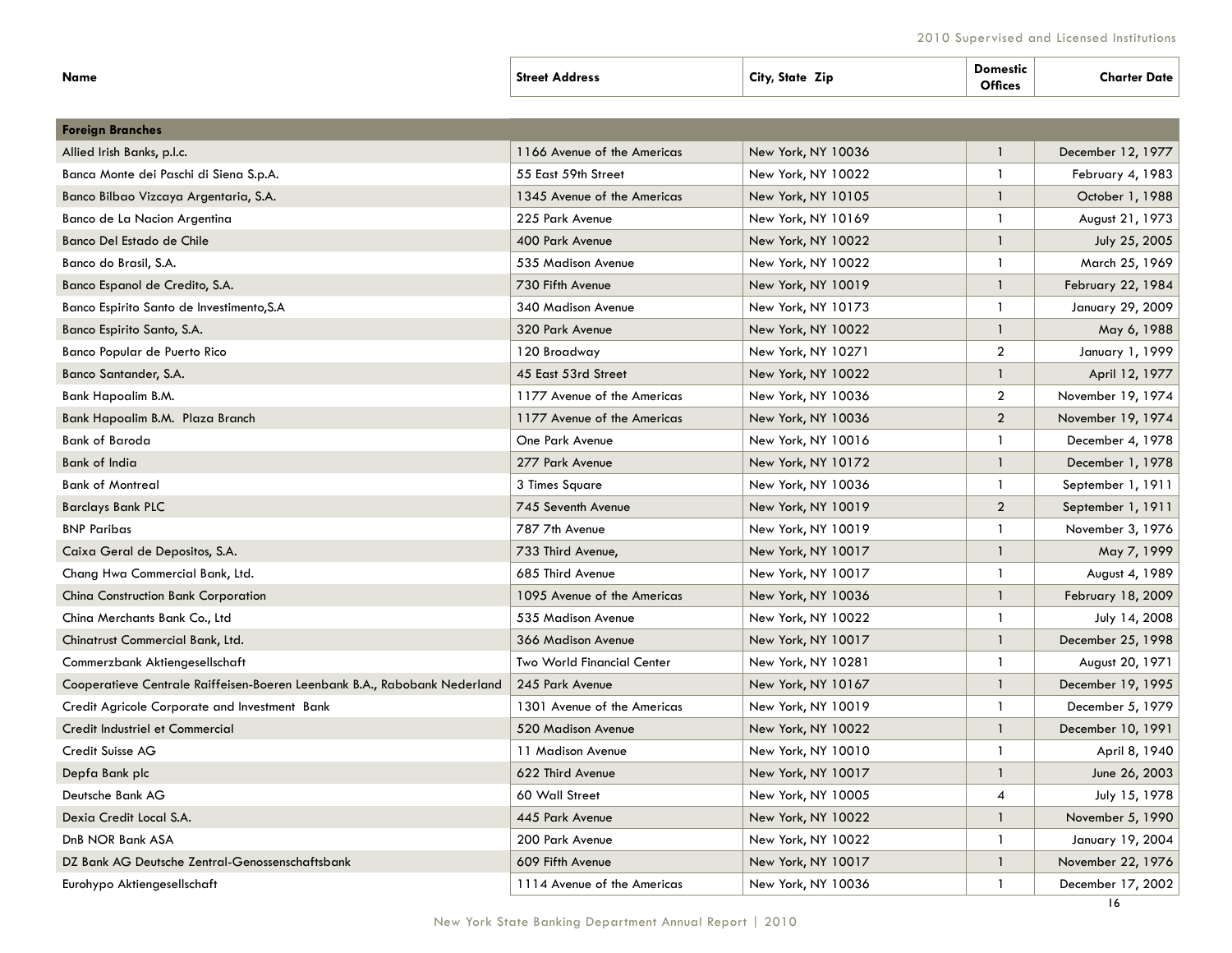| Name | Street Address | City, State Zip | Domestic Offices | Charter Date |
|---|---|---|---|---|
| **Foreign Branches** | | | | |
| Allied Irish Banks, p.l.c. | 1166 Avenue of the Americas | New York, NY 10036 | 1 | December 12, 1977 |
| Banca Monte dei Paschi di Siena S.p.A. | 55 East 59th Street | New York, NY 10022 | 1 | February 4, 1983 |
| Banco Bilbao Vizcaya Argentaria, S.A. | 1345 Avenue of the Americas | New York, NY 10105 | 1 | October 1, 1988 |
| Banco de La Nacion Argentina | 225 Park Avenue | New York, NY 10169 | 1 | August 21, 1973 |
| Banco Del Estado de Chile | 400 Park Avenue | New York, NY 10022 | 1 | July 25, 2005 |
| Banco do Brasil, S.A. | 535 Madison Avenue | New York, NY 10022 | 1 | March 25, 1969 |
| Banco Espanol de Credito, S.A. | 730 Fifth Avenue | New York, NY 10019 | 1 | February 22, 1984 |
| Banco Espirito Santo de Investimento,S.A | 340 Madison Avenue | New York, NY 10173 | 1 | January 29, 2009 |
| Banco Espirito Santo, S.A. | 320 Park Avenue | New York, NY 10022 | 1 | May 6, 1988 |
| Banco Popular de Puerto Rico | 120 Broadway | New York, NY 10271 | 2 | January 1, 1999 |
| Banco Santander, S.A. | 45 East 53rd Street | New York, NY 10022 | 1 | April 12, 1977 |
| Bank Hapoalim B.M. | 1177 Avenue of the Americas | New York, NY 10036 | 2 | November 19, 1974 |
| Bank Hapoalim B.M. Plaza Branch | 1177 Avenue of the Americas | New York, NY 10036 | 2 | November 19, 1974 |
| Bank of Baroda | One Park Avenue | New York, NY 10016 | 1 | December 4, 1978 |
| Bank of India | 277 Park Avenue | New York, NY 10172 | 1 | December 1, 1978 |
| Bank of Montreal | 3 Times Square | New York, NY 10036 | 1 | September 1, 1911 |
| Barclays Bank PLC | 745 Seventh Avenue | New York, NY 10019 | 2 | September 1, 1911 |
| BNP Paribas | 787 7th Avenue | New York, NY 10019 | 1 | November 3, 1976 |
| Caixa Geral de Depositos, S.A. | 733 Third Avenue, | New York, NY 10017 | 1 | May 7, 1999 |
| Chang Hwa Commercial Bank, Ltd. | 685 Third Avenue | New York, NY 10017 | 1 | August 4, 1989 |
| China Construction Bank Corporation | 1095 Avenue of the Americas | New York, NY 10036 | 1 | February 18, 2009 |
| China Merchants Bank Co., Ltd | 535 Madison Avenue | New York, NY 10022 | 1 | July 14, 2008 |
| Chinatrust Commercial Bank, Ltd. | 366 Madison Avenue | New York, NY 10017 | 1 | December 25, 1998 |
| Commerzbank Aktiengesellschaft | Two World Financial Center | New York, NY 10281 | 1 | August 20, 1971 |
| Cooperatieve Centrale Raiffeisen-Boeren Leenbank B.A., Rabobank Nederland | 245 Park Avenue | New York, NY 10167 | 1 | December 19, 1995 |
| Credit Agricole Corporate and Investment Bank | 1301 Avenue of the Americas | New York, NY 10019 | 1 | December 5, 1979 |
| Credit Industriel et Commercial | 520 Madison Avenue | New York, NY 10022 | 1 | December 10, 1991 |
| Credit Suisse AG | 11 Madison Avenue | New York, NY 10010 | 1 | April 8, 1940 |
| Depfa Bank plc | 622 Third Avenue | New York, NY 10017 | 1 | June 26, 2003 |
| Deutsche Bank AG | 60 Wall Street | New York, NY 10005 | 4 | July 15, 1978 |
| Dexia Credit Local S.A. | 445 Park Avenue | New York, NY 10022 | 1 | November 5, 1990 |
| DnB NOR Bank ASA | 200 Park Avenue | New York, NY 10022 | 1 | January 19, 2004 |
| DZ Bank AG Deutsche Zentral-Genossenschaftsbank | 609 Fifth Avenue | New York, NY 10017 | 1 | November 22, 1976 |
| Eurohypo Aktiengesellschaft | 1114 Avenue of the Americas | New York, NY 10036 | 1 | December 17, 2002 |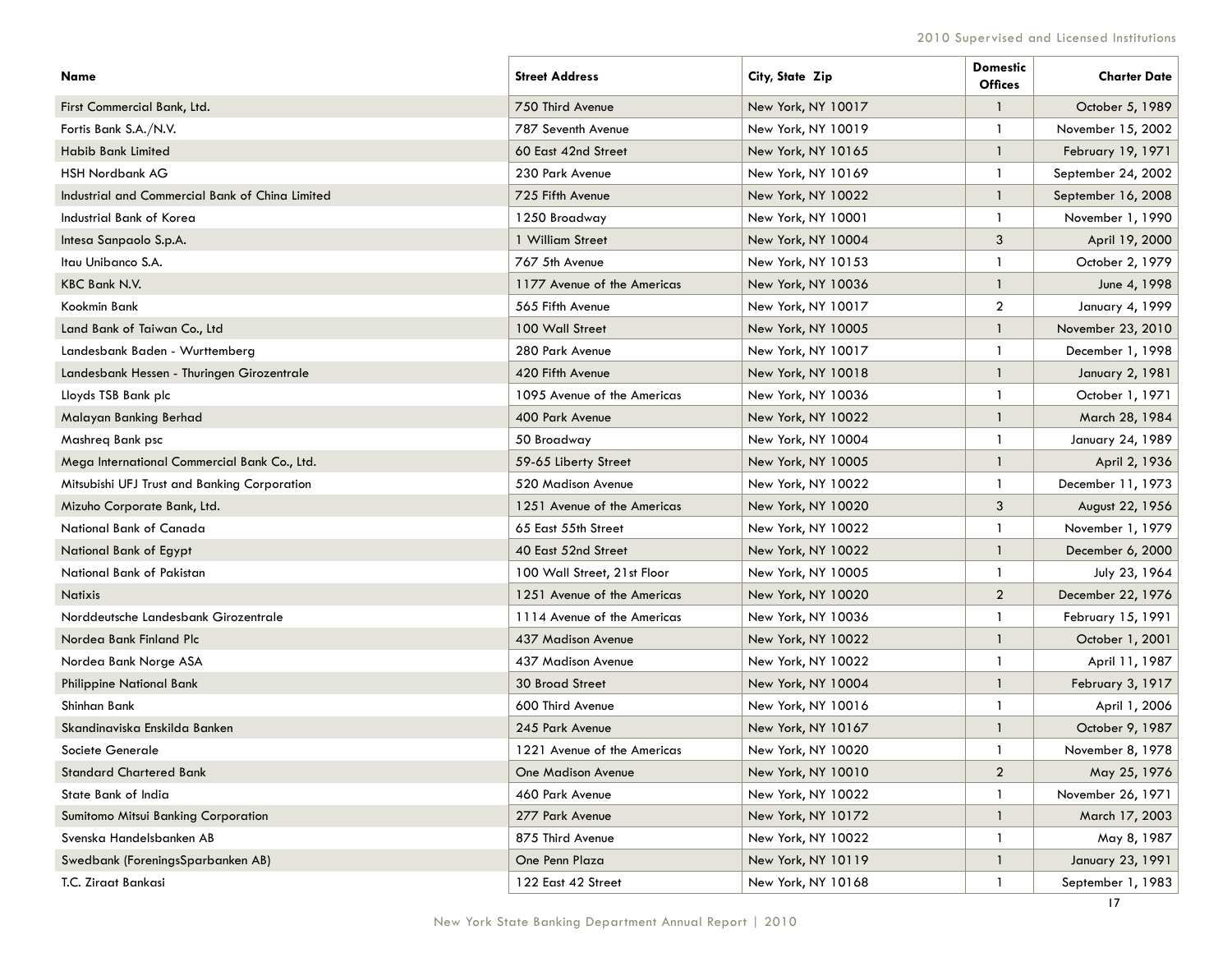| Name | Street Address | City, State Zip | Domestic Offices | Charter Date |
|---|---|---|---|---|
| First Commercial Bank, Ltd. | 750 Third Avenue | New York, NY 10017 | 1 | October 5, 1989 |
| Fortis Bank S.A./N.V. | 787 Seventh Avenue | New York, NY 10019 | 1 | November 15, 2002 |
| Habib Bank Limited | 60 East 42nd Street | New York, NY 10165 | 1 | February 19, 1971 |
| HSH Nordbank AG | 230 Park Avenue | New York, NY 10169 | 1 | September 24, 2002 |
| Industrial and Commercial Bank of China Limited | 725 Fifth Avenue | New York, NY 10022 | 1 | September 16, 2008 |
| Industrial Bank of Korea | 1250 Broadway | New York, NY 10001 | 1 | November 1, 1990 |
| Intesa Sanpaolo S.p.A. | 1 William Street | New York, NY 10004 | 3 | April 19, 2000 |
| Itau Unibanco S.A. | 767 5th Avenue | New York, NY 10153 | 1 | October 2, 1979 |
| KBC Bank N.V. | 1177 Avenue of the Americas | New York, NY 10036 | 1 | June 4, 1998 |
| Kookmin Bank | 565 Fifth Avenue | New York, NY 10017 | 2 | January 4, 1999 |
| Land Bank of Taiwan Co., Ltd | 100 Wall Street | New York, NY 10005 | 1 | November 23, 2010 |
| Landesbank Baden - Wurttemberg | 280 Park Avenue | New York, NY 10017 | 1 | December 1, 1998 |
| Landesbank Hessen - Thuringen Girozentrale | 420 Fifth Avenue | New York, NY 10018 | 1 | January 2, 1981 |
| Lloyds TSB Bank plc | 1095 Avenue of the Americas | New York, NY 10036 | 1 | October 1, 1971 |
| Malayan Banking Berhad | 400 Park Avenue | New York, NY 10022 | 1 | March 28, 1984 |
| Mashreq Bank psc | 50 Broadway | New York, NY 10004 | 1 | January 24, 1989 |
| Mega International Commercial Bank Co., Ltd. | 59-65 Liberty Street | New York, NY 10005 | 1 | April 2, 1936 |
| Mitsubishi UFJ Trust and Banking Corporation | 520 Madison Avenue | New York, NY 10022 | 1 | December 11, 1973 |
| Mizuho Corporate Bank, Ltd. | 1251 Avenue of the Americas | New York, NY 10020 | 3 | August 22, 1956 |
| National Bank of Canada | 65 East 55th Street | New York, NY 10022 | 1 | November 1, 1979 |
| National Bank of Egypt | 40 East 52nd Street | New York, NY 10022 | 1 | December 6, 2000 |
| National Bank of Pakistan | 100 Wall Street, 21st Floor | New York, NY 10005 | 1 | July 23, 1964 |
| Natixis | 1251 Avenue of the Americas | New York, NY 10020 | 2 | December 22, 1976 |
| Norddeutsche Landesbank Girozentrale | 1114 Avenue of the Americas | New York, NY 10036 | 1 | February 15, 1991 |
| Nordea Bank Finland Plc | 437 Madison Avenue | New York, NY 10022 | 1 | October 1, 2001 |
| Nordea Bank Norge ASA | 437 Madison Avenue | New York, NY 10022 | 1 | April 11, 1987 |
| Philippine National Bank | 30 Broad Street | New York, NY 10004 | 1 | February 3, 1917 |
| Shinhan Bank | 600 Third Avenue | New York, NY 10016 | 1 | April 1, 2006 |
| Skandinaviska Enskilda Banken | 245 Park Avenue | New York, NY 10167 | 1 | October 9, 1987 |
| Societe Generale | 1221 Avenue of the Americas | New York, NY 10020 | 1 | November 8, 1978 |
| Standard Chartered Bank | One Madison Avenue | New York, NY 10010 | 2 | May 25, 1976 |
| State Bank of India | 460 Park Avenue | New York, NY 10022 | 1 | November 26, 1971 |
| Sumitomo Mitsui Banking Corporation | 277 Park Avenue | New York, NY 10172 | 1 | March 17, 2003 |
| Svenska Handelsbanken AB | 875 Third Avenue | New York, NY 10022 | 1 | May 8, 1987 |
| Swedbank (ForeningsSparbanken AB) | One Penn Plaza | New York, NY 10119 | 1 | January 23, 1991 |
| T.C. Ziraat Bankasi | 122 East 42 Street | New York, NY 10168 | 1 | September 1, 1983 |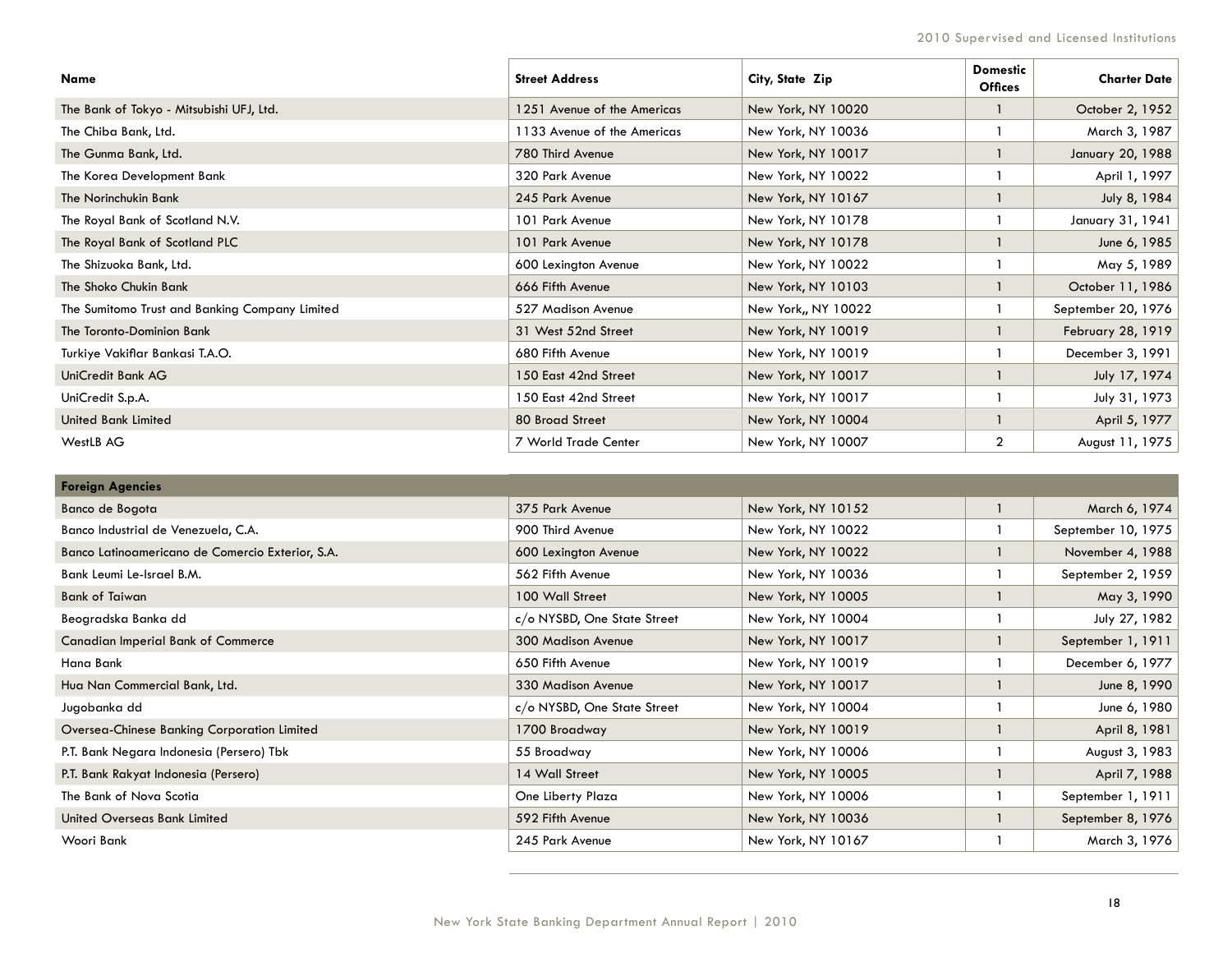| Name | Street Address | City, State Zip | Domestic Offices | Charter Date |
|---|---|---|---|---|
| The Bank of Tokyo - Mitsubishi UFJ, Ltd. | 1251 Avenue of the Americas | New York, NY 10020 | 1 | October 2, 1952 |
| The Chiba Bank, Ltd. | 1133 Avenue of the Americas | New York, NY 10036 | 1 | March 3, 1987 |
| The Gunma Bank, Ltd. | 780 Third Avenue | New York, NY 10017 | 1 | January 20, 1988 |
| The Korea Development Bank | 320 Park Avenue | New York, NY 10022 | 1 | April 1, 1997 |
| The Norinchukin Bank | 245 Park Avenue | New York, NY 10167 | 1 | July 8, 1984 |
| The Royal Bank of Scotland N.V. | 101 Park Avenue | New York, NY 10178 | 1 | January 31, 1941 |
| The Royal Bank of Scotland PLC | 101 Park Avenue | New York, NY 10178 | 1 | June 6, 1985 |
| The Shizuoka Bank, Ltd. | 600 Lexington Avenue | New York, NY 10022 | 1 | May 5, 1989 |
| The Shoko Chukin Bank | 666 Fifth Avenue | New York, NY 10103 | 1 | October 11, 1986 |
| The Sumitomo Trust and Banking Company Limited | 527 Madison Avenue | New York,, NY 10022 | 1 | September 20, 1976 |
| The Toronto-Dominion Bank | 31 West 52nd Street | New York, NY 10019 | 1 | February 28, 1919 |
| Turkiye Vakiflar Bankasi T.A.O. | 680 Fifth Avenue | New York, NY 10019 | 1 | December 3, 1991 |
| UniCredit Bank AG | 150 East 42nd Street | New York, NY 10017 | 1 | July 17, 1974 |
| UniCredit S.p.A. | 150 East 42nd Street | New York, NY 10017 | 1 | July 31, 1973 |
| United Bank Limited | 80 Broad Street | New York, NY 10004 | 1 | April 5, 1977 |
| WestLB AG | 7 World Trade Center | New York, NY 10007 | 2 | August 11, 1975 |
| **Foreign Agencies** | | | | |
| Banco de Bogota | 375 Park Avenue | New York, NY 10152 | 1 | March 6, 1974 |
| Banco Industrial de Venezuela, C.A. | 900 Third Avenue | New York, NY 10022 | 1 | September 10, 1975 |
| Banco Latinoamericano de Comercio Exterior, S.A. | 600 Lexington Avenue | New York, NY 10022 | 1 | November 4, 1988 |
| Bank Leumi Le-Israel B.M. | 562 Fifth Avenue | New York, NY 10036 | 1 | September 2, 1959 |
| Bank of Taiwan | 100 Wall Street | New York, NY 10005 | 1 | May 3, 1990 |
| Beogradska Banka dd | c/o NYSBD, One State Street | New York, NY 10004 | 1 | July 27, 1982 |
| Canadian Imperial Bank of Commerce | 300 Madison Avenue | New York, NY 10017 | 1 | September 1, 1911 |
| Hana Bank | 650 Fifth Avenue | New York, NY 10019 | 1 | December 6, 1977 |
| Hua Nan Commercial Bank, Ltd. | 330 Madison Avenue | New York, NY 10017 | 1 | June 8, 1990 |
| Jugobanka dd | c/o NYSBD, One State Street | New York, NY 10004 | 1 | June 6, 1980 |
| Oversea-Chinese Banking Corporation Limited | 1700 Broadway | New York, NY 10019 | 1 | April 8, 1981 |
| P.T. Bank Negara Indonesia (Persero) Tbk | 55 Broadway | New York, NY 10006 | 1 | August 3, 1983 |
| P.T. Bank Rakyat Indonesia (Persero) | 14 Wall Street | New York, NY 10005 | 1 | April 7, 1988 |
| The Bank of Nova Scotia | One Liberty Plaza | New York, NY 10006 | 1 | September 1, 1911 |
| United Overseas Bank Limited | 592 Fifth Avenue | New York, NY 10036 | 1 | September 8, 1976 |
| Woori Bank | 245 Park Avenue | New York, NY 10167 | 1 | March 3, 1976 |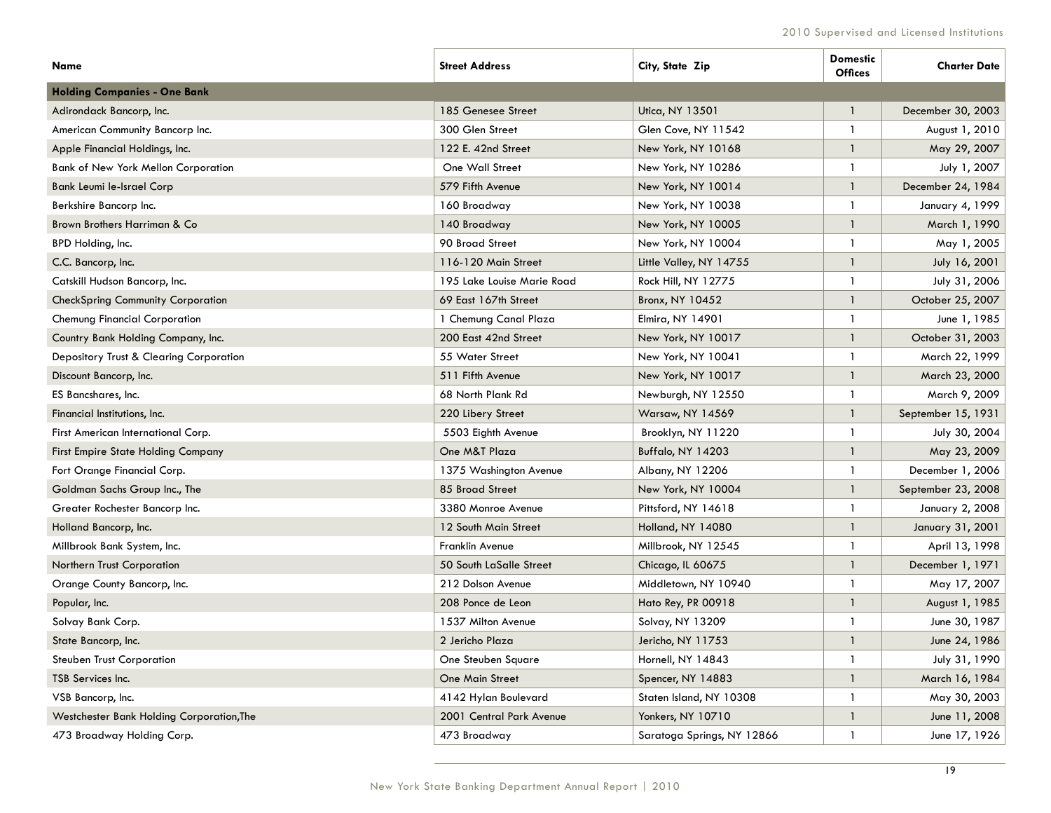| Name | Street Address | City, State Zip | Domestic Offices | Charter Date |
|---|---|---|---|---|
| **Holding Companies - One Bank** | | | | |
| Adirondack Bancorp, Inc. | 185 Genesee Street | Utica, NY 13501 | 1 | December 30, 2003 |
| American Community Bancorp Inc. | 300 Glen Street | Glen Cove, NY 11542 | 1 | August 1, 2010 |
| Apple Financial Holdings, Inc. | 122 E. 42nd Street | New York, NY 10168 | 1 | May 29, 2007 |
| Bank of New York Mellon Corporation | One Wall Street | New York, NY 10286 | 1 | July 1, 2007 |
| Bank Leumi le-Israel Corp | 579 Fifth Avenue | New York, NY 10014 | 1 | December 24, 1984 |
| Berkshire Bancorp Inc. | 160 Broadway | New York, NY 10038 | 1 | January 4, 1999 |
| Brown Brothers Harriman & Co | 140 Broadway | New York, NY 10005 | 1 | March 1, 1990 |
| BPD Holding, Inc. | 90 Broad Street | New York, NY 10004 | 1 | May 1, 2005 |
| C.C. Bancorp, Inc. | 116-120 Main Street | Little Valley, NY 14755 | 1 | July 16, 2001 |
| Catskill Hudson Bancorp, Inc. | 195 Lake Louise Marie Road | Rock Hill, NY 12775 | 1 | July 31, 2006 |
| CheckSpring Community Corporation | 69 East 167th Street | Bronx, NY 10452 | 1 | October 25, 2007 |
| Chemung Financial Corporation | 1 Chemung Canal Plaza | Elmira, NY 14901 | 1 | June 1, 1985 |
| Country Bank Holding Company, Inc. | 200 East 42nd Street | New York, NY 10017 | 1 | October 31, 2003 |
| Depository Trust & Clearing Corporation | 55 Water Street | New York, NY 10041 | 1 | March 22, 1999 |
| Discount Bancorp, Inc. | 511 Fifth Avenue | New York, NY 10017 | 1 | March 23, 2000 |
| ES Bancshares, Inc. | 68 North Plank Rd | Newburgh, NY 12550 | 1 | March 9, 2009 |
| Financial Institutions, Inc. | 220 Libery Street | Warsaw, NY 14569 | 1 | September 15, 1931 |
| First American International Corp. | 5503 Eighth Avenue | Brooklyn, NY 11220 | 1 | July 30, 2004 |
| First Empire State Holding Company | One M&T Plaza | Buffalo, NY 14203 | 1 | May 23, 2009 |
| Fort Orange Financial Corp. | 1375 Washington Avenue | Albany, NY 12206 | 1 | December 1, 2006 |
| Goldman Sachs Group Inc., The | 85 Broad Street | New York, NY 10004 | 1 | September 23, 2008 |
| Greater Rochester Bancorp Inc. | 3380 Monroe Avenue | Pittsford, NY 14618 | 1 | January 2, 2008 |
| Holland Bancorp, Inc. | 12 South Main Street | Holland, NY 14080 | 1 | January 31, 2001 |
| Millbrook Bank System, Inc. | Franklin Avenue | Millbrook, NY 12545 | 1 | April 13, 1998 |
| Northern Trust Corporation | 50 South LaSalle Street | Chicago, IL 60675 | 1 | December 1, 1971 |
| Orange County Bancorp, Inc. | 212 Dolson Avenue | Middletown, NY 10940 | 1 | May 17, 2007 |
| Popular, Inc. | 208 Ponce de Leon | Hato Rey, PR 00918 | 1 | August 1, 1985 |
| Solvay Bank Corp. | 1537 Milton Avenue | Solvay, NY 13209 | 1 | June 30, 1987 |
| State Bancorp, Inc. | 2 Jericho Plaza | Jericho, NY 11753 | 1 | June 24, 1986 |
| Steuben Trust Corporation | One Steuben Square | Hornell, NY 14843 | 1 | July 31, 1990 |
| TSB Services Inc. | One Main Street | Spencer, NY 14883 | 1 | March 16, 1984 |
| VSB Bancorp, Inc. | 4142 Hylan Boulevard | Staten Island, NY 10308 | 1 | May 30, 2003 |
| Westchester Bank Holding Corporation,The | 2001 Central Park Avenue | Yonkers, NY 10710 | 1 | June 11, 2008 |
| 473 Broadway Holding Corp. | 473 Broadway | Saratoga Springs, NY 12866 | 1 | June 17, 1926 |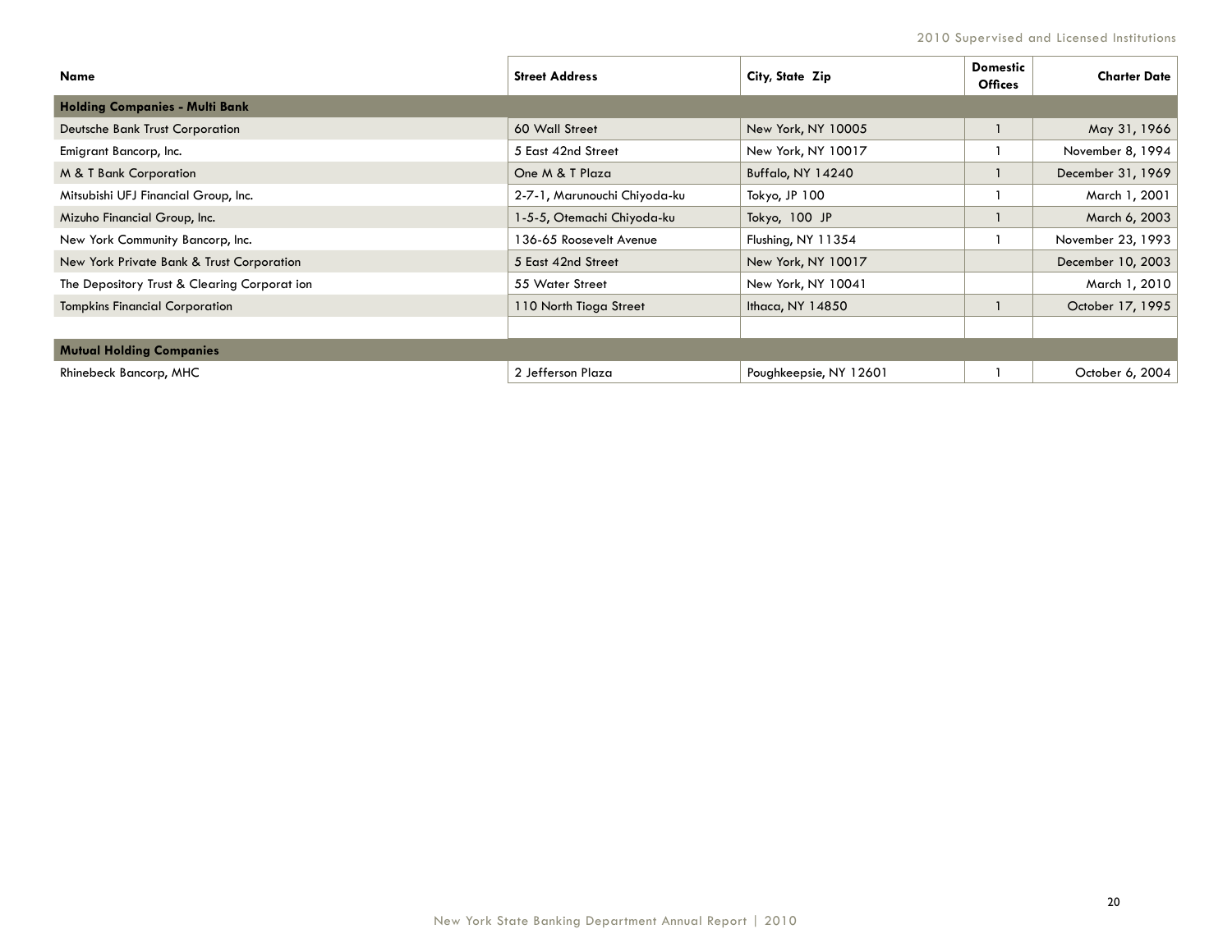| Name | Street Address | City, State Zip | Domestic Offices | Charter Date |
|---|---|---|---|---|
| **Holding Companies - Multi Bank** | | | | |
| Deutsche Bank Trust Corporation | 60 Wall Street | New York, NY 10005 | 1 | May 31, 1966 |
| Emigrant Bancorp, Inc. | 5 East 42nd Street | New York, NY 10017 | 1 | November 8, 1994 |
| M & T Bank Corporation | One M & T Plaza | Buffalo, NY 14240 | 1 | December 31, 1969 |
| Mitsubishi UFJ Financial Group, Inc. | 2-7-1, Marunouchi Chiyoda-ku | Tokyo, JP 100 | 1 | March 1, 2001 |
| Mizuho Financial Group, Inc. | 1-5-5, Otemachi Chiyoda-ku | Tokyo, 100 JP | 1 | March 6, 2003 |
| New York Community Bancorp, Inc. | 136-65 Roosevelt Avenue | Flushing, NY 11354 | 1 | November 23, 1993 |
| New York Private Bank & Trust Corporation | 5 East 42nd Street | New York, NY 10017 | | December 10, 2003 |
| The Depository Trust & Clearing Corporat ion | 55 Water Street | New York, NY 10041 | | March 1, 2010 |
| Tompkins Financial Corporation | 110 North Tioga Street | Ithaca, NY 14850 | 1 | October 17, 1995 |
| | | | | |
| **Mutual Holding Companies** | | | | |
| Rhinebeck Bancorp, MHC | 2 Jefferson Plaza | Poughkeepsie, NY 12601 | 1 | October 6, 2004 |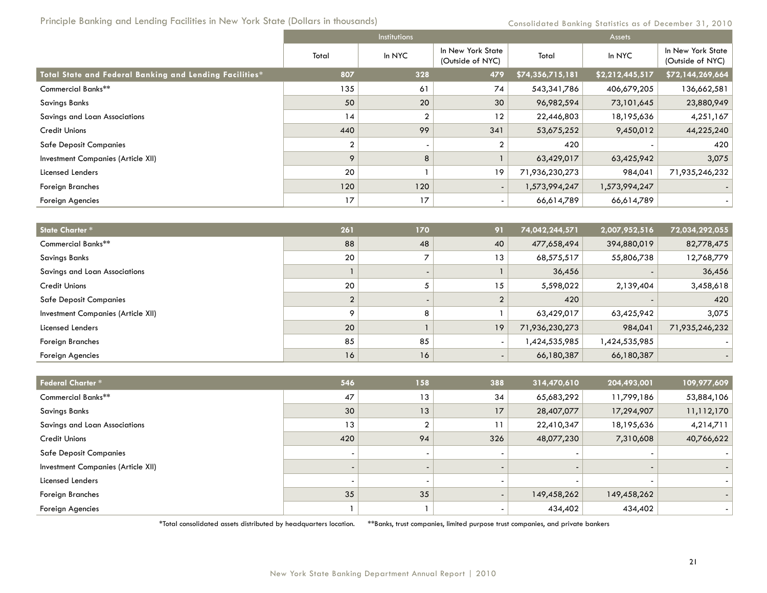## Principle Banking and Lending Facilities in New York State (Dollars in thousands)

Consolidated Banking Statistics as of December 31, 2010

| | Institutions | | | Assets | | |
|---|---|---|---|---|---|---|
| | Total | In NYC | In New York State (Outside of NYC) | Total | In NYC | In New York State (Outside of NYC) |
| **Total State and Federal Banking and Lending Facilities*** | **807** | **328** | **479** | **$74,356,715,181** | **$2,212,445,517** | **$72,144,269,664** |
| Commercial Banks** | 135 | 61 | 74 | 543,341,786 | 406,679,205 | 136,662,581 |
| Savings Banks | 50 | 20 | 30 | 96,982,594 | 73,101,645 | 23,880,949 |
| Savings and Loan Associations | 14 | 2 | 12 | 22,446,803 | 18,195,636 | 4,251,167 |
| Credit Unions | 440 | 99 | 341 | 53,675,252 | 9,450,012 | 44,225,240 |
| Safe Deposit Companies | 2 | - | 2 | 420 | - | 420 |
| Investment Companies (Article XII) | 9 | 8 | 1 | 63,429,017 | 63,425,942 | 3,075 |
| Licensed Lenders | 20 | 1 | 19 | 71,936,230,273 | 984,041 | 71,935,246,232 |
| Foreign Branches | 120 | 120 | - | 1,573,994,247 | 1,573,994,247 | - |
| Foreign Agencies | 17 | 17 | - | 66,614,789 | 66,614,789 | - |
| **State Charter *** | **261** | **170** | **91** | **74,042,244,571** | **2,007,952,516** | **72,034,292,055** |
| Commercial Banks** | 88 | 48 | 40 | 477,658,494 | 394,880,019 | 82,778,475 |
| Savings Banks | 20 | 7 | 13 | 68,575,517 | 55,806,738 | 12,768,779 |
| Savings and Loan Associations | 1 | - | 1 | 36,456 | - | 36,456 |
| Credit Unions | 20 | 5 | 15 | 5,598,022 | 2,139,404 | 3,458,618 |
| Safe Deposit Companies | 2 | - | 2 | 420 | - | 420 |
| Investment Companies (Article XII) | 9 | 8 | 1 | 63,429,017 | 63,425,942 | 3,075 |
| Licensed Lenders | 20 | 1 | 19 | 71,936,230,273 | 984,041 | 71,935,246,232 |
| Foreign Branches | 85 | 85 | - | 1,424,535,985 | 1,424,535,985 | - |
| Foreign Agencies | 16 | 16 | - | 66,180,387 | 66,180,387 | - |
| **Federal Charter *** | **546** | **158** | **388** | **314,470,610** | **204,493,001** | **109,977,609** |
| Commercial Banks** | 47 | 13 | 34 | 65,683,292 | 11,799,186 | 53,884,106 |
| Savings Banks | 30 | 13 | 17 | 28,407,077 | 17,294,907 | 11,112,170 |
| Savings and Loan Associations | 13 | 2 | 11 | 22,410,347 | 18,195,636 | 4,214,711 |
| Credit Unions | 420 | 94 | 326 | 48,077,230 | 7,310,608 | 40,766,622 |
| Safe Deposit Companies | - | - | - | - | - | - |
| Investment Companies (Article XII) | - | - | - | - | - | - |
| Licensed Lenders | - | - | - | - | - | - |
| Foreign Branches | 35 | 35 | - | 149,458,262 | 149,458,262 | - |
| Foreign Agencies | 1 | 1 | - | 434,402 | 434,402 | - |

*Total consolidated assets distributed by headquarters location. **Banks, trust companies, limited purpose trust companies, and private bankers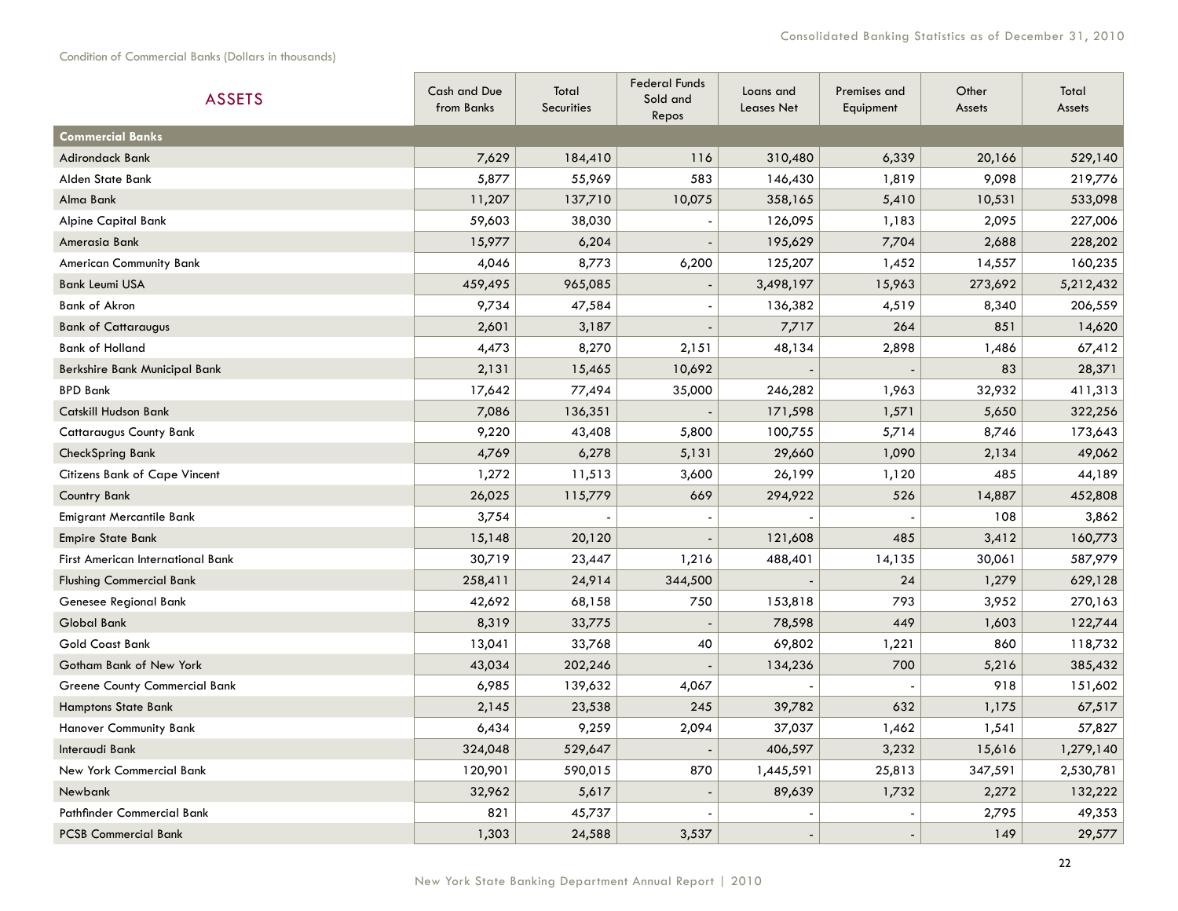Condition of Commercial Banks (Dollars in thousands)

| ASSETS | Cash and Due from Banks | Total Securities | Federal Funds Sold and Repos | Loans and Leases Net | Premises and Equipment | Other Assets | Total Assets |
|---|---|---|---|---|---|---|---|
| **Commercial Banks** | | | | | | | |
| Adirondack Bank | 7,629 | 184,410 | 116 | 310,480 | 6,339 | 20,166 | 529,140 |
| Alden State Bank | 5,877 | 55,969 | 583 | 146,430 | 1,819 | 9,098 | 219,776 |
| Alma Bank | 11,207 | 137,710 | 10,075 | 358,165 | 5,410 | 10,531 | 533,098 |
| Alpine Capital Bank | 59,603 | 38,030 | - | 126,095 | 1,183 | 2,095 | 227,006 |
| Amerasia Bank | 15,977 | 6,204 | - | 195,629 | 7,704 | 2,688 | 228,202 |
| American Community Bank | 4,046 | 8,773 | 6,200 | 125,207 | 1,452 | 14,557 | 160,235 |
| Bank Leumi USA | 459,495 | 965,085 | - | 3,498,197 | 15,963 | 273,692 | 5,212,432 |
| Bank of Akron | 9,734 | 47,584 | - | 136,382 | 4,519 | 8,340 | 206,559 |
| Bank of Cattaraugus | 2,601 | 3,187 | - | 7,717 | 264 | 851 | 14,620 |
| Bank of Holland | 4,473 | 8,270 | 2,151 | 48,134 | 2,898 | 1,486 | 67,412 |
| Berkshire Bank Municipal Bank | 2,131 | 15,465 | 10,692 | - | - | 83 | 28,371 |
| BPD Bank | 17,642 | 77,494 | 35,000 | 246,282 | 1,963 | 32,932 | 411,313 |
| Catskill Hudson Bank | 7,086 | 136,351 | - | 171,598 | 1,571 | 5,650 | 322,256 |
| Cattaraugus County Bank | 9,220 | 43,408 | 5,800 | 100,755 | 5,714 | 8,746 | 173,643 |
| CheckSpring Bank | 4,769 | 6,278 | 5,131 | 29,660 | 1,090 | 2,134 | 49,062 |
| Citizens Bank of Cape Vincent | 1,272 | 11,513 | 3,600 | 26,199 | 1,120 | 485 | 44,189 |
| Country Bank | 26,025 | 115,779 | 669 | 294,922 | 526 | 14,887 | 452,808 |
| Emigrant Mercantile Bank | 3,754 | - | - | - | - | 108 | 3,862 |
| Empire State Bank | 15,148 | 20,120 | - | 121,608 | 485 | 3,412 | 160,773 |
| First American International Bank | 30,719 | 23,447 | 1,216 | 488,401 | 14,135 | 30,061 | 587,979 |
| Flushing Commercial Bank | 258,411 | 24,914 | 344,500 | - | 24 | 1,279 | 629,128 |
| Genesee Regional Bank | 42,692 | 68,158 | 750 | 153,818 | 793 | 3,952 | 270,163 |
| Global Bank | 8,319 | 33,775 | - | 78,598 | 449 | 1,603 | 122,744 |
| Gold Coast Bank | 13,041 | 33,768 | 40 | 69,802 | 1,221 | 860 | 118,732 |
| Gotham Bank of New York | 43,034 | 202,246 | - | 134,236 | 700 | 5,216 | 385,432 |
| Greene County Commercial Bank | 6,985 | 139,632 | 4,067 | - | - | 918 | 151,602 |
| Hamptons State Bank | 2,145 | 23,538 | 245 | 39,782 | 632 | 1,175 | 67,517 |
| Hanover Community Bank | 6,434 | 9,259 | 2,094 | 37,037 | 1,462 | 1,541 | 57,827 |
| Interaudi Bank | 324,048 | 529,647 | - | 406,597 | 3,232 | 15,616 | 1,279,140 |
| New York Commercial Bank | 120,901 | 590,015 | 870 | 1,445,591 | 25,813 | 347,591 | 2,530,781 |
| Newbank | 32,962 | 5,617 | - | 89,639 | 1,732 | 2,272 | 132,222 |
| Pathfinder Commercial Bank | 821 | 45,737 | - | - | - | 2,795 | 49,353 |
| PCSB Commercial Bank | 1,303 | 24,588 | 3,537 | - | - | 149 | 29,577 |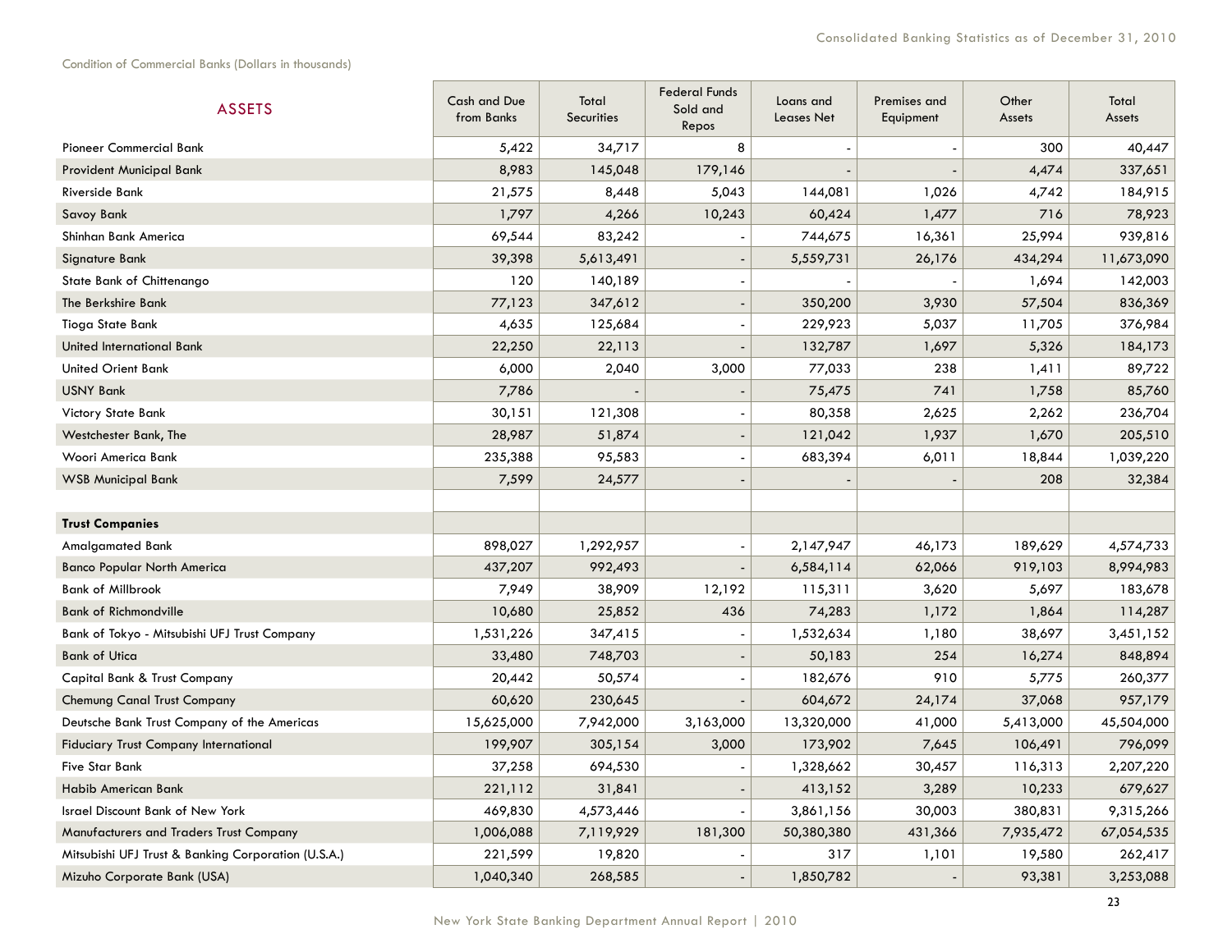Condition of Commercial Banks (Dollars in thousands)

| ASSETS | Cash and Due from Banks | Total Securities | Federal Funds Sold and Repos | Loans and Leases Net | Premises and Equipment | Other Assets | Total Assets |
|---|---|---|---|---|---|---|---|
| Pioneer Commercial Bank | 5,422 | 34,717 | 8 | - | - | 300 | 40,447 |
| Provident Municipal Bank | 8,983 | 145,048 | 179,146 | - | - | 4,474 | 337,651 |
| Riverside Bank | 21,575 | 8,448 | 5,043 | 144,081 | 1,026 | 4,742 | 184,915 |
| Savoy Bank | 1,797 | 4,266 | 10,243 | 60,424 | 1,477 | 716 | 78,923 |
| Shinhan Bank America | 69,544 | 83,242 | - | 744,675 | 16,361 | 25,994 | 939,816 |
| Signature Bank | 39,398 | 5,613,491 | - | 5,559,731 | 26,176 | 434,294 | 11,673,090 |
| State Bank of Chittenango | 120 | 140,189 | - | - | - | 1,694 | 142,003 |
| The Berkshire Bank | 77,123 | 347,612 | - | 350,200 | 3,930 | 57,504 | 836,369 |
| Tioga State Bank | 4,635 | 125,684 | - | 229,923 | 5,037 | 11,705 | 376,984 |
| United International Bank | 22,250 | 22,113 | - | 132,787 | 1,697 | 5,326 | 184,173 |
| United Orient Bank | 6,000 | 2,040 | 3,000 | 77,033 | 238 | 1,411 | 89,722 |
| USNY Bank | 7,786 | - | - | 75,475 | 741 | 1,758 | 85,760 |
| Victory State Bank | 30,151 | 121,308 | - | 80,358 | 2,625 | 2,262 | 236,704 |
| Westchester Bank, The | 28,987 | 51,874 | - | 121,042 | 1,937 | 1,670 | 205,510 |
| Woori America Bank | 235,388 | 95,583 | - | 683,394 | 6,011 | 18,844 | 1,039,220 |
| WSB Municipal Bank | 7,599 | 24,577 | - | - | - | 208 | 32,384 |
| | | | | | | | |
| **Trust Companies** | | | | | | | |
| Amalgamated Bank | 898,027 | 1,292,957 | - | 2,147,947 | 46,173 | 189,629 | 4,574,733 |
| Banco Popular North America | 437,207 | 992,493 | - | 6,584,114 | 62,066 | 919,103 | 8,994,983 |
| Bank of Millbrook | 7,949 | 38,909 | 12,192 | 115,311 | 3,620 | 5,697 | 183,678 |
| Bank of Richmondville | 10,680 | 25,852 | 436 | 74,283 | 1,172 | 1,864 | 114,287 |
| Bank of Tokyo - Mitsubishi UFJ Trust Company | 1,531,226 | 347,415 | - | 1,532,634 | 1,180 | 38,697 | 3,451,152 |
| Bank of Utica | 33,480 | 748,703 | - | 50,183 | 254 | 16,274 | 848,894 |
| Capital Bank & Trust Company | 20,442 | 50,574 | - | 182,676 | 910 | 5,775 | 260,377 |
| Chemung Canal Trust Company | 60,620 | 230,645 | - | 604,672 | 24,174 | 37,068 | 957,179 |
| Deutsche Bank Trust Company of the Americas | 15,625,000 | 7,942,000 | 3,163,000 | 13,320,000 | 41,000 | 5,413,000 | 45,504,000 |
| Fiduciary Trust Company International | 199,907 | 305,154 | 3,000 | 173,902 | 7,645 | 106,491 | 796,099 |
| Five Star Bank | 37,258 | 694,530 | - | 1,328,662 | 30,457 | 116,313 | 2,207,220 |
| Habib American Bank | 221,112 | 31,841 | - | 413,152 | 3,289 | 10,233 | 679,627 |
| Israel Discount Bank of New York | 469,830 | 4,573,446 | - | 3,861,156 | 30,003 | 380,831 | 9,315,266 |
| Manufacturers and Traders Trust Company | 1,006,088 | 7,119,929 | 181,300 | 50,380,380 | 431,366 | 7,935,472 | 67,054,535 |
| Mitsubishi UFJ Trust & Banking Corporation (U.S.A.) | 221,599 | 19,820 | - | 317 | 1,101 | 19,580 | 262,417 |
| Mizuho Corporate Bank (USA) | 1,040,340 | 268,585 | - | 1,850,782 | - | 93,381 | 3,253,088 |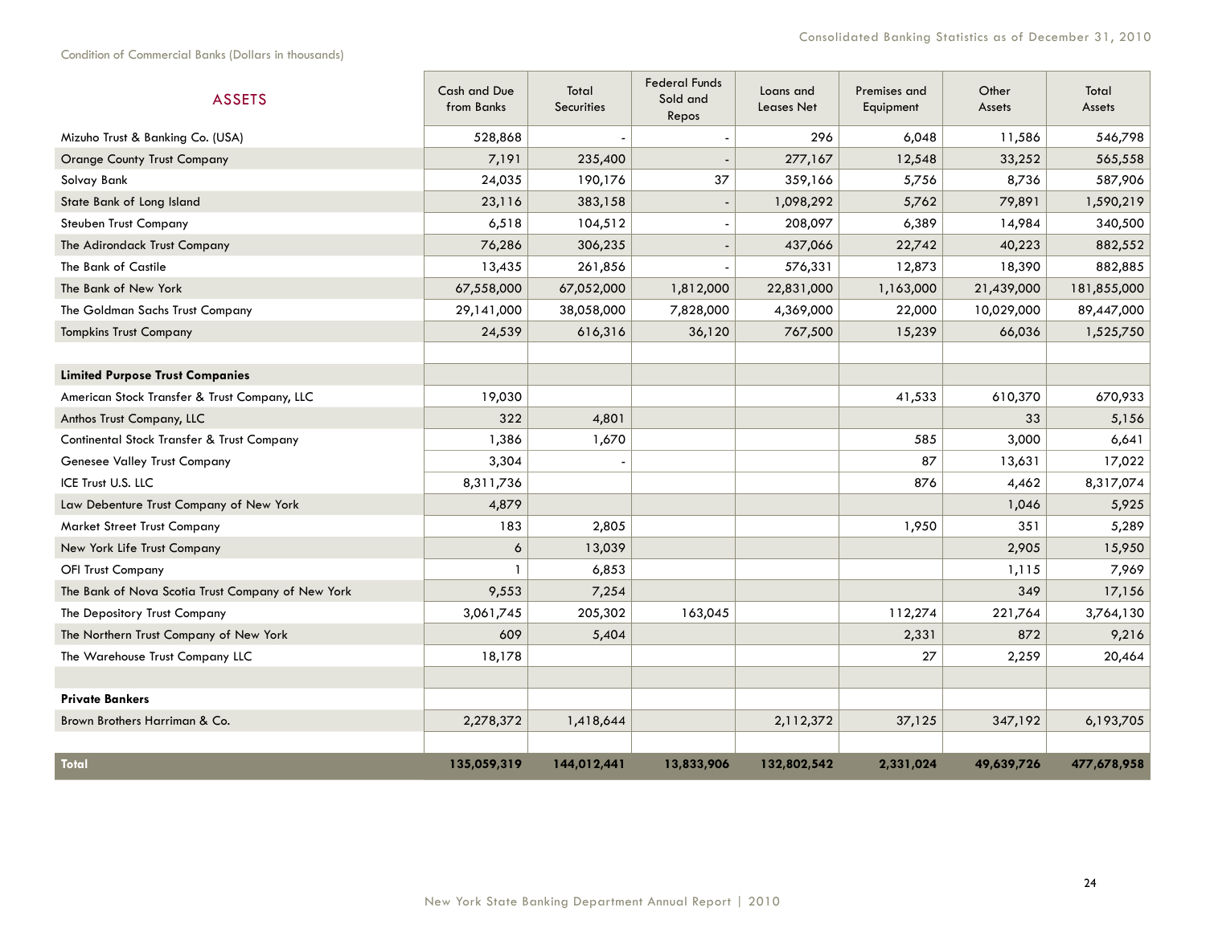Condition of Commercial Banks (Dollars in thousands)

| ASSETS | Cash and Due from Banks | Total Securities | Federal Funds Sold and Repos | Loans and Leases Net | Premises and Equipment | Other Assets | Total Assets |
|---|---|---|---|---|---|---|---|
| Mizuho Trust & Banking Co. (USA) | 528,868 | - | - | 296 | 6,048 | 11,586 | 546,798 |
| Orange County Trust Company | 7,191 | 235,400 | - | 277,167 | 12,548 | 33,252 | 565,558 |
| Solvay Bank | 24,035 | 190,176 | 37 | 359,166 | 5,756 | 8,736 | 587,906 |
| State Bank of Long Island | 23,116 | 383,158 | - | 1,098,292 | 5,762 | 79,891 | 1,590,219 |
| Steuben Trust Company | 6,518 | 104,512 | - | 208,097 | 6,389 | 14,984 | 340,500 |
| The Adirondack Trust Company | 76,286 | 306,235 | - | 437,066 | 22,742 | 40,223 | 882,552 |
| The Bank of Castile | 13,435 | 261,856 | - | 576,331 | 12,873 | 18,390 | 882,885 |
| The Bank of New York | 67,558,000 | 67,052,000 | 1,812,000 | 22,831,000 | 1,163,000 | 21,439,000 | 181,855,000 |
| The Goldman Sachs Trust Company | 29,141,000 | 38,058,000 | 7,828,000 | 4,369,000 | 22,000 | 10,029,000 | 89,447,000 |
| Tompkins Trust Company | 24,539 | 616,316 | 36,120 | 767,500 | 15,239 | 66,036 | 1,525,750 |
| | | | | | | | |
| **Limited Purpose Trust Companies** | | | | | | | |
| American Stock Transfer & Trust Company, LLC | 19,030 | | | | 41,533 | 610,370 | 670,933 |
| Anthos Trust Company, LLC | 322 | 4,801 | | | | 33 | 5,156 |
| Continental Stock Transfer & Trust Company | 1,386 | 1,670 | | | 585 | 3,000 | 6,641 |
| Genesee Valley Trust Company | 3,304 | - | | | 87 | 13,631 | 17,022 |
| ICE Trust U.S. LLC | 8,311,736 | | | | 876 | 4,462 | 8,317,074 |
| Law Debenture Trust Company of New York | 4,879 | | | | | 1,046 | 5,925 |
| Market Street Trust Company | 183 | 2,805 | | | 1,950 | 351 | 5,289 |
| New York Life Trust Company | 6 | 13,039 | | | | 2,905 | 15,950 |
| OFI Trust Company | 1 | 6,853 | | | | 1,115 | 7,969 |
| The Bank of Nova Scotia Trust Company of New York | 9,553 | 7,254 | | | | 349 | 17,156 |
| The Depository Trust Company | 3,061,745 | 205,302 | 163,045 | | 112,274 | 221,764 | 3,764,130 |
| The Northern Trust Company of New York | 609 | 5,404 | | | 2,331 | 872 | 9,216 |
| The Warehouse Trust Company LLC | 18,178 | | | | 27 | 2,259 | 20,464 |
| | | | | | | | |
| **Private Bankers** | | | | | | | |
| Brown Brothers Harriman & Co. | 2,278,372 | 1,418,644 | | 2,112,372 | 37,125 | 347,192 | 6,193,705 |
| | | | | | | | |
| **Total** | **135,059,319** | **144,012,441** | **13,833,906** | **132,802,542** | **2,331,024** | **49,639,726** | **477,678,958** |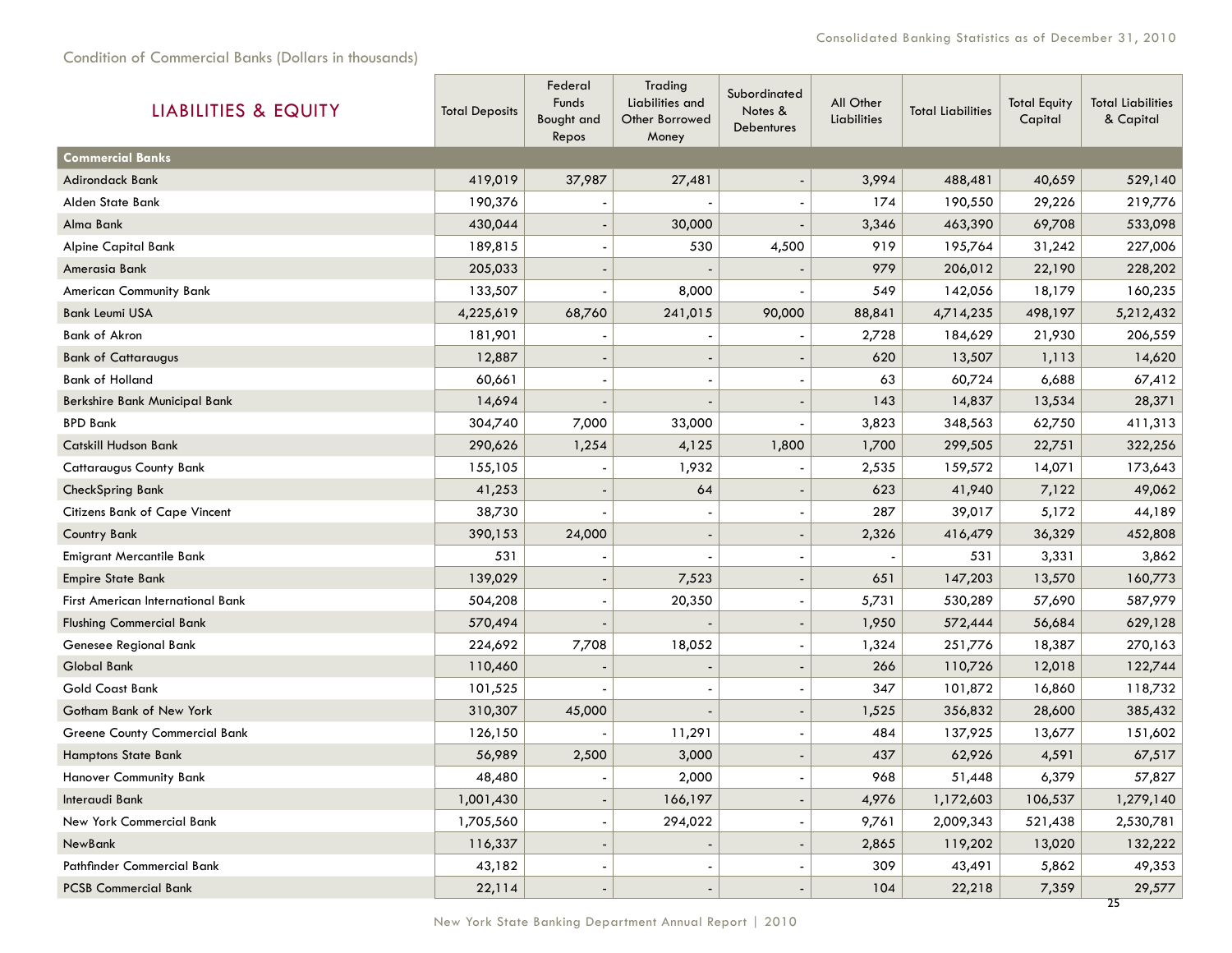Condition of Commercial Banks (Dollars in thousands)

| LIABILITIES & EQUITY | Total Deposits | Federal Funds Bought and Repos | Trading Liabilities and Other Borrowed Money | Subordinated Notes & Debentures | All Other Liabilities | Total Liabilities | Total Equity Capital | Total Liabilities & Capital |
|---|---|---|---|---|---|---|---|---|
| **Commercial Banks** | | | | | | | | |
| Adirondack Bank | 419,019 | 37,987 | 27,481 | - | 3,994 | 488,481 | 40,659 | 529,140 |
| Alden State Bank | 190,376 | - | - | - | 174 | 190,550 | 29,226 | 219,776 |
| Alma Bank | 430,044 | - | 30,000 | - | 3,346 | 463,390 | 69,708 | 533,098 |
| Alpine Capital Bank | 189,815 | - | 530 | 4,500 | 919 | 195,764 | 31,242 | 227,006 |
| Amerasia Bank | 205,033 | - | - | - | 979 | 206,012 | 22,190 | 228,202 |
| American Community Bank | 133,507 | - | 8,000 | - | 549 | 142,056 | 18,179 | 160,235 |
| Bank Leumi USA | 4,225,619 | 68,760 | 241,015 | 90,000 | 88,841 | 4,714,235 | 498,197 | 5,212,432 |
| Bank of Akron | 181,901 | - | - | - | 2,728 | 184,629 | 21,930 | 206,559 |
| Bank of Cattaraugus | 12,887 | - | - | - | 620 | 13,507 | 1,113 | 14,620 |
| Bank of Holland | 60,661 | - | - | - | 63 | 60,724 | 6,688 | 67,412 |
| Berkshire Bank Municipal Bank | 14,694 | - | - | - | 143 | 14,837 | 13,534 | 28,371 |
| BPD Bank | 304,740 | 7,000 | 33,000 | - | 3,823 | 348,563 | 62,750 | 411,313 |
| Catskill Hudson Bank | 290,626 | 1,254 | 4,125 | 1,800 | 1,700 | 299,505 | 22,751 | 322,256 |
| Cattaraugus County Bank | 155,105 | - | 1,932 | - | 2,535 | 159,572 | 14,071 | 173,643 |
| CheckSpring Bank | 41,253 | - | 64 | - | 623 | 41,940 | 7,122 | 49,062 |
| Citizens Bank of Cape Vincent | 38,730 | - | - | - | 287 | 39,017 | 5,172 | 44,189 |
| Country Bank | 390,153 | 24,000 | - | - | 2,326 | 416,479 | 36,329 | 452,808 |
| Emigrant Mercantile Bank | 531 | - | - | - | - | 531 | 3,331 | 3,862 |
| Empire State Bank | 139,029 | - | 7,523 | - | 651 | 147,203 | 13,570 | 160,773 |
| First American International Bank | 504,208 | - | 20,350 | - | 5,731 | 530,289 | 57,690 | 587,979 |
| Flushing Commercial Bank | 570,494 | - | - | - | 1,950 | 572,444 | 56,684 | 629,128 |
| Genesee Regional Bank | 224,692 | 7,708 | 18,052 | - | 1,324 | 251,776 | 18,387 | 270,163 |
| Global Bank | 110,460 | - | - | - | 266 | 110,726 | 12,018 | 122,744 |
| Gold Coast Bank | 101,525 | - | - | - | 347 | 101,872 | 16,860 | 118,732 |
| Gotham Bank of New York | 310,307 | 45,000 | - | - | 1,525 | 356,832 | 28,600 | 385,432 |
| Greene County Commercial Bank | 126,150 | - | 11,291 | - | 484 | 137,925 | 13,677 | 151,602 |
| Hamptons State Bank | 56,989 | 2,500 | 3,000 | - | 437 | 62,926 | 4,591 | 67,517 |
| Hanover Community Bank | 48,480 | - | 2,000 | - | 968 | 51,448 | 6,379 | 57,827 |
| Interaudi Bank | 1,001,430 | - | 166,197 | - | 4,976 | 1,172,603 | 106,537 | 1,279,140 |
| New York Commercial Bank | 1,705,560 | - | 294,022 | - | 9,761 | 2,009,343 | 521,438 | 2,530,781 |
| NewBank | 116,337 | - | - | - | 2,865 | 119,202 | 13,020 | 132,222 |
| Pathfinder Commercial Bank | 43,182 | - | - | - | 309 | 43,491 | 5,862 | 49,353 |
| PCSB Commercial Bank | 22,114 | - | - | - | 104 | 22,218 | 7,359 | 29,577 |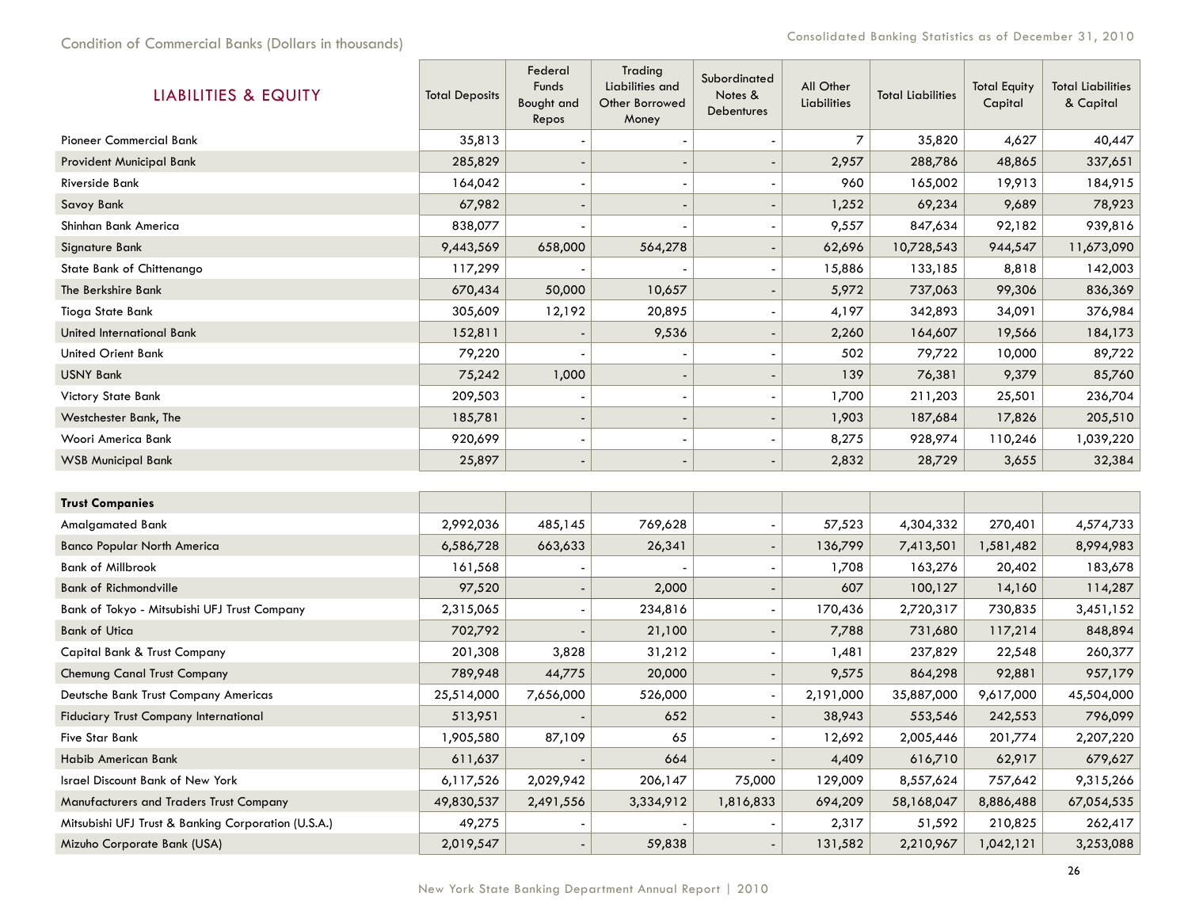Condition of Commercial Banks (Dollars in thousands)

Consolidated Banking Statistics as of December 31, 2010

| LIABILITIES & EQUITY | Total Deposits | Federal Funds Bought and Repos | Trading Liabilities and Other Borrowed Money | Subordinated Notes & Debentures | All Other Liabilities | Total Liabilities | Total Equity Capital | Total Liabilities & Capital |
|---|---|---|---|---|---|---|---|---|
| Pioneer Commercial Bank | 35,813 | - | - | - | 7 | 35,820 | 4,627 | 40,447 |
| Provident Municipal Bank | 285,829 | - | - | - | 2,957 | 288,786 | 48,865 | 337,651 |
| Riverside Bank | 164,042 | - | - | - | 960 | 165,002 | 19,913 | 184,915 |
| Savoy Bank | 67,982 | - | - | - | 1,252 | 69,234 | 9,689 | 78,923 |
| Shinhan Bank America | 838,077 | - | - | - | 9,557 | 847,634 | 92,182 | 939,816 |
| Signature Bank | 9,443,569 | 658,000 | 564,278 | - | 62,696 | 10,728,543 | 944,547 | 11,673,090 |
| State Bank of Chittenango | 117,299 | - | - | - | 15,886 | 133,185 | 8,818 | 142,003 |
| The Berkshire Bank | 670,434 | 50,000 | 10,657 | - | 5,972 | 737,063 | 99,306 | 836,369 |
| Tioga State Bank | 305,609 | 12,192 | 20,895 | - | 4,197 | 342,893 | 34,091 | 376,984 |
| United International Bank | 152,811 | - | 9,536 | - | 2,260 | 164,607 | 19,566 | 184,173 |
| United Orient Bank | 79,220 | - | - | - | 502 | 79,722 | 10,000 | 89,722 |
| USNY Bank | 75,242 | 1,000 | - | - | 139 | 76,381 | 9,379 | 85,760 |
| Victory State Bank | 209,503 | - | - | - | 1,700 | 211,203 | 25,501 | 236,704 |
| Westchester Bank, The | 185,781 | - | - | - | 1,903 | 187,684 | 17,826 | 205,510 |
| Woori America Bank | 920,699 | - | - | - | 8,275 | 928,974 | 110,246 | 1,039,220 |
| WSB Municipal Bank | 25,897 | - | - | - | 2,832 | 28,729 | 3,655 | 32,384 |
| | | | | | | | | |
| **Trust Companies** | | | | | | | | |
| Amalgamated Bank | 2,992,036 | 485,145 | 769,628 | - | 57,523 | 4,304,332 | 270,401 | 4,574,733 |
| Banco Popular North America | 6,586,728 | 663,633 | 26,341 | - | 136,799 | 7,413,501 | 1,581,482 | 8,994,983 |
| Bank of Millbrook | 161,568 | - | - | - | 1,708 | 163,276 | 20,402 | 183,678 |
| Bank of Richmondville | 97,520 | - | 2,000 | - | 607 | 100,127 | 14,160 | 114,287 |
| Bank of Tokyo - Mitsubishi UFJ Trust Company | 2,315,065 | - | 234,816 | - | 170,436 | 2,720,317 | 730,835 | 3,451,152 |
| Bank of Utica | 702,792 | - | 21,100 | - | 7,788 | 731,680 | 117,214 | 848,894 |
| Capital Bank & Trust Company | 201,308 | 3,828 | 31,212 | - | 1,481 | 237,829 | 22,548 | 260,377 |
| Chemung Canal Trust Company | 789,948 | 44,775 | 20,000 | - | 9,575 | 864,298 | 92,881 | 957,179 |
| Deutsche Bank Trust Company Americas | 25,514,000 | 7,656,000 | 526,000 | - | 2,191,000 | 35,887,000 | 9,617,000 | 45,504,000 |
| Fiduciary Trust Company International | 513,951 | - | 652 | - | 38,943 | 553,546 | 242,553 | 796,099 |
| Five Star Bank | 1,905,580 | 87,109 | 65 | - | 12,692 | 2,005,446 | 201,774 | 2,207,220 |
| Habib American Bank | 611,637 | - | 664 | - | 4,409 | 616,710 | 62,917 | 679,627 |
| Israel Discount Bank of New York | 6,117,526 | 2,029,942 | 206,147 | 75,000 | 129,009 | 8,557,624 | 757,642 | 9,315,266 |
| Manufacturers and Traders Trust Company | 49,830,537 | 2,491,556 | 3,334,912 | 1,816,833 | 694,209 | 58,168,047 | 8,886,488 | 67,054,535 |
| Mitsubishi UFJ Trust & Banking Corporation (U.S.A.) | 49,275 | - | - | - | 2,317 | 51,592 | 210,825 | 262,417 |
| Mizuho Corporate Bank (USA) | 2,019,547 | - | 59,838 | - | 131,582 | 2,210,967 | 1,042,121 | 3,253,088 |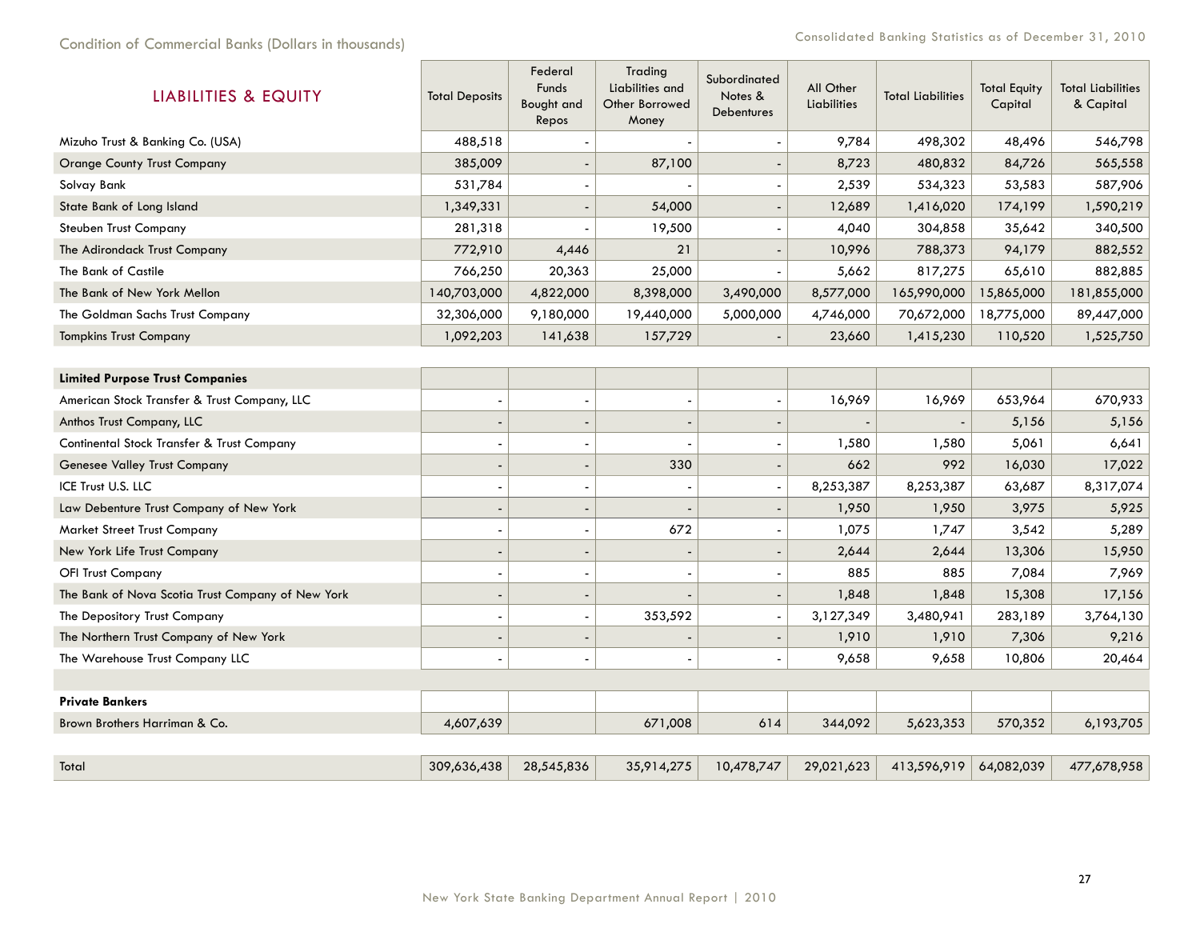Condition of Commercial Banks (Dollars in thousands)

Consolidated Banking Statistics as of December 31, 2010

| LIABILITIES & EQUITY | Total Deposits | Federal Funds Bought and Repos | Trading Liabilities and Other Borrowed Money | Subordinated Notes & Debentures | All Other Liabilities | Total Liabilities | Total Equity Capital | Total Liabilities & Capital |
|---|---|---|---|---|---|---|---|---|
| Mizuho Trust & Banking Co. (USA) | 488,518 | - | - | - | 9,784 | 498,302 | 48,496 | 546,798 |
| Orange County Trust Company | 385,009 | - | 87,100 | - | 8,723 | 480,832 | 84,726 | 565,558 |
| Solvay Bank | 531,784 | - | - | - | 2,539 | 534,323 | 53,583 | 587,906 |
| State Bank of Long Island | 1,349,331 | - | 54,000 | - | 12,689 | 1,416,020 | 174,199 | 1,590,219 |
| Steuben Trust Company | 281,318 | - | 19,500 | - | 4,040 | 304,858 | 35,642 | 340,500 |
| The Adirondack Trust Company | 772,910 | 4,446 | 21 | - | 10,996 | 788,373 | 94,179 | 882,552 |
| The Bank of Castile | 766,250 | 20,363 | 25,000 | - | 5,662 | 817,275 | 65,610 | 882,885 |
| The Bank of New York Mellon | 140,703,000 | 4,822,000 | 8,398,000 | 3,490,000 | 8,577,000 | 165,990,000 | 15,865,000 | 181,855,000 |
| The Goldman Sachs Trust Company | 32,306,000 | 9,180,000 | 19,440,000 | 5,000,000 | 4,746,000 | 70,672,000 | 18,775,000 | 89,447,000 |
| Tompkins Trust Company | 1,092,203 | 141,638 | 157,729 | - | 23,660 | 1,415,230 | 110,520 | 1,525,750 |
| | | | | | | | | |
| **Limited Purpose Trust Companies** | | | | | | | | |
| American Stock Transfer & Trust Company, LLC | - | - | - | - | 16,969 | 16,969 | 653,964 | 670,933 |
| Anthos Trust Company, LLC | - | - | - | - | - | - | 5,156 | 5,156 |
| Continental Stock Transfer & Trust Company | - | - | - | - | 1,580 | 1,580 | 5,061 | 6,641 |
| Genesee Valley Trust Company | - | - | 330 | - | 662 | 992 | 16,030 | 17,022 |
| ICE Trust U.S. LLC | - | - | - | - | 8,253,387 | 8,253,387 | 63,687 | 8,317,074 |
| Law Debenture Trust Company of New York | - | - | - | - | 1,950 | 1,950 | 3,975 | 5,925 |
| Market Street Trust Company | - | - | 672 | - | 1,075 | 1,747 | 3,542 | 5,289 |
| New York Life Trust Company | - | - | - | - | 2,644 | 2,644 | 13,306 | 15,950 |
| OFI Trust Company | - | - | - | - | 885 | 885 | 7,084 | 7,969 |
| The Bank of Nova Scotia Trust Company of New York | - | - | - | - | 1,848 | 1,848 | 15,308 | 17,156 |
| The Depository Trust Company | - | - | 353,592 | - | 3,127,349 | 3,480,941 | 283,189 | 3,764,130 |
| The Northern Trust Company of New York | - | - | - | - | 1,910 | 1,910 | 7,306 | 9,216 |
| The Warehouse Trust Company LLC | - | - | - | - | 9,658 | 9,658 | 10,806 | 20,464 |
| | | | | | | | | |
| **Private Bankers** | | | | | | | | |
| Brown Brothers Harriman & Co. | 4,607,639 | | 671,008 | 614 | 344,092 | 5,623,353 | 570,352 | 6,193,705 |
| | | | | | | | | |
| Total | 309,636,438 | 28,545,836 | 35,914,275 | 10,478,747 | 29,021,623 | 413,596,919 | 64,082,039 | 477,678,958 |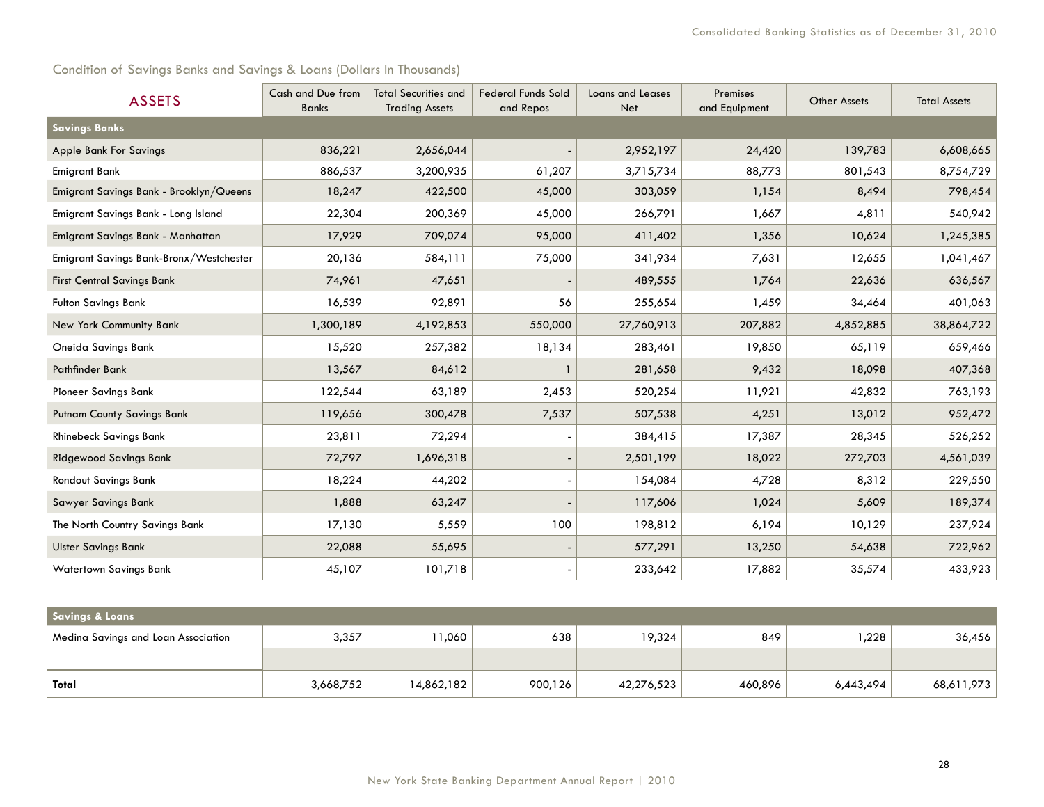## Condition of Savings Banks and Savings & Loans (Dollars In Thousands)

| ASSETS | Cash and Due from Banks | Total Securities and Trading Assets | Federal Funds Sold and Repos | Loans and Leases Net | Premises and Equipment | Other Assets | Total Assets |
|---|---|---|---|---|---|---|---|
| **Savings Banks** | | | | | | | |
| Apple Bank For Savings | 836,221 | 2,656,044 | - | 2,952,197 | 24,420 | 139,783 | 6,608,665 |
| Emigrant Bank | 886,537 | 3,200,935 | 61,207 | 3,715,734 | 88,773 | 801,543 | 8,754,729 |
| Emigrant Savings Bank - Brooklyn/Queens | 18,247 | 422,500 | 45,000 | 303,059 | 1,154 | 8,494 | 798,454 |
| Emigrant Savings Bank - Long Island | 22,304 | 200,369 | 45,000 | 266,791 | 1,667 | 4,811 | 540,942 |
| Emigrant Savings Bank - Manhattan | 17,929 | 709,074 | 95,000 | 411,402 | 1,356 | 10,624 | 1,245,385 |
| Emigrant Savings Bank-Bronx/Westchester | 20,136 | 584,111 | 75,000 | 341,934 | 7,631 | 12,655 | 1,041,467 |
| First Central Savings Bank | 74,961 | 47,651 | - | 489,555 | 1,764 | 22,636 | 636,567 |
| Fulton Savings Bank | 16,539 | 92,891 | 56 | 255,654 | 1,459 | 34,464 | 401,063 |
| New York Community Bank | 1,300,189 | 4,192,853 | 550,000 | 27,760,913 | 207,882 | 4,852,885 | 38,864,722 |
| Oneida Savings Bank | 15,520 | 257,382 | 18,134 | 283,461 | 19,850 | 65,119 | 659,466 |
| Pathfinder Bank | 13,567 | 84,612 | 1 | 281,658 | 9,432 | 18,098 | 407,368 |
| Pioneer Savings Bank | 122,544 | 63,189 | 2,453 | 520,254 | 11,921 | 42,832 | 763,193 |
| Putnam County Savings Bank | 119,656 | 300,478 | 7,537 | 507,538 | 4,251 | 13,012 | 952,472 |
| Rhinebeck Savings Bank | 23,811 | 72,294 | - | 384,415 | 17,387 | 28,345 | 526,252 |
| Ridgewood Savings Bank | 72,797 | 1,696,318 | - | 2,501,199 | 18,022 | 272,703 | 4,561,039 |
| Rondout Savings Bank | 18,224 | 44,202 | - | 154,084 | 4,728 | 8,312 | 229,550 |
| Sawyer Savings Bank | 1,888 | 63,247 | - | 117,606 | 1,024 | 5,609 | 189,374 |
| The North Country Savings Bank | 17,130 | 5,559 | 100 | 198,812 | 6,194 | 10,129 | 237,924 |
| Ulster Savings Bank | 22,088 | 55,695 | - | 577,291 | 13,250 | 54,638 | 722,962 |
| Watertown Savings Bank | 45,107 | 101,718 | - | 233,642 | 17,882 | 35,574 | 433,923 |
| **Savings & Loans** | | | | | | | |
| Medina Savings and Loan Association | 3,357 | 11,060 | 638 | 19,324 | 849 | 1,228 | 36,456 |
| | | | | | | | |
| **Total** | 3,668,752 | 14,862,182 | 900,126 | 42,276,523 | 460,896 | 6,443,494 | 68,611,973 |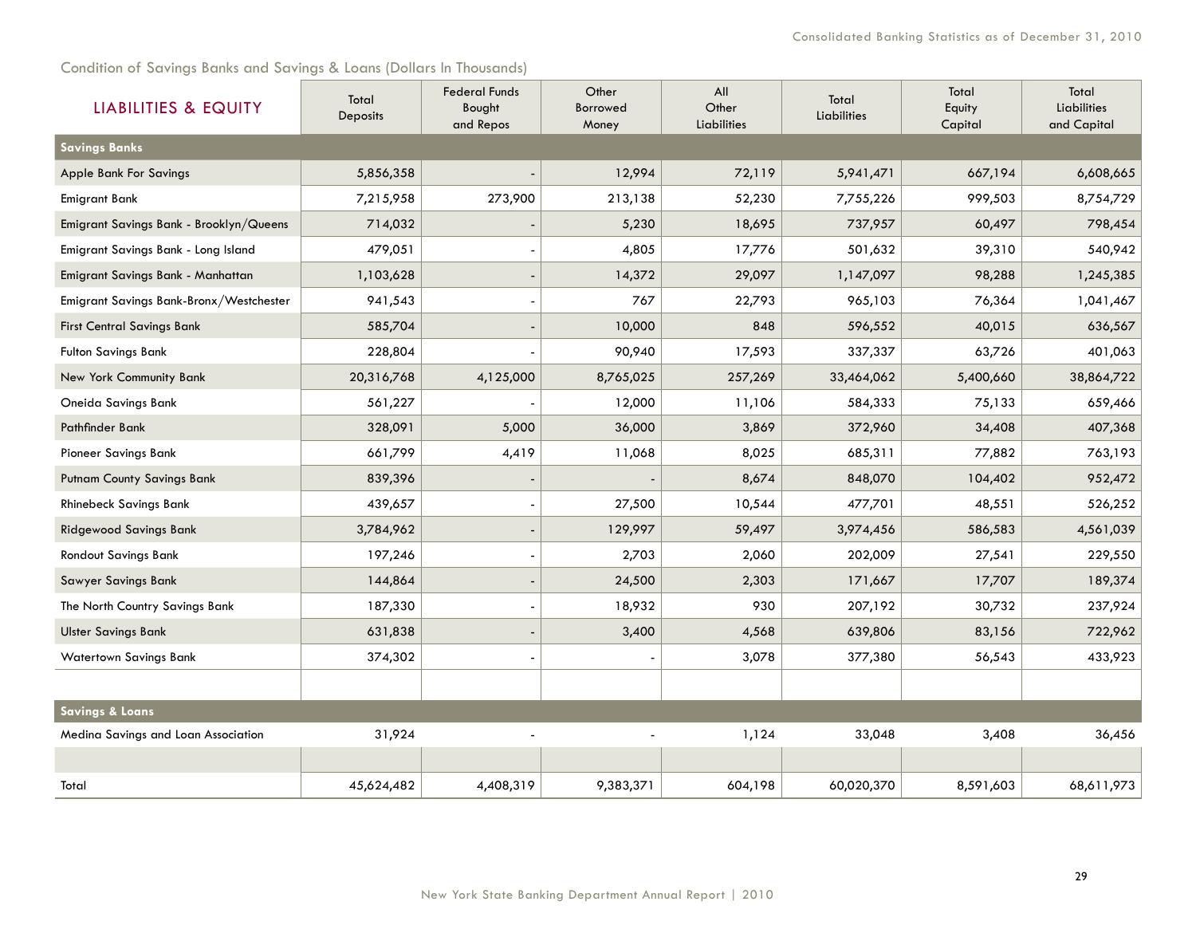Condition of Savings Banks and Savings & Loans (Dollars In Thousands)

| LIABILITIES & EQUITY | Total Deposits | Federal Funds Bought and Repos | Other Borrowed Money | All Other Liabilities | Total Liabilities | Total Equity Capital | Total Liabilities and Capital |
|---|---|---|---|---|---|---|---|
| **Savings Banks** | | | | | | | |
| Apple Bank For Savings | 5,856,358 | - | 12,994 | 72,119 | 5,941,471 | 667,194 | 6,608,665 |
| Emigrant Bank | 7,215,958 | 273,900 | 213,138 | 52,230 | 7,755,226 | 999,503 | 8,754,729 |
| Emigrant Savings Bank - Brooklyn/Queens | 714,032 | - | 5,230 | 18,695 | 737,957 | 60,497 | 798,454 |
| Emigrant Savings Bank - Long Island | 479,051 | - | 4,805 | 17,776 | 501,632 | 39,310 | 540,942 |
| Emigrant Savings Bank - Manhattan | 1,103,628 | - | 14,372 | 29,097 | 1,147,097 | 98,288 | 1,245,385 |
| Emigrant Savings Bank-Bronx/Westchester | 941,543 | - | 767 | 22,793 | 965,103 | 76,364 | 1,041,467 |
| First Central Savings Bank | 585,704 | - | 10,000 | 848 | 596,552 | 40,015 | 636,567 |
| Fulton Savings Bank | 228,804 | - | 90,940 | 17,593 | 337,337 | 63,726 | 401,063 |
| New York Community Bank | 20,316,768 | 4,125,000 | 8,765,025 | 257,269 | 33,464,062 | 5,400,660 | 38,864,722 |
| Oneida Savings Bank | 561,227 | - | 12,000 | 11,106 | 584,333 | 75,133 | 659,466 |
| Pathfinder Bank | 328,091 | 5,000 | 36,000 | 3,869 | 372,960 | 34,408 | 407,368 |
| Pioneer Savings Bank | 661,799 | 4,419 | 11,068 | 8,025 | 685,311 | 77,882 | 763,193 |
| Putnam County Savings Bank | 839,396 | - | - | 8,674 | 848,070 | 104,402 | 952,472 |
| Rhinebeck Savings Bank | 439,657 | - | 27,500 | 10,544 | 477,701 | 48,551 | 526,252 |
| Ridgewood Savings Bank | 3,784,962 | - | 129,997 | 59,497 | 3,974,456 | 586,583 | 4,561,039 |
| Rondout Savings Bank | 197,246 | - | 2,703 | 2,060 | 202,009 | 27,541 | 229,550 |
| Sawyer Savings Bank | 144,864 | - | 24,500 | 2,303 | 171,667 | 17,707 | 189,374 |
| The North Country Savings Bank | 187,330 | - | 18,932 | 930 | 207,192 | 30,732 | 237,924 |
| Ulster Savings Bank | 631,838 | - | 3,400 | 4,568 | 639,806 | 83,156 | 722,962 |
| Watertown Savings Bank | 374,302 | - | - | 3,078 | 377,380 | 56,543 | 433,923 |
| | | | | | | | |
| **Savings & Loans** | | | | | | | |
| Medina Savings and Loan Association | 31,924 | - | - | 1,124 | 33,048 | 3,408 | 36,456 |
| | | | | | | | |
| Total | 45,624,482 | 4,408,319 | 9,383,371 | 604,198 | 60,020,370 | 8,591,603 | 68,611,973 |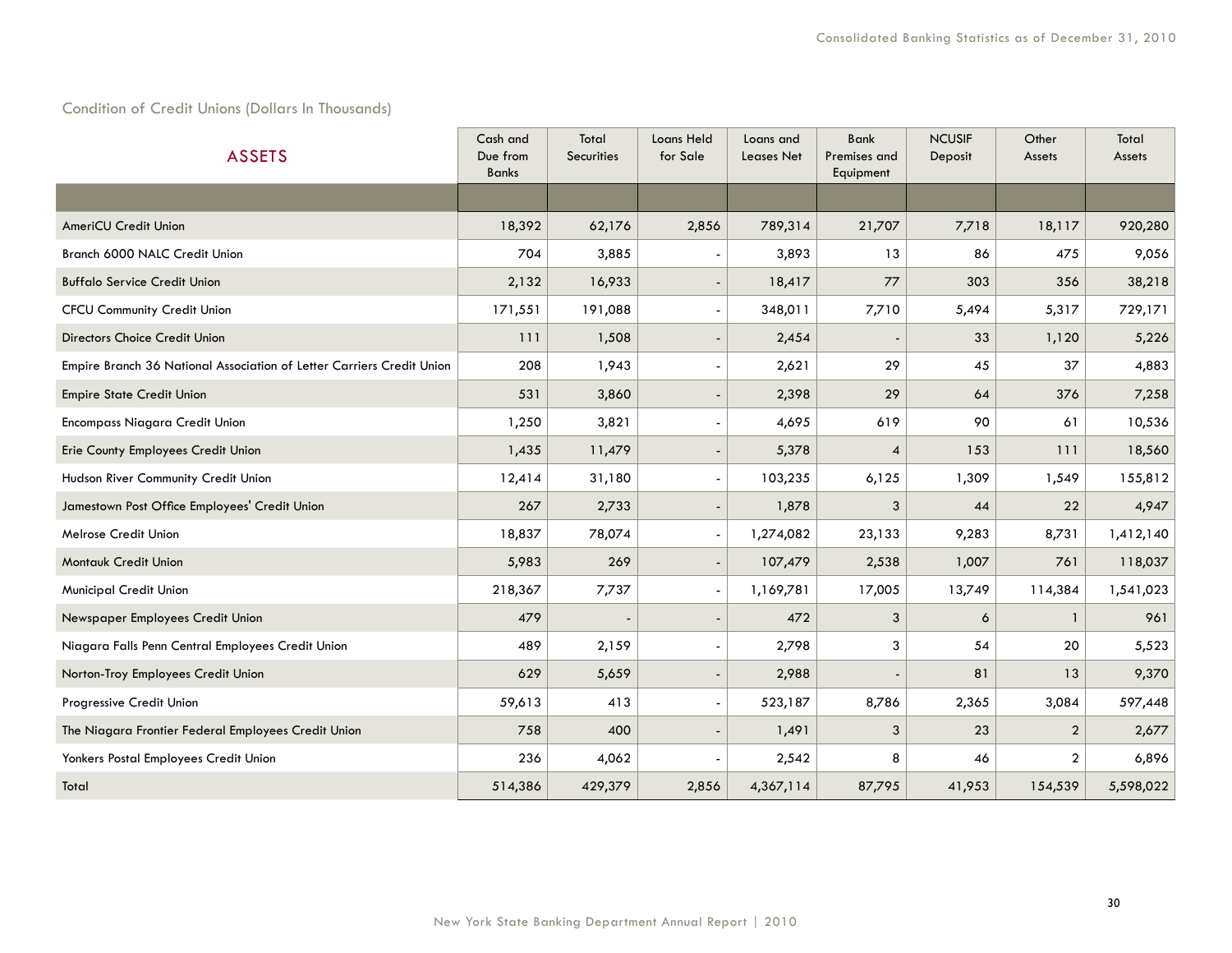Condition of Credit Unions (Dollars In Thousands)

| ASSETS | Cash and Due from Banks | Total Securities | Loans Held for Sale | Loans and Leases Net | Bank Premises and Equipment | NCUSIF Deposit | Other Assets | Total Assets |
|---|---|---|---|---|---|---|---|---|
| AmeriCU Credit Union | 18,392 | 62,176 | 2,856 | 789,314 | 21,707 | 7,718 | 18,117 | 920,280 |
| Branch 6000 NALC Credit Union | 704 | 3,885 | - | 3,893 | 13 | 86 | 475 | 9,056 |
| Buffalo Service Credit Union | 2,132 | 16,933 | - | 18,417 | 77 | 303 | 356 | 38,218 |
| CFCU Community Credit Union | 171,551 | 191,088 | - | 348,011 | 7,710 | 5,494 | 5,317 | 729,171 |
| Directors Choice Credit Union | 111 | 1,508 | - | 2,454 | - | 33 | 1,120 | 5,226 |
| Empire Branch 36 National Association of Letter Carriers Credit Union | 208 | 1,943 | - | 2,621 | 29 | 45 | 37 | 4,883 |
| Empire State Credit Union | 531 | 3,860 | - | 2,398 | 29 | 64 | 376 | 7,258 |
| Encompass Niagara Credit Union | 1,250 | 3,821 | - | 4,695 | 619 | 90 | 61 | 10,536 |
| Erie County Employees Credit Union | 1,435 | 11,479 | - | 5,378 | 4 | 153 | 111 | 18,560 |
| Hudson River Community Credit Union | 12,414 | 31,180 | - | 103,235 | 6,125 | 1,309 | 1,549 | 155,812 |
| Jamestown Post Office Employees' Credit Union | 267 | 2,733 | - | 1,878 | 3 | 44 | 22 | 4,947 |
| Melrose Credit Union | 18,837 | 78,074 | - | 1,274,082 | 23,133 | 9,283 | 8,731 | 1,412,140 |
| Montauk Credit Union | 5,983 | 269 | - | 107,479 | 2,538 | 1,007 | 761 | 118,037 |
| Municipal Credit Union | 218,367 | 7,737 | - | 1,169,781 | 17,005 | 13,749 | 114,384 | 1,541,023 |
| Newspaper Employees Credit Union | 479 | - | - | 472 | 3 | 6 | 1 | 961 |
| Niagara Falls Penn Central Employees Credit Union | 489 | 2,159 | - | 2,798 | 3 | 54 | 20 | 5,523 |
| Norton-Troy Employees Credit Union | 629 | 5,659 | - | 2,988 | - | 81 | 13 | 9,370 |
| Progressive Credit Union | 59,613 | 413 | - | 523,187 | 8,786 | 2,365 | 3,084 | 597,448 |
| The Niagara Frontier Federal Employees Credit Union | 758 | 400 | - | 1,491 | 3 | 23 | 2 | 2,677 |
| Yonkers Postal Employees Credit Union | 236 | 4,062 | - | 2,542 | 8 | 46 | 2 | 6,896 |
| Total | 514,386 | 429,379 | 2,856 | 4,367,114 | 87,795 | 41,953 | 154,539 | 5,598,022 |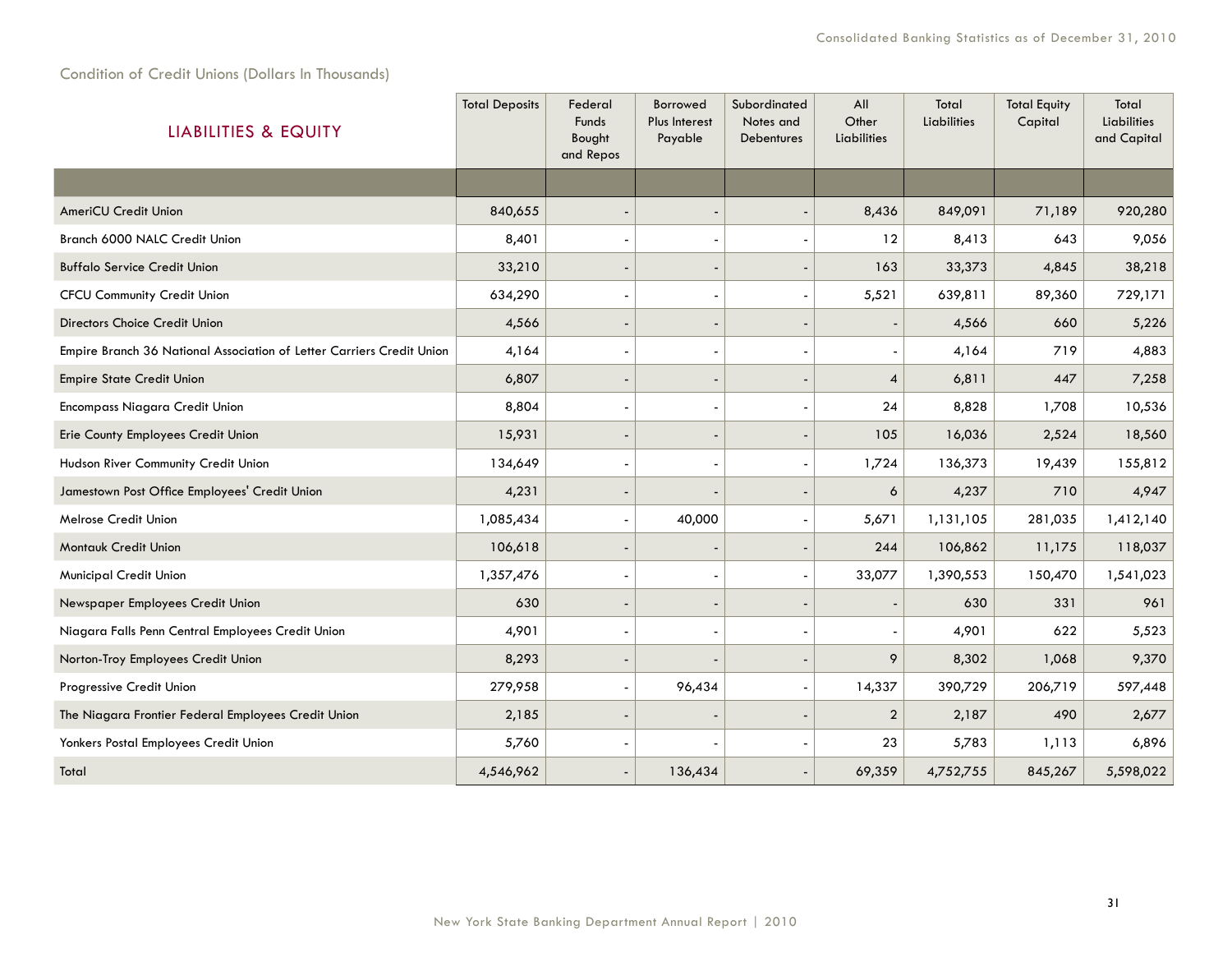## Condition of Credit Unions (Dollars In Thousands)

| LIABILITIES & EQUITY | Total Deposits | Federal Funds Bought and Repos | Borrowed Plus Interest Payable | Subordinated Notes and Debentures | All Other Liabilities | Total Liabilities | Total Equity Capital | Total Liabilities and Capital |
|---|---|---|---|---|---|---|---|---|
| | | | | | | | | |
| AmeriCU Credit Union | 840,655 | - | - | - | 8,436 | 849,091 | 71,189 | 920,280 |
| Branch 6000 NALC Credit Union | 8,401 | - | - | - | 12 | 8,413 | 643 | 9,056 |
| Buffalo Service Credit Union | 33,210 | - | - | - | 163 | 33,373 | 4,845 | 38,218 |
| CFCU Community Credit Union | 634,290 | - | - | - | 5,521 | 639,811 | 89,360 | 729,171 |
| Directors Choice Credit Union | 4,566 | - | - | - | - | 4,566 | 660 | 5,226 |
| Empire Branch 36 National Association of Letter Carriers Credit Union | 4,164 | - | - | - | - | 4,164 | 719 | 4,883 |
| Empire State Credit Union | 6,807 | - | - | - | 4 | 6,811 | 447 | 7,258 |
| Encompass Niagara Credit Union | 8,804 | - | - | - | 24 | 8,828 | 1,708 | 10,536 |
| Erie County Employees Credit Union | 15,931 | - | - | - | 105 | 16,036 | 2,524 | 18,560 |
| Hudson River Community Credit Union | 134,649 | - | - | - | 1,724 | 136,373 | 19,439 | 155,812 |
| Jamestown Post Office Employees' Credit Union | 4,231 | - | - | - | 6 | 4,237 | 710 | 4,947 |
| Melrose Credit Union | 1,085,434 | - | 40,000 | - | 5,671 | 1,131,105 | 281,035 | 1,412,140 |
| Montauk Credit Union | 106,618 | - | - | - | 244 | 106,862 | 11,175 | 118,037 |
| Municipal Credit Union | 1,357,476 | - | - | - | 33,077 | 1,390,553 | 150,470 | 1,541,023 |
| Newspaper Employees Credit Union | 630 | - | - | - | - | 630 | 331 | 961 |
| Niagara Falls Penn Central Employees Credit Union | 4,901 | - | - | - | - | 4,901 | 622 | 5,523 |
| Norton-Troy Employees Credit Union | 8,293 | - | - | - | 9 | 8,302 | 1,068 | 9,370 |
| Progressive Credit Union | 279,958 | - | 96,434 | - | 14,337 | 390,729 | 206,719 | 597,448 |
| The Niagara Frontier Federal Employees Credit Union | 2,185 | - | - | - | 2 | 2,187 | 490 | 2,677 |
| Yonkers Postal Employees Credit Union | 5,760 | - | - | - | 23 | 5,783 | 1,113 | 6,896 |
| Total | 4,546,962 | - | 136,434 | - | 69,359 | 4,752,755 | 845,267 | 5,598,022 |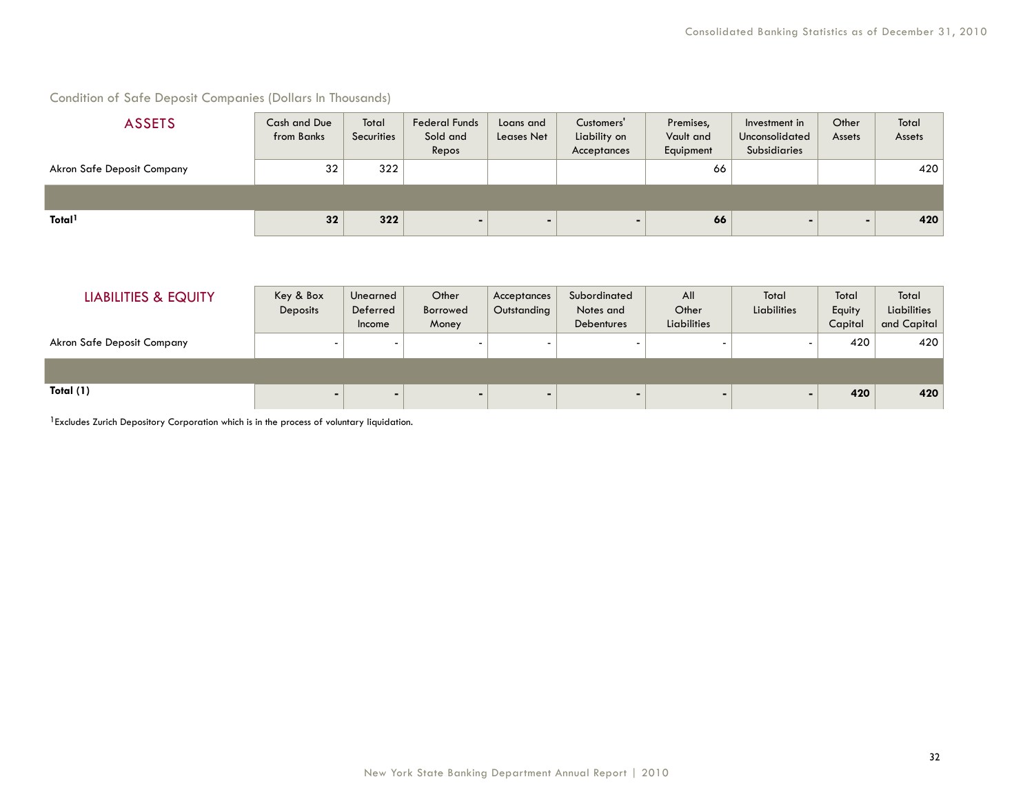## Condition of Safe Deposit Companies (Dollars In Thousands)

| ASSETS | Cash and Due from Banks | Total Securities | Federal Funds Sold and Repos | Loans and Leases Net | Customers' Liability on Acceptances | Premises, Vault and Equipment | Investment in Unconsolidated Subsidiaries | Other Assets | Total Assets |
|---|---|---|---|---|---|---|---|---|---|
| Akron Safe Deposit Company | 32 | 322 | | | | 66 | | | 420 |
| | | | | | | | | | |
| **Total[1]** | **32** | **322** | **-** | **-** | **-** | **66** | **-** | **-** | **420** |

| LIABILITIES & EQUITY | Key & Box Deposits | Unearned Deferred Income | Other Borrowed Money | Acceptances Outstanding | Subordinated Notes and Debentures | All Other Liabilities | Total Liabilities | Total Equity Capital | Total Liabilities and Capital |
|---|---|---|---|---|---|---|---|---|---|
| Akron Safe Deposit Company | - | - | - | - | - | - | - | 420 | 420 |
| | | | | | | | | | |
| **Total (1)** | **-** | **-** | **-** | **-** | **-** | **-** | **-** | **420** | **420** |

[1]Excludes Zurich Depository Corporation which is in the process of voluntary liquidation.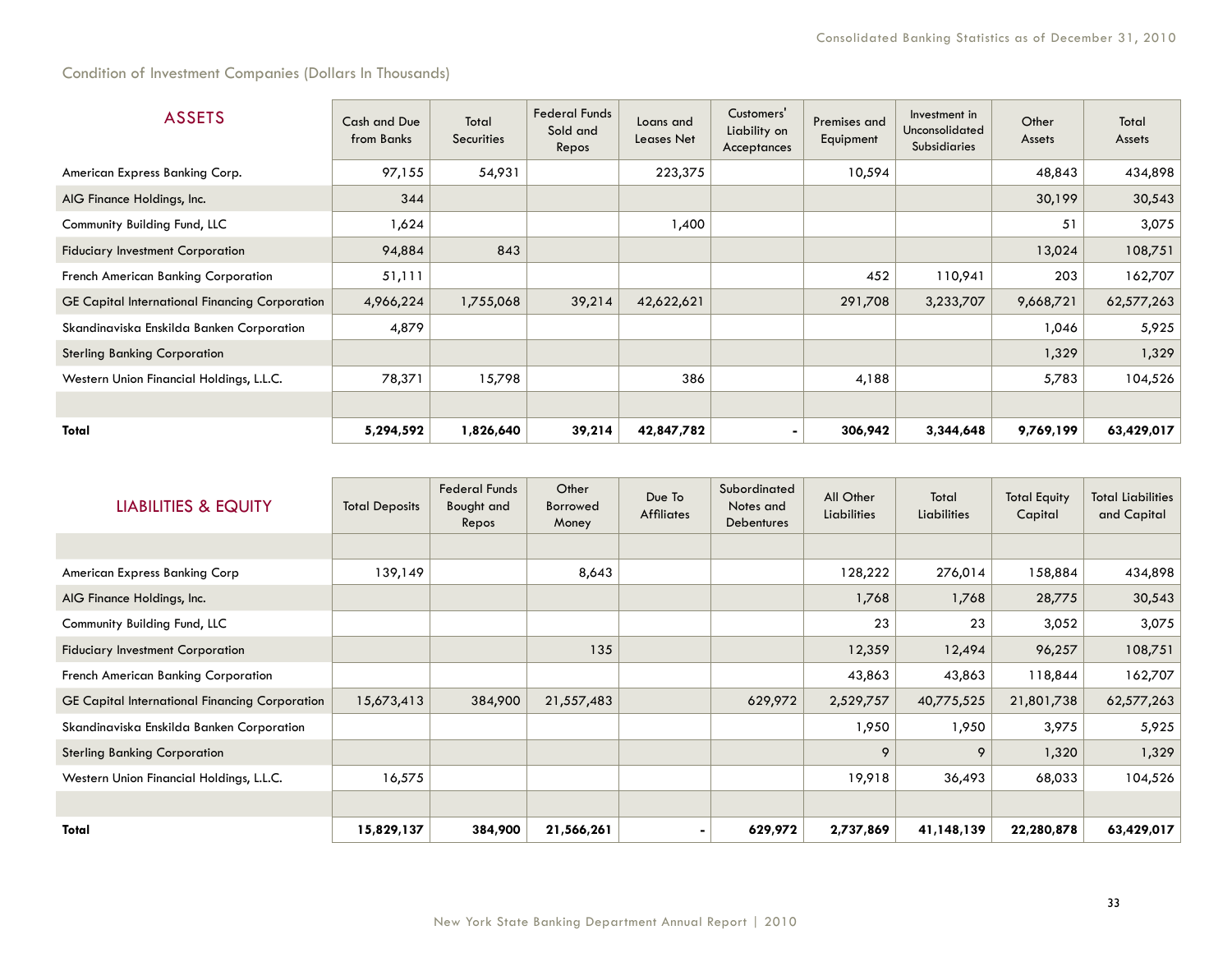Condition of Investment Companies (Dollars In Thousands)

| ASSETS | Cash and Due from Banks | Total Securities | Federal Funds Sold and Repos | Loans and Leases Net | Customers' Liability on Acceptances | Premises and Equipment | Investment in Unconsolidated Subsidiaries | Other Assets | Total Assets |
|---|---|---|---|---|---|---|---|---|---|
| American Express Banking Corp. | 97,155 | 54,931 | | 223,375 | | 10,594 | | 48,843 | 434,898 |
| AIG Finance Holdings, Inc. | 344 | | | | | | | 30,199 | 30,543 |
| Community Building Fund, LLC | 1,624 | | | 1,400 | | | | 51 | 3,075 |
| Fiduciary Investment Corporation | 94,884 | 843 | | | | | | 13,024 | 108,751 |
| French American Banking Corporation | 51,111 | | | | | 452 | 110,941 | 203 | 162,707 |
| GE Capital International Financing Corporation | 4,966,224 | 1,755,068 | 39,214 | 42,622,621 | | 291,708 | 3,233,707 | 9,668,721 | 62,577,263 |
| Skandinaviska Enskilda Banken Corporation | 4,879 | | | | | | | 1,046 | 5,925 |
| Sterling Banking Corporation | | | | | | | | 1,329 | 1,329 |
| Western Union Financial Holdings, L.L.C. | 78,371 | 15,798 | | 386 | | 4,188 | | 5,783 | 104,526 |
| | | | | | | | | | |
| **Total** | **5,294,592** | **1,826,640** | **39,214** | **42,847,782** | **-** | **306,942** | **3,344,648** | **9,769,199** | **63,429,017** |

| LIABILITIES & EQUITY | Total Deposits | Federal Funds Bought and Repos | Other Borrowed Money | Due To Affiliates | Subordinated Notes and Debentures | All Other Liabilities | Total Liabilities | Total Equity Capital | Total Liabilities and Capital |
|---|---|---|---|---|---|---|---|---|---|
| | | | | | | | | | |
| American Express Banking Corp | 139,149 | | 8,643 | | | 128,222 | 276,014 | 158,884 | 434,898 |
| AIG Finance Holdings, Inc. | | | | | | 1,768 | 1,768 | 28,775 | 30,543 |
| Community Building Fund, LLC | | | | | | 23 | 23 | 3,052 | 3,075 |
| Fiduciary Investment Corporation | | | 135 | | | 12,359 | 12,494 | 96,257 | 108,751 |
| French American Banking Corporation | | | | | | 43,863 | 43,863 | 118,844 | 162,707 |
| GE Capital International Financing Corporation | 15,673,413 | 384,900 | 21,557,483 | | 629,972 | 2,529,757 | 40,775,525 | 21,801,738 | 62,577,263 |
| Skandinaviska Enskilda Banken Corporation | | | | | | 1,950 | 1,950 | 3,975 | 5,925 |
| Sterling Banking Corporation | | | | | | 9 | 9 | 1,320 | 1,329 |
| Western Union Financial Holdings, L.L.C. | 16,575 | | | | | 19,918 | 36,493 | 68,033 | 104,526 |
| | | | | | | | | | |
| **Total** | **15,829,137** | **384,900** | **21,566,261** | **-** | **629,972** | **2,737,869** | **41,148,139** | **22,280,878** | **63,429,017** |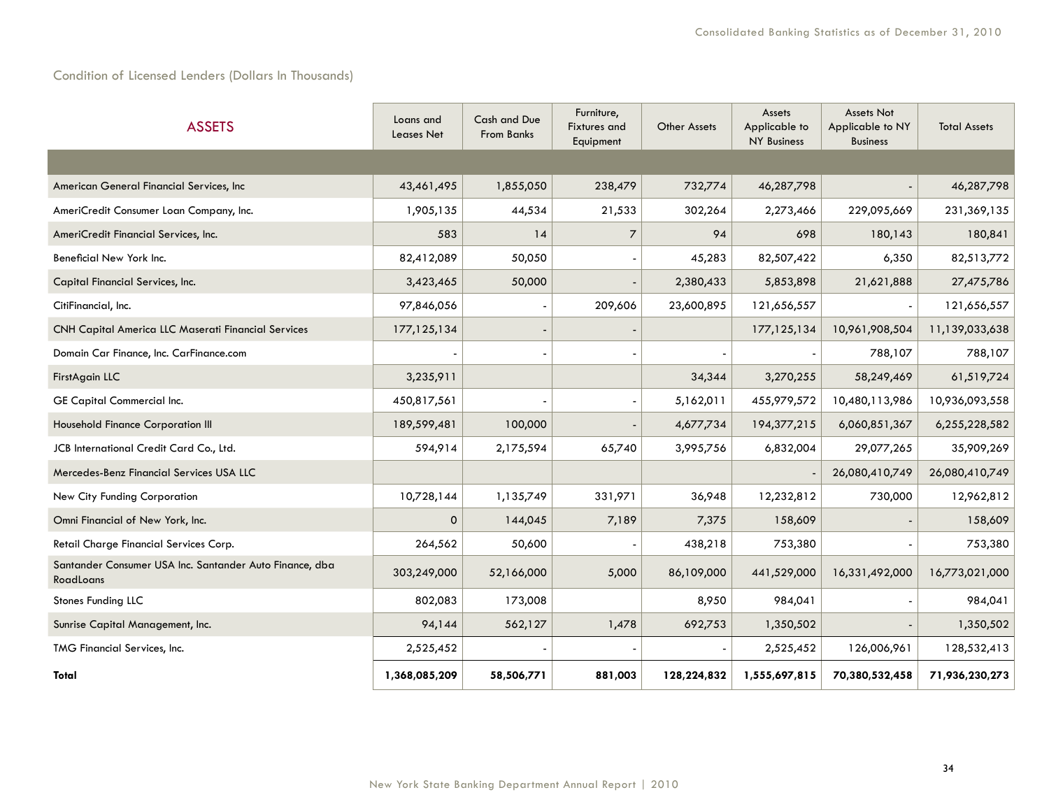Condition of Licensed Lenders (Dollars In Thousands)

| ASSETS | Loans and Leases Net | Cash and Due From Banks | Furniture, Fixtures and Equipment | Other Assets | Assets Applicable to NY Business | Assets Not Applicable to NY Business | Total Assets |
|---|---|---|---|---|---|---|---|
| American General Financial Services, Inc | 43,461,495 | 1,855,050 | 238,479 | 732,774 | 46,287,798 | - | 46,287,798 |
| AmeriCredit Consumer Loan Company, Inc. | 1,905,135 | 44,534 | 21,533 | 302,264 | 2,273,466 | 229,095,669 | 231,369,135 |
| AmeriCredit Financial Services, Inc. | 583 | 14 | 7 | 94 | 698 | 180,143 | 180,841 |
| Beneficial New York Inc. | 82,412,089 | 50,050 | - | 45,283 | 82,507,422 | 6,350 | 82,513,772 |
| Capital Financial Services, Inc. | 3,423,465 | 50,000 | - | 2,380,433 | 5,853,898 | 21,621,888 | 27,475,786 |
| CitiFinancial, Inc. | 97,846,056 | - | 209,606 | 23,600,895 | 121,656,557 | - | 121,656,557 |
| CNH Capital America LLC Maserati Financial Services | 177,125,134 | - | - | | 177,125,134 | 10,961,908,504 | 11,139,033,638 |
| Domain Car Finance, Inc. CarFinance.com | - | - | - | - | - | 788,107 | 788,107 |
| FirstAgain LLC | 3,235,911 | | | 34,344 | 3,270,255 | 58,249,469 | 61,519,724 |
| GE Capital Commercial Inc. | 450,817,561 | - | - | 5,162,011 | 455,979,572 | 10,480,113,986 | 10,936,093,558 |
| Household Finance Corporation III | 189,599,481 | 100,000 | - | 4,677,734 | 194,377,215 | 6,060,851,367 | 6,255,228,582 |
| JCB International Credit Card Co., Ltd. | 594,914 | 2,175,594 | 65,740 | 3,995,756 | 6,832,004 | 29,077,265 | 35,909,269 |
| Mercedes-Benz Financial Services USA LLC | | | | | - | 26,080,410,749 | 26,080,410,749 |
| New City Funding Corporation | 10,728,144 | 1,135,749 | 331,971 | 36,948 | 12,232,812 | 730,000 | 12,962,812 |
| Omni Financial of New York, Inc. | 0 | 144,045 | 7,189 | 7,375 | 158,609 | - | 158,609 |
| Retail Charge Financial Services Corp. | 264,562 | 50,600 | - | 438,218 | 753,380 | - | 753,380 |
| Santander Consumer USA Inc. Santander Auto Finance, dba RoadLoans | 303,249,000 | 52,166,000 | 5,000 | 86,109,000 | 441,529,000 | 16,331,492,000 | 16,773,021,000 |
| Stones Funding LLC | 802,083 | 173,008 | | 8,950 | 984,041 | - | 984,041 |
| Sunrise Capital Management, Inc. | 94,144 | 562,127 | 1,478 | 692,753 | 1,350,502 | - | 1,350,502 |
| TMG Financial Services, Inc. | 2,525,452 | - | - | - | 2,525,452 | 126,006,961 | 128,532,413 |
| **Total** | **1,368,085,209** | **58,506,771** | **881,003** | **128,224,832** | **1,555,697,815** | **70,380,532,458** | **71,936,230,273** |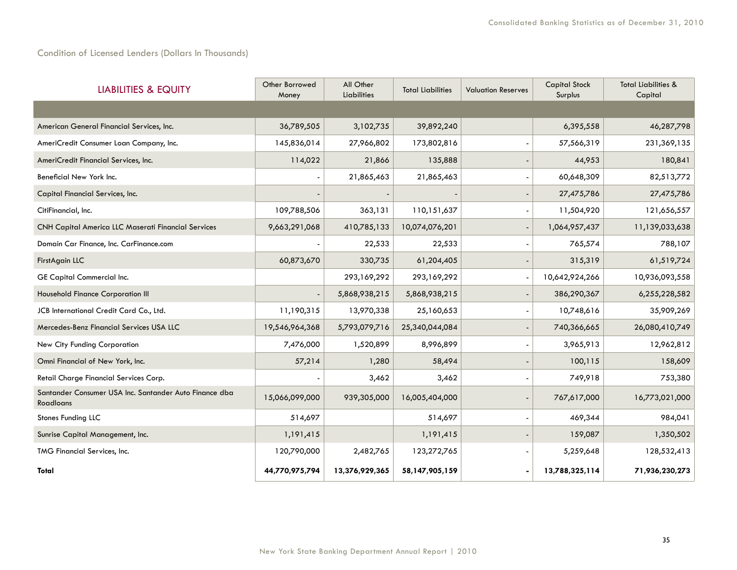Condition of Licensed Lenders (Dollars In Thousands)

| LIABILITIES & EQUITY | Other Borrowed Money | All Other Liabilities | Total Liabilities | Valuation Reserves | Capital Stock Surplus | Total Liabilities & Capital |
|---|---|---|---|---|---|---|
| American General Financial Services, Inc. | 36,789,505 | 3,102,735 | 39,892,240 | | 6,395,558 | 46,287,798 |
| AmeriCredit Consumer Loan Company, Inc. | 145,836,014 | 27,966,802 | 173,802,816 | - | 57,566,319 | 231,369,135 |
| AmeriCredit Financial Services, Inc. | 114,022 | 21,866 | 135,888 | - | 44,953 | 180,841 |
| Beneficial New York Inc. | - | 21,865,463 | 21,865,463 | - | 60,648,309 | 82,513,772 |
| Capital Financial Services, Inc. | - | - | - | - | 27,475,786 | 27,475,786 |
| CitiFinancial, Inc. | 109,788,506 | 363,131 | 110,151,637 | - | 11,504,920 | 121,656,557 |
| CNH Capital America LLC Maserati Financial Services | 9,663,291,068 | 410,785,133 | 10,074,076,201 | - | 1,064,957,437 | 11,139,033,638 |
| Domain Car Finance, Inc. CarFinance.com | - | 22,533 | 22,533 | - | 765,574 | 788,107 |
| FirstAgain LLC | 60,873,670 | 330,735 | 61,204,405 | - | 315,319 | 61,519,724 |
| GE Capital Commercial Inc. | | 293,169,292 | 293,169,292 | - | 10,642,924,266 | 10,936,093,558 |
| Household Finance Corporation III | - | 5,868,938,215 | 5,868,938,215 | - | 386,290,367 | 6,255,228,582 |
| JCB International Credit Card Co., Ltd. | 11,190,315 | 13,970,338 | 25,160,653 | - | 10,748,616 | 35,909,269 |
| Mercedes-Benz Financial Services USA LLC | 19,546,964,368 | 5,793,079,716 | 25,340,044,084 | - | 740,366,665 | 26,080,410,749 |
| New City Funding Corporation | 7,476,000 | 1,520,899 | 8,996,899 | - | 3,965,913 | 12,962,812 |
| Omni Financial of New York, Inc. | 57,214 | 1,280 | 58,494 | - | 100,115 | 158,609 |
| Retail Charge Financial Services Corp. | - | 3,462 | 3,462 | - | 749,918 | 753,380 |
| Santander Consumer USA Inc. Santander Auto Finance dba Roadloans | 15,066,099,000 | 939,305,000 | 16,005,404,000 | - | 767,617,000 | 16,773,021,000 |
| Stones Funding LLC | 514,697 | | 514,697 | - | 469,344 | 984,041 |
| Sunrise Capital Management, Inc. | 1,191,415 | | 1,191,415 | - | 159,087 | 1,350,502 |
| TMG Financial Services, Inc. | 120,790,000 | 2,482,765 | 123,272,765 | - | 5,259,648 | 128,532,413 |
| **Total** | **44,770,975,794** | **13,376,929,365** | **58,147,905,159** | **-** | **13,788,325,114** | **71,936,230,273** |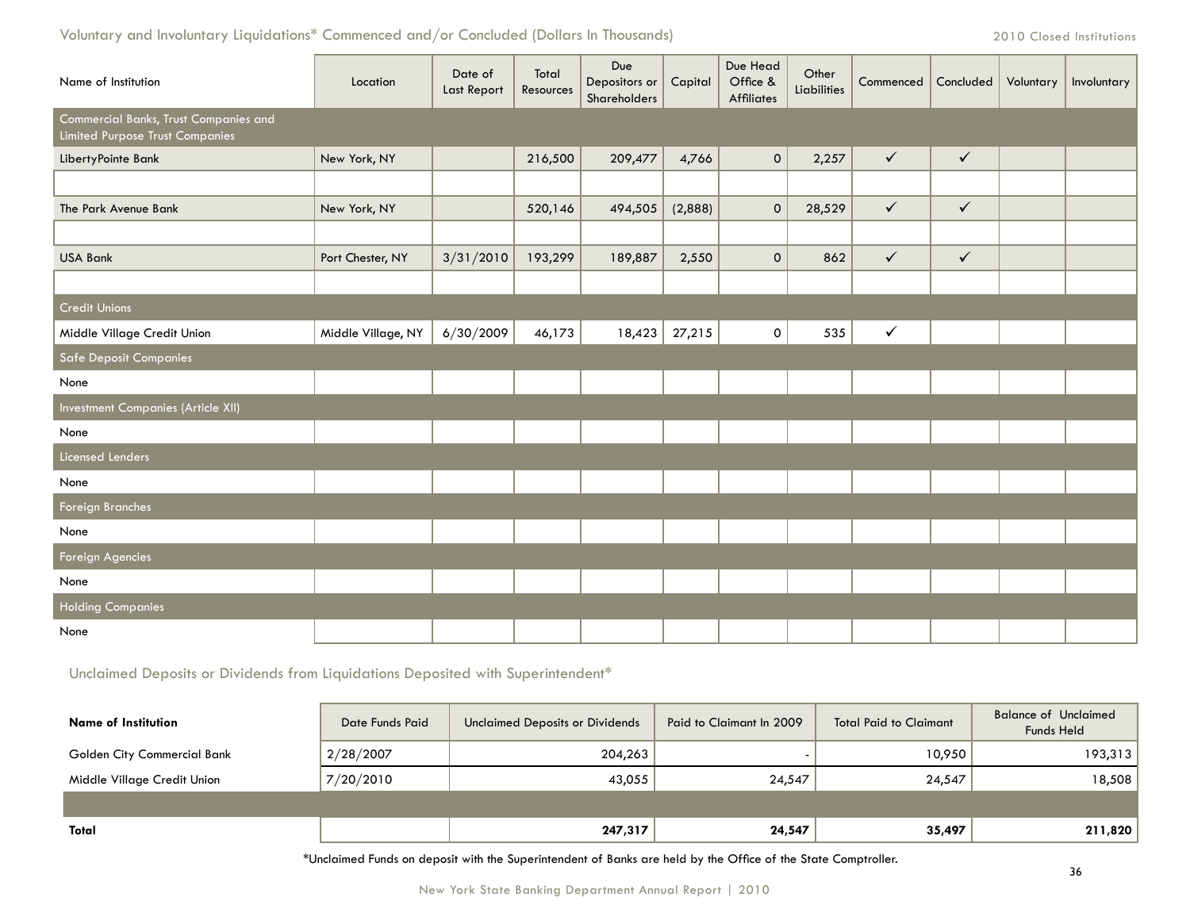## Voluntary and Involuntary Liquidations* Commenced and/or Concluded (Dollars In Thousands)

2010 Closed Institutions

| Name of Institution | Location | Date of Last Report | Total Resources | Due Depositors or Shareholders | Capital | Due Head Office & Affiliates | Other Liabilities | Commenced | Concluded | Voluntary | Involuntary |
|---|---|---|---|---|---|---|---|---|---|---|---|
| **Commercial Banks, Trust Companies and Limited Purpose Trust Companies** | | | | | | | | | | | |
| LibertyPointe Bank | New York, NY | | 216,500 | 209,477 | 4,766 | 0 | 2,257 | ✓ | ✓ | | |
| | | | | | | | | | | | |
| The Park Avenue Bank | New York, NY | | 520,146 | 494,505 | (2,888) | 0 | 28,529 | ✓ | ✓ | | |
| | | | | | | | | | | | |
| USA Bank | Port Chester, NY | 3/31/2010 | 193,299 | 189,887 | 2,550 | 0 | 862 | ✓ | ✓ | | |
| | | | | | | | | | | | |
| **Credit Unions** | | | | | | | | | | | |
| Middle Village Credit Union | Middle Village, NY | 6/30/2009 | 46,173 | 18,423 | 27,215 | 0 | 535 | ✓ | | | |
| **Safe Deposit Companies** | | | | | | | | | | | |
| None | | | | | | | | | | | |
| **Investment Companies (Article XII)** | | | | | | | | | | | |
| None | | | | | | | | | | | |
| **Licensed Lenders** | | | | | | | | | | | |
| None | | | | | | | | | | | |
| **Foreign Branches** | | | | | | | | | | | |
| None | | | | | | | | | | | |
| **Foreign Agencies** | | | | | | | | | | | |
| None | | | | | | | | | | | |
| **Holding Companies** | | | | | | | | | | | |
| None | | | | | | | | | | | |

## Unclaimed Deposits or Dividends from Liquidations Deposited with Superintendent*

| Name of Institution | Date Funds Paid | Unclaimed Deposits or Dividends | Paid to Claimant In 2009 | Total Paid to Claimant | Balance of Unclaimed Funds Held |
|---|---|---|---|---|---|
| Golden City Commercial Bank | 2/28/2007 | 204,263 | - | 10,950 | 193,313 |
| Middle Village Credit Union | 7/20/2010 | 43,055 | 24,547 | 24,547 | 18,508 |
| | | | | | |
| **Total** | | **247,317** | **24,547** | **35,497** | **211,820** |

*Unclaimed Funds on deposit with the Superintendent of Banks are held by the Office of the State Comptroller.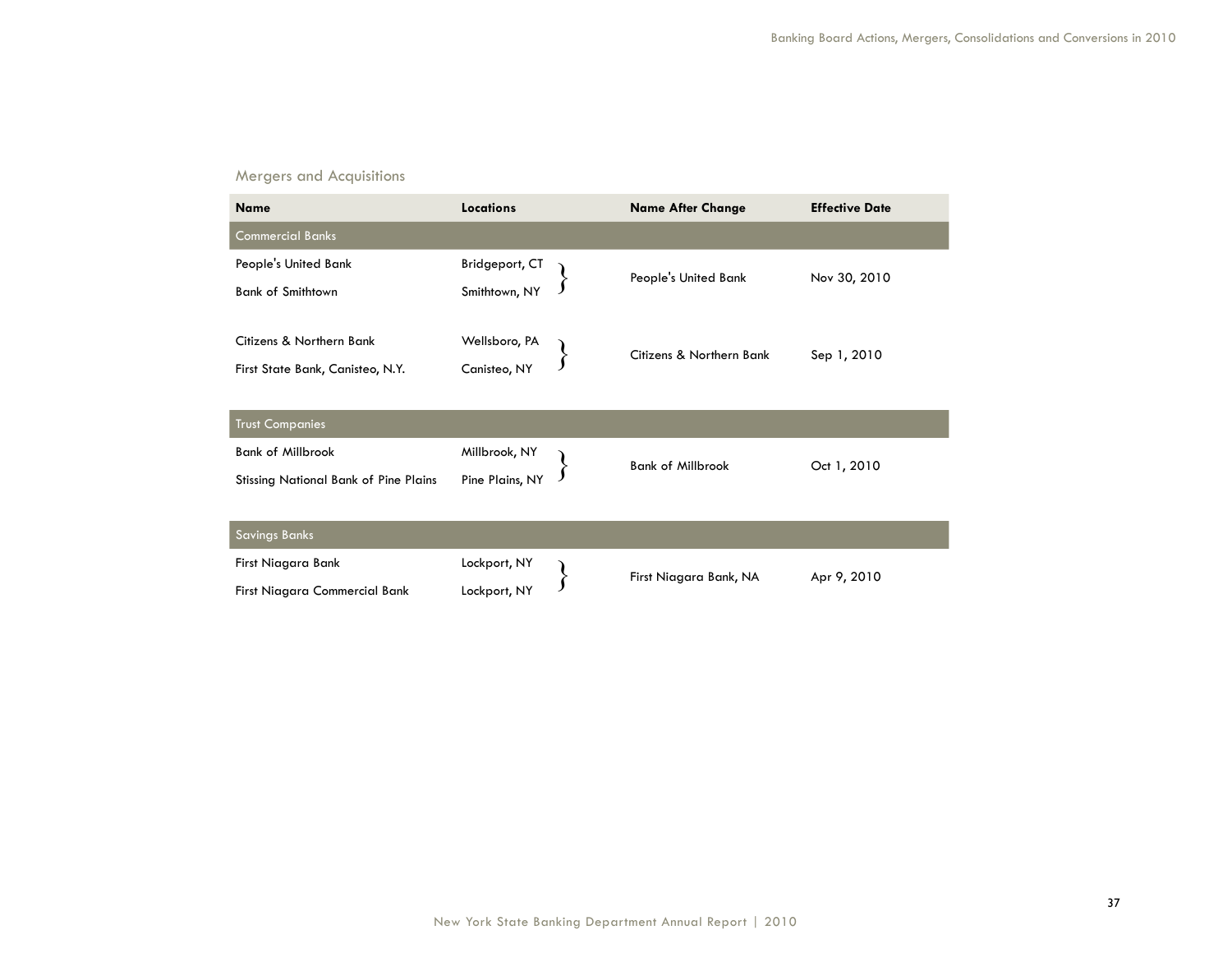## Mergers and Acquisitions

| Name | Locations | Name After Change | Effective Date |
|---|---|---|---|
| **Commercial Banks** | | | |
| People's United Bank | Bridgeport, CT | People's United Bank | Nov 30, 2010 |
| Bank of Smithtown | Smithtown, NY | | |
| Citizens & Northern Bank | Wellsboro, PA | Citizens & Northern Bank | Sep 1, 2010 |
| First State Bank, Canisteo, N.Y. | Canisteo, NY | | |
| **Trust Companies** | | | |
| Bank of Millbrook | Millbrook, NY | Bank of Millbrook | Oct 1, 2010 |
| Stissing National Bank of Pine Plains | Pine Plains, NY | | |
| **Savings Banks** | | | |
| First Niagara Bank | Lockport, NY | First Niagara Bank, NA | Apr 9, 2010 |
| First Niagara Commercial Bank | Lockport, NY | | |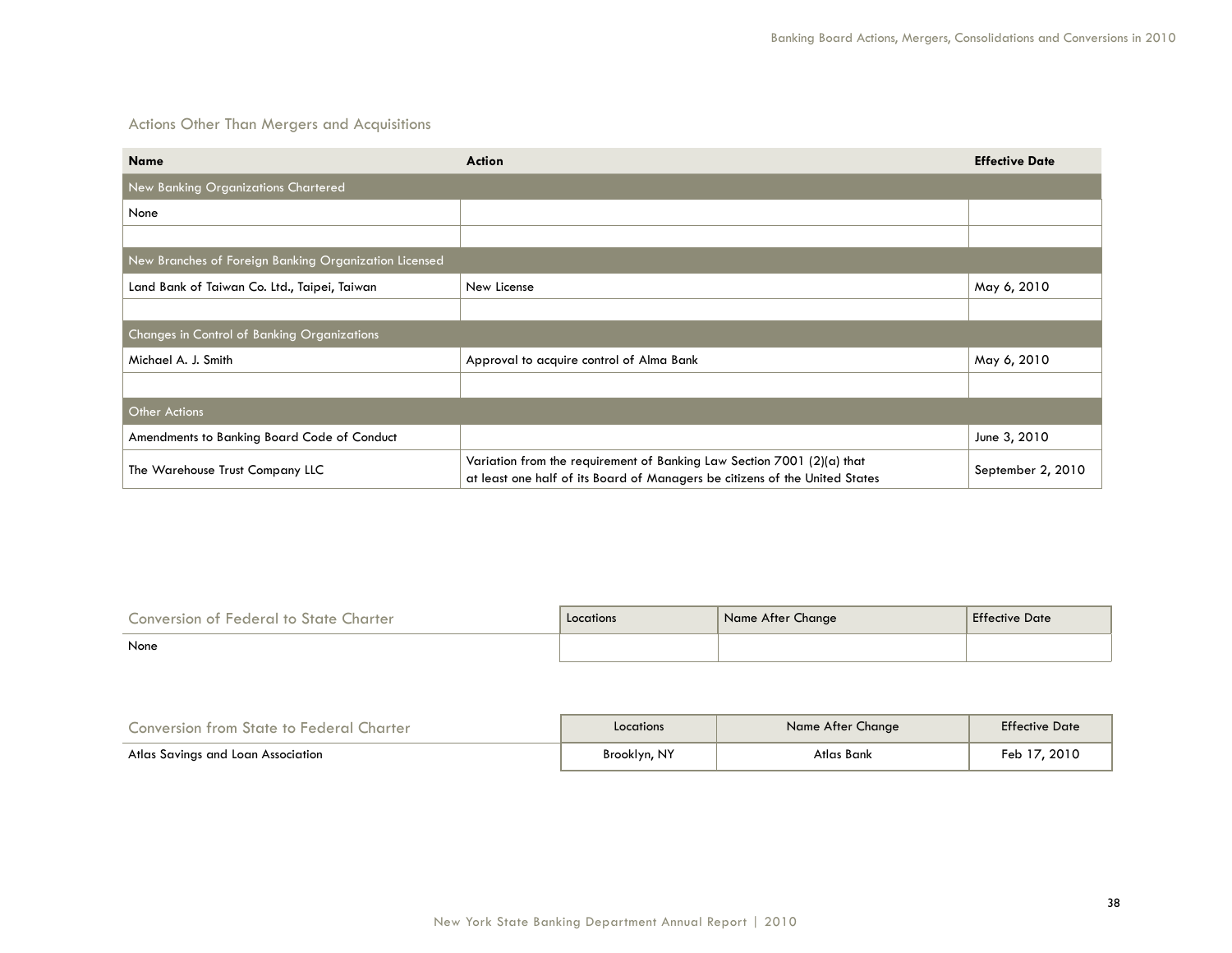## Actions Other Than Mergers and Acquisitions

| Name | Action | Effective Date |
|---|---|---|
| New Banking Organizations Chartered | | |
| None | | |
| | | |
| New Branches of Foreign Banking Organization Licensed | | |
| Land Bank of Taiwan Co. Ltd., Taipei, Taiwan | New License | May 6, 2010 |
| | | |
| Changes in Control of Banking Organizations | | |
| Michael A. J. Smith | Approval to acquire control of Alma Bank | May 6, 2010 |
| | | |
| Other Actions | | |
| Amendments to Banking Board Code of Conduct | | June 3, 2010 |
| The Warehouse Trust Company LLC | Variation from the requirement of Banking Law Section 7001 (2)(a) that at least one half of its Board of Managers be citizens of the United States | September 2, 2010 |

| Conversion of Federal to State Charter | Locations | Name After Change | Effective Date |
|---|---|---|---|
| None | | | |

| Conversion from State to Federal Charter | Locations | Name After Change | Effective Date |
|---|---|---|---|
| Atlas Savings and Loan Association | Brooklyn, NY | Atlas Bank | Feb 17, 2010 |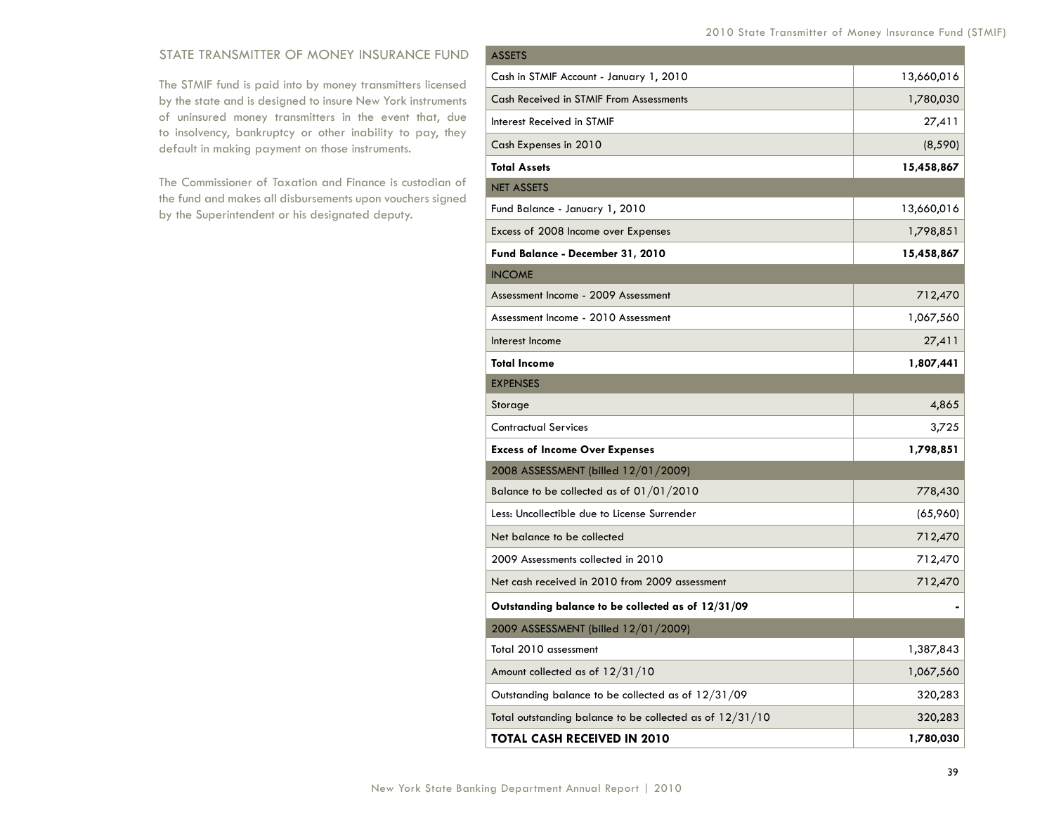## STATE TRANSMITTER OF MONEY INSURANCE FUND

The STMIF fund is paid into by money transmitters licensed by the state and is designed to insure New York instruments of uninsured money transmitters in the event that, due to insolvency, bankruptcy or other inability to pay, they default in making payment on those instruments.

The Commissioner of Taxation and Finance is custodian of the fund and makes all disbursements upon vouchers signed by the Superintendent or his designated deputy.

| | |
|---|---|
| ASSETS | |
| Cash in STMIF Account - January 1, 2010 | 13,660,016 |
| Cash Received in STMIF From Assessments | 1,780,030 |
| Interest Received in STMIF | 27,411 |
| Cash Expenses in 2010 | (8,590) |
| **Total Assets** | **15,458,867** |
| NET ASSETS | |
| Fund Balance - January 1, 2010 | 13,660,016 |
| Excess of 2008 Income over Expenses | 1,798,851 |
| **Fund Balance - December 31, 2010** | **15,458,867** |
| INCOME | |
| Assessment Income - 2009 Assessment | 712,470 |
| Assessment Income - 2010 Assessment | 1,067,560 |
| Interest Income | 27,411 |
| **Total Income** | **1,807,441** |
| EXPENSES | |
| Storage | 4,865 |
| Contractual Services | 3,725 |
| **Excess of Income Over Expenses** | **1,798,851** |
| 2008 ASSESSMENT (billed 12/01/2009) | |
| Balance to be collected as of 01/01/2010 | 778,430 |
| Less: Uncollectible due to License Surrender | (65,960) |
| Net balance to be collected | 712,470 |
| 2009 Assessments collected in 2010 | 712,470 |
| Net cash received in 2010 from 2009 assessment | 712,470 |
| **Outstanding balance to be collected as of 12/31/09** | **-** |
| 2009 ASSESSMENT (billed 12/01/2009) | |
| Total 2010 assessment | 1,387,843 |
| Amount collected as of 12/31/10 | 1,067,560 |
| Outstanding balance to be collected as of 12/31/09 | 320,283 |
| Total outstanding balance to be collected as of 12/31/10 | 320,283 |
| **TOTAL CASH RECEIVED IN 2010** | **1,780,030** |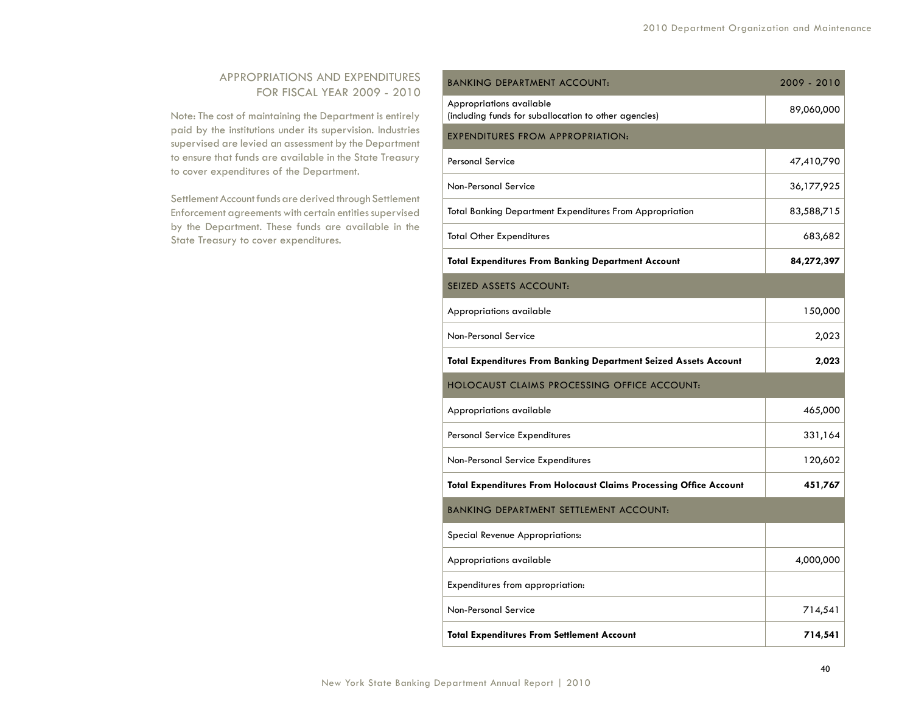## APPROPRIATIONS AND EXPENDITURES FOR FISCAL YEAR 2009 - 2010

Note: The cost of maintaining the Department is entirely paid by the institutions under its supervision. Industries supervised are levied an assessment by the Department to ensure that funds are available in the State Treasury to cover expenditures of the Department.

Settlement Account funds are derived through Settlement Enforcement agreements with certain entities supervised by the Department. These funds are available in the State Treasury to cover expenditures.

| BANKING DEPARTMENT ACCOUNT: | 2009 - 2010 |
|---|---|
| Appropriations available (including funds for suballocation to other agencies) | 89,060,000 |
| EXPENDITURES FROM APPROPRIATION: | |
| Personal Service | 47,410,790 |
| Non-Personal Service | 36,177,925 |
| Total Banking Department Expenditures From Appropriation | 83,588,715 |
| Total Other Expenditures | 683,682 |
| **Total Expenditures From Banking Department Account** | **84,272,397** |
| SEIZED ASSETS ACCOUNT: | |
| Appropriations available | 150,000 |
| Non-Personal Service | 2,023 |
| **Total Expenditures From Banking Department Seized Assets Account** | **2,023** |
| HOLOCAUST CLAIMS PROCESSING OFFICE ACCOUNT: | |
| Appropriations available | 465,000 |
| Personal Service Expenditures | 331,164 |
| Non-Personal Service Expenditures | 120,602 |
| **Total Expenditures From Holocaust Claims Processing Office Account** | **451,767** |
| BANKING DEPARTMENT SETTLEMENT ACCOUNT: | |
| Special Revenue Appropriations: | |
| Appropriations available | 4,000,000 |
| Expenditures from appropriation: | |
| Non-Personal Service | 714,541 |
| **Total Expenditures From Settlement Account** | **714,541** |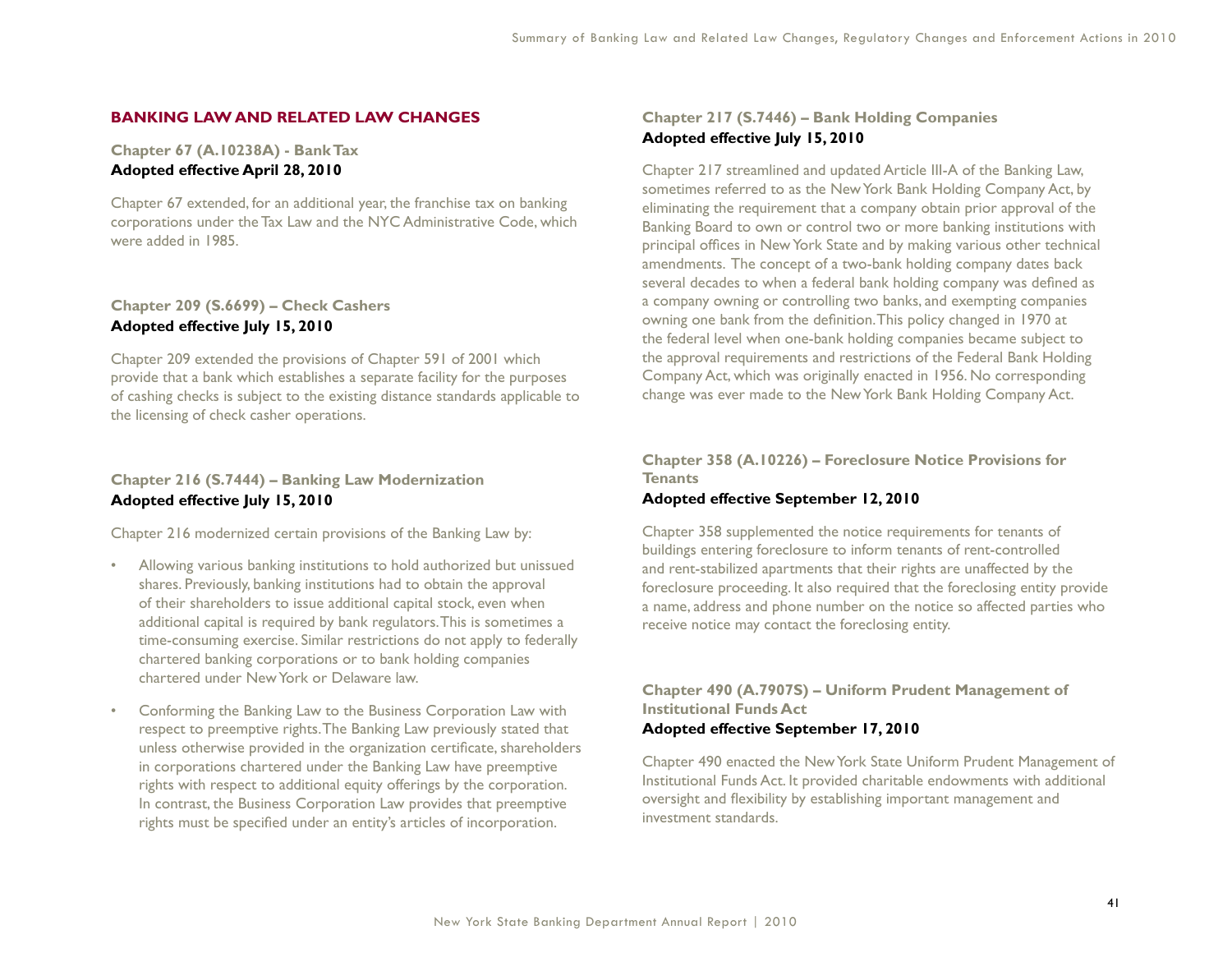## BANKING LAW AND RELATED LAW CHANGES

### Chapter 67 (A.10238A) - Bank Tax
**Adopted effective April 28, 2010**

Chapter 67 extended, for an additional year, the franchise tax on banking corporations under the Tax Law and the NYC Administrative Code, which were added in 1985.

### Chapter 209 (S.6699) – Check Cashers
**Adopted effective July 15, 2010**

Chapter 209 extended the provisions of Chapter 591 of 2001 which provide that a bank which establishes a separate facility for the purposes of cashing checks is subject to the existing distance standards applicable to the licensing of check casher operations.

### Chapter 216 (S.7444) – Banking Law Modernization
**Adopted effective July 15, 2010**

Chapter 216 modernized certain provisions of the Banking Law by:

- Allowing various banking institutions to hold authorized but unissued shares. Previously, banking institutions had to obtain the approval of their shareholders to issue additional capital stock, even when additional capital is required by bank regulators. This is sometimes a time-consuming exercise. Similar restrictions do not apply to federally chartered banking corporations or to bank holding companies chartered under New York or Delaware law.
- Conforming the Banking Law to the Business Corporation Law with respect to preemptive rights. The Banking Law previously stated that unless otherwise provided in the organization certificate, shareholders in corporations chartered under the Banking Law have preemptive rights with respect to additional equity offerings by the corporation. In contrast, the Business Corporation Law provides that preemptive rights must be specified under an entity's articles of incorporation.

### Chapter 217 (S.7446) – Bank Holding Companies
**Adopted effective July 15, 2010**

Chapter 217 streamlined and updated Article III-A of the Banking Law, sometimes referred to as the New York Bank Holding Company Act, by eliminating the requirement that a company obtain prior approval of the Banking Board to own or control two or more banking institutions with principal offices in New York State and by making various other technical amendments. The concept of a two-bank holding company dates back several decades to when a federal bank holding company was defined as a company owning or controlling two banks, and exempting companies owning one bank from the definition. This policy changed in 1970 at the federal level when one-bank holding companies became subject to the approval requirements and restrictions of the Federal Bank Holding Company Act, which was originally enacted in 1956. No corresponding change was ever made to the New York Bank Holding Company Act.

### Chapter 358 (A.10226) – Foreclosure Notice Provisions for Tenants
**Adopted effective September 12, 2010**

Chapter 358 supplemented the notice requirements for tenants of buildings entering foreclosure to inform tenants of rent-controlled and rent-stabilized apartments that their rights are unaffected by the foreclosure proceeding. It also required that the foreclosing entity provide a name, address and phone number on the notice so affected parties who receive notice may contact the foreclosing entity.

### Chapter 490 (A.7907S) – Uniform Prudent Management of Institutional Funds Act
**Adopted effective September 17, 2010**

Chapter 490 enacted the New York State Uniform Prudent Management of Institutional Funds Act. It provided charitable endowments with additional oversight and flexibility by establishing important management and investment standards.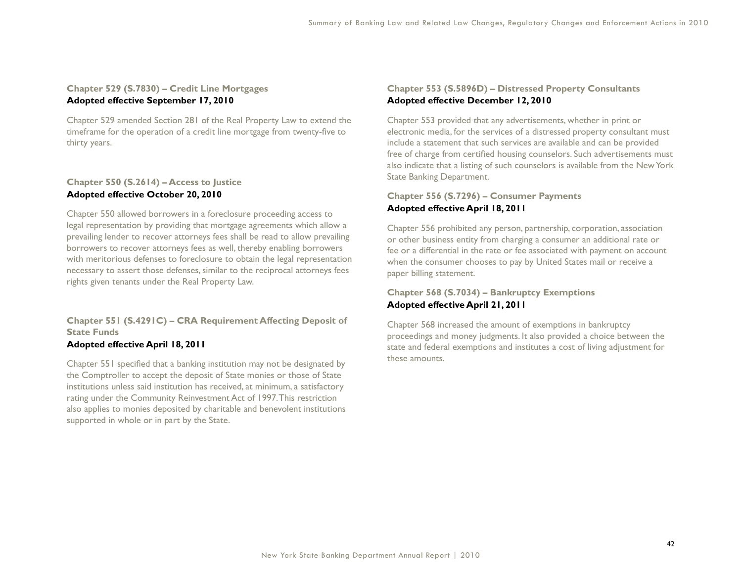### Chapter 529 (S.7830) – Credit Line Mortgages
**Adopted effective September 17, 2010**

Chapter 529 amended Section 281 of the Real Property Law to extend the timeframe for the operation of a credit line mortgage from twenty-five to thirty years.

### Chapter 550 (S.2614) – Access to Justice
**Adopted effective October 20, 2010**

Chapter 550 allowed borrowers in a foreclosure proceeding access to legal representation by providing that mortgage agreements which allow a prevailing lender to recover attorneys fees shall be read to allow prevailing borrowers to recover attorneys fees as well, thereby enabling borrowers with meritorious defenses to foreclosure to obtain the legal representation necessary to assert those defenses, similar to the reciprocal attorneys fees rights given tenants under the Real Property Law.

### Chapter 551 (S.4291C) – CRA Requirement Affecting Deposit of State Funds
**Adopted effective April 18, 2011**

Chapter 551 specified that a banking institution may not be designated by the Comptroller to accept the deposit of State monies or those of State institutions unless said institution has received, at minimum, a satisfactory rating under the Community Reinvestment Act of 1997. This restriction also applies to monies deposited by charitable and benevolent institutions supported in whole or in part by the State.

### Chapter 553 (S.5896D) – Distressed Property Consultants
**Adopted effective December 12, 2010**

Chapter 553 provided that any advertisements, whether in print or electronic media, for the services of a distressed property consultant must include a statement that such services are available and can be provided free of charge from certified housing counselors. Such advertisements must also indicate that a listing of such counselors is available from the New York State Banking Department.

### Chapter 556 (S.7296) – Consumer Payments
**Adopted effective April 18, 2011**

Chapter 556 prohibited any person, partnership, corporation, association or other business entity from charging a consumer an additional rate or fee or a differential in the rate or fee associated with payment on account when the consumer chooses to pay by United States mail or receive a paper billing statement.

### Chapter 568 (S.7034) – Bankruptcy Exemptions
**Adopted effective April 21, 2011**

Chapter 568 increased the amount of exemptions in bankruptcy proceedings and money judgments. It also provided a choice between the state and federal exemptions and institutes a cost of living adjustment for these amounts.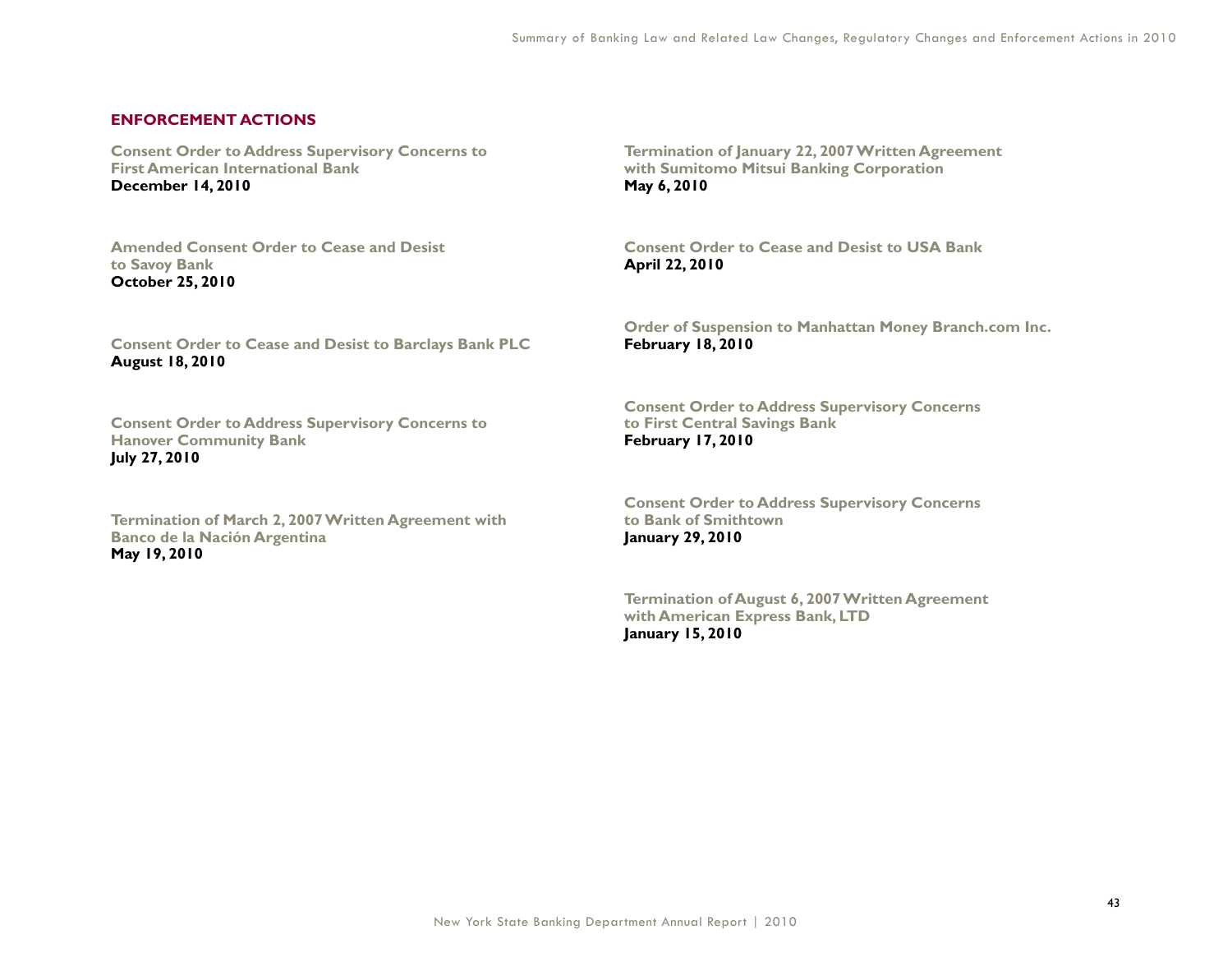## ENFORCEMENT ACTIONS

**Consent Order to Address Supervisory Concerns to First American International Bank**
**December 14, 2010**

**Amended Consent Order to Cease and Desist to Savoy Bank**
**October 25, 2010**

**Consent Order to Cease and Desist to Barclays Bank PLC**
**August 18, 2010**

**Consent Order to Address Supervisory Concerns to Hanover Community Bank**
**July 27, 2010**

**Termination of March 2, 2007 Written Agreement with Banco de la Nación Argentina**
**May 19, 2010**

**Termination of January 22, 2007 Written Agreement with Sumitomo Mitsui Banking Corporation**
**May 6, 2010**

**Consent Order to Cease and Desist to USA Bank**
**April 22, 2010**

**Order of Suspension to Manhattan Money Branch.com Inc.**
**February 18, 2010**

**Consent Order to Address Supervisory Concerns to First Central Savings Bank**
**February 17, 2010**

**Consent Order to Address Supervisory Concerns to Bank of Smithtown**
**January 29, 2010**

**Termination of August 6, 2007 Written Agreement with American Express Bank, LTD**
**January 15, 2010**